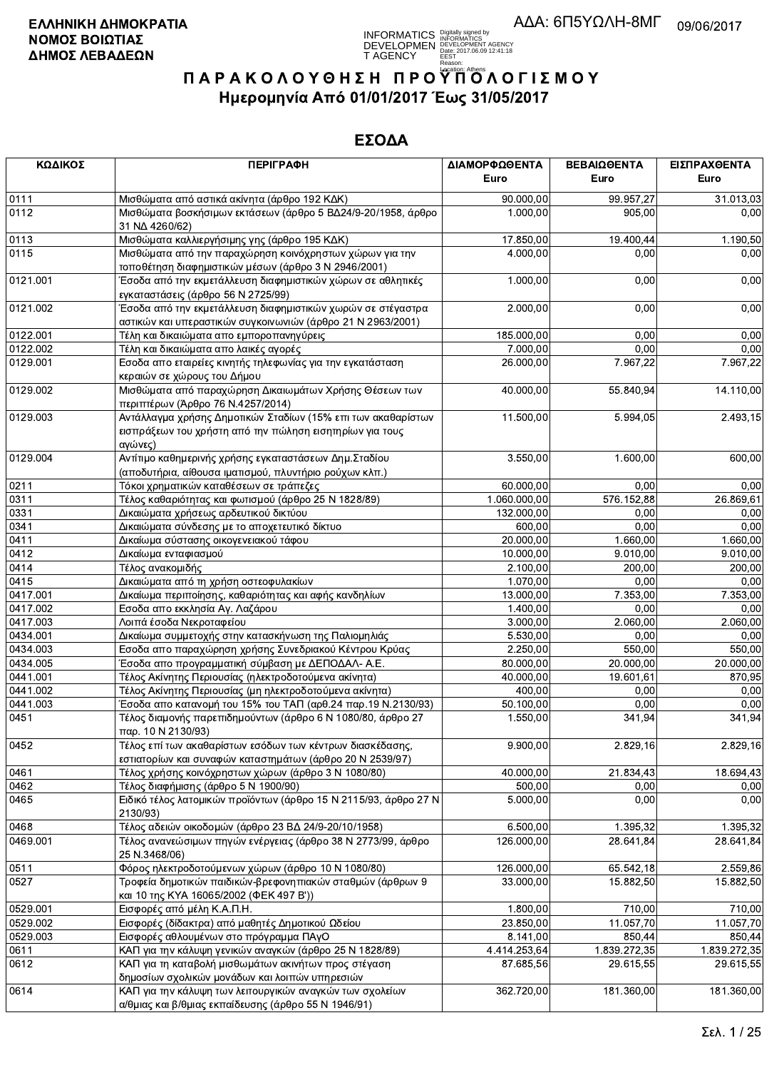ΕΛΛΗΝΙΚΗ ΔΗΜΟΚΡΑΤΙΑ
ΝΟΜΟΣ ΒΟΙΩΤΙΑΣ
ΔΗΜΟΣ ΛΕΒΑΔΕΩΝ

ΑΔΑ: 6Π5ΥΩΛΗ-8ΜΓ 09/06/2017

# ΠΑΡΑΚΟΛΟΥΘΗΣΗ ΠΡΟΫΠΟΛΟΓΙΣΜΟΥ

## Ημερομηνία Από 01/01/2017 Έως 31/05/2017

## ΕΣΟΔΑ

| ΚΩΔΙΚΟΣ | ΠΕΡΙΓΡΑΦΗ | ΔΙΑΜΟΡΦΩΘΕΝΤΑ Euro | ΒΕΒΑΙΩΘΕΝΤΑ Euro | ΕΙΣΠΡΑΧΘΕΝΤΑ Euro |
|---|---|---|---|---|
| 0111 | Μισθώματα από αστικά ακίνητα (άρθρο 192 ΚΔΚ) | 90.000,00 | 99.957,27 | 31.013,03 |
| 0112 | Μισθώματα βοσκήσιμων εκτάσεων (άρθρο 5 ΒΔ24/9-20/1958, άρθρο 31 ΝΔ 4260/62) | 1.000,00 | 905,00 | 0,00 |
| 0113 | Μισθώματα καλλιεργήσιμης γης (άρθρο 195 ΚΔΚ) | 17.850,00 | 19.400,44 | 1.190,50 |
| 0115 | Μισθώματα από την παραχώρηση κοινόχρηστων χώρων για την τοποθέτηση διαφημιστικών μέσων (άρθρο 3 Ν 2946/2001) | 4.000,00 | 0,00 | 0,00 |
| 0121.001 | Έσοδα από την εκμετάλλευση διαφημιστικών χώρων σε αθλητικές εγκαταστάσεις (άρθρο 56 Ν 2725/99) | 1.000,00 | 0,00 | 0,00 |
| 0121.002 | Έσοδα από την εκμετάλλευση διαφημιστικών χωρών σε στέγαστρα αστικών και υπεραστικών συγκοινωνιών (άρθρο 21 Ν 2963/2001) | 2.000,00 | 0,00 | 0,00 |
| 0122.001 | Τέλη και δικαιώματα απο εμποροπανηγύρεις | 185.000,00 | 0,00 | 0,00 |
| 0122.002 | Τέλη και δικαιώματα απο λαικές αγορές | 7.000,00 | 0,00 | 0,00 |
| 0129.001 | Εσοδα απο εταιρείες κινητής τηλεφωνίας για την εγκατάσταση κεραιών σε χώρους του Δήμου | 26.000,00 | 7.967,22 | 7.967,22 |
| 0129.002 | Μισθώματα από παραχώρηση Δικαιωμάτων Χρήσης Θέσεων των περιπτέρων (Άρθρο 76 Ν.4257/2014) | 40.000,00 | 55.840,94 | 14.110,00 |
| 0129.003 | Αντάλλαγμα χρήσης Δημοτικών Σταδίων (15% επι των ακαθαρίστων εισπράξεων του χρήστη από την πώληση εισητηρίων για τους αγώνες) | 11.500,00 | 5.994,05 | 2.493,15 |
| 0129.004 | Αντίτιμο καθημερινής χρήσης εγκαταστάσεων Δημ.Σταδίου (αποδυτήρια, αίθουσα ιματισμού, πλυντήριο ρούχων κλπ.) | 3.550,00 | 1.600,00 | 600,00 |
| 0211 | Τόκοι χρηματικών καταθέσεων σε τράπεζες | 60.000,00 | 0,00 | 0,00 |
| 0311 | Τέλος καθαριότητας και φωτισμού (άρθρο 25 Ν 1828/89) | 1.060.000,00 | 576.152,88 | 26.869,61 |
| 0331 | Δικαιώματα χρήσεως αρδευτικού δικτύου | 132.000,00 | 0,00 | 0,00 |
| 0341 | Δικαιώματα σύνδεσης με το αποχετευτικό δίκτυο | 600,00 | 0,00 | 0,00 |
| 0411 | Δικαίωμα σύστασης οικογενειακού τάφου | 20.000,00 | 1.660,00 | 1.660,00 |
| 0412 | Δικαίωμα ενταφιασμού | 10.000,00 | 9.010,00 | 9.010,00 |
| 0414 | Τέλος ανακομιδής | 2.100,00 | 200,00 | 200,00 |
| 0415 | Δικαιώματα από τη χρήση οστεοφυλακίων | 1.070,00 | 0,00 | 0,00 |
| 0417.001 | Δικαίωμα περιποίησης, καθαριότητας και αφής κανδηλίων | 13.000,00 | 7.353,00 | 7.353,00 |
| 0417.002 | Εσοδα απο εκκλησία Αγ. Λαζάρου | 1.400,00 | 0,00 | 0,00 |
| 0417.003 | Λοιπά έσοδα Νεκροταφείου | 3.000,00 | 2.060,00 | 2.060,00 |
| 0434.001 | Δικαίωμα συμμετοχής στην κατασκήνωση της Παλιομηλιάς | 5.530,00 | 0,00 | 0,00 |
| 0434.003 | Εσοδα απο παραχώρηση χρήσης Συνεδριακού Κέντρου Κρύας | 2.250,00 | 550,00 | 550,00 |
| 0434.005 | Έσοδα απο προγραμματική σύμβαση με ΔΕΠΟΔΑΛ- Α.Ε. | 80.000,00 | 20.000,00 | 20.000,00 |
| 0441.001 | Τέλος Ακίνητης Περιουσίας (ηλεκτροδοτούμενα ακίνητα) | 40.000,00 | 19.601,61 | 870,95 |
| 0441.002 | Τέλος Ακίνητης Περιουσίας (μη ηλεκτροδοτούμενα ακίνητα) | 400,00 | 0,00 | 0,00 |
| 0441.003 | Έσοδα απο κατανομή του 15% του ΤΑΠ (αρθ.24 παρ.19 Ν.2130/93) | 50.100,00 | 0,00 | 0,00 |
| 0451 | Τέλος διαμονής παρεπιδημούντων (άρθρο 6 Ν 1080/80, άρθρο 27 παρ. 10 Ν 2130/93) | 1.550,00 | 341,94 | 341,94 |
| 0452 | Τέλος επί των ακαθαρίστων εσόδων των κέντρων διασκέδασης, εστιατορίων και συναφών καταστημάτων (άρθρο 20 Ν 2539/97) | 9.900,00 | 2.829,16 | 2.829,16 |
| 0461 | Τέλος χρήσης κοινόχρηστων χώρων (άρθρο 3 Ν 1080/80) | 40.000,00 | 21.834,43 | 18.694,43 |
| 0462 | Τέλος διαφήμισης (άρθρο 5 Ν 1900/90) | 500,00 | 0,00 | 0,00 |
| 0465 | Ειδικό τέλος λατομικών προϊόντων (άρθρο 15 Ν 2115/93, άρθρο 27 Ν 2130/93) | 5.000,00 | 0,00 | 0,00 |
| 0468 | Τέλος αδειών οικοδομών (άρθρο 23 ΒΔ 24/9-20/10/1958) | 6.500,00 | 1.395,32 | 1.395,32 |
| 0469.001 | Τέλος ανανεώσιμων πηγών ενέργειας (άρθρο 38 Ν 2773/99, άρθρο 25 Ν.3468/06) | 126.000,00 | 28.641,84 | 28.641,84 |
| 0511 | Φόρος ηλεκτροδοτούμενων χώρων (άρθρο 10 Ν 1080/80) | 126.000,00 | 65.542,18 | 2.559,86 |
| 0527 | Τροφεία δημοτικών παιδικών-βρεφονηπιακών σταθμών (άρθρων 9 και 10 της ΚΥΑ 16065/2002 (ΦΕΚ 497 Β')) | 33.000,00 | 15.882,50 | 15.882,50 |
| 0529.001 | Εισφορές από μέλη Κ.Α.Π.Η. | 1.800,00 | 710,00 | 710,00 |
| 0529.002 | Εισφορές (δίδακτρα) από μαθητές Δημοτικού Ωδείου | 23.850,00 | 11.057,70 | 11.057,70 |
| 0529.003 | Εισφορές αθλουμένων στο πρόγραμμα ΠΑγΟ | 8.141,00 | 850,44 | 850,44 |
| 0611 | ΚΑΠ για την κάλυψη γενικών αναγκών (άρθρο 25 Ν 1828/89) | 4.414.253,64 | 1.839.272,35 | 1.839.272,35 |
| 0612 | ΚΑΠ για τη καταβολή μισθωμάτων ακινήτων προς στέγαση δημοσίων σχολικών μονάδων και λοιπών υπηρεσιών | 87.685,56 | 29.615,55 | 29.615,55 |
| 0614 | ΚΑΠ για την κάλυψη των λειτουργικών αναγκών των σχολείων α/θμιας και β/θμιας εκπαίδευσης (άρθρο 55 Ν 1946/91) | 362.720,00 | 181.360,00 | 181.360,00 |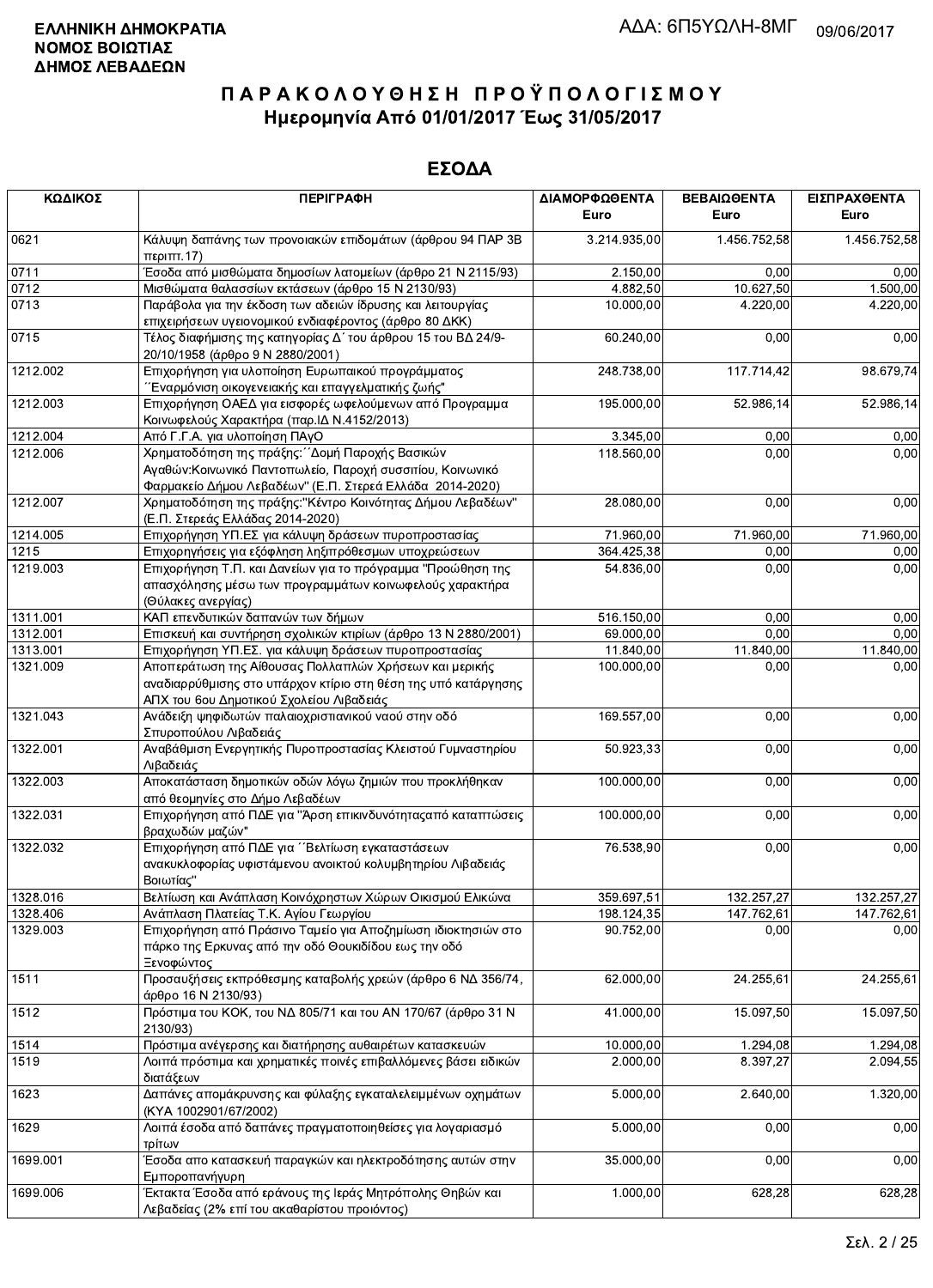**ΕΛΛΗΝΙΚΗ ΔΗΜΟΚΡΑΤΙΑ**
**ΝΟΜΟΣ ΒΟΙΩΤΙΑΣ**
**ΔΗΜΟΣ ΛΕΒΑΔΕΩΝ**

ΑΔΑ: 6Π5ΥΩΛΗ-8ΜΓ 09/06/2017

# ΠΑΡΑΚΟΛΟΥΘΗΣΗ ΠΡΟΫΠΟΛΟΓΙΣΜΟΥ
## Ημερομηνία Από 01/01/2017 Έως 31/05/2017

## ΕΣΟΔΑ

| ΚΩΔΙΚΟΣ | ΠΕΡΙΓΡΑΦΗ | ΔΙΑΜΟΡΦΩΘΕΝΤΑ Euro | ΒΕΒΑΙΩΘΕΝΤΑ Euro | ΕΙΣΠΡΑΧΘΕΝΤΑ Euro |
|---|---|---|---|---|
| 0621 | Κάλυψη δαπάνης των προνοιακών επιδομάτων (άρθρου 94 ΠΑΡ 3Β περιπτ.17) | 3.214.935,00 | 1.456.752,58 | 1.456.752,58 |
| 0711 | Έσοδα από μισθώματα δημοσίων λατομείων (άρθρο 21 Ν 2115/93) | 2.150,00 | 0,00 | 0,00 |
| 0712 | Μισθώματα θαλασσίων εκτάσεων (άρθρο 15 Ν 2130/93) | 4.882,50 | 10.627,50 | 1.500,00 |
| 0713 | Παράβολα για την έκδοση των αδειών ίδρυσης και λειτουργίας επιχειρήσεων υγειονομικού ενδιαφέροντος (άρθρο 80 ΔΚΚ) | 10.000,00 | 4.220,00 | 4.220,00 |
| 0715 | Τέλος διαφήμισης της κατηγορίας Δ΄ του άρθρου 15 του ΒΔ 24/9-20/10/1958 (άρθρο 9 Ν 2880/2001) | 60.240,00 | 0,00 | 0,00 |
| 1212.002 | Επιχορήγηση για υλοποίηση Ευρωπαικού προγράμματος ΄΄Εναρμόνιση οικογενειακής και επαγγελματικής ζωής" | 248.738,00 | 117.714,42 | 98.679,74 |
| 1212.003 | Επιχορήγηση ΟΑΕΔ για εισφορές ωφελούμενων από Προγραμμα Κοινωφελούς Χαρακτήρα (παρ.ΙΔ Ν.4152/2013) | 195.000,00 | 52.986,14 | 52.986,14 |
| 1212.004 | Από Γ.Γ.Α. για υλοποίηση ΠΑγΟ | 3.345,00 | 0,00 | 0,00 |
| 1212.006 | Χρηματοδότηση της πράξης:΄΄Δομή Παροχής Βασικών Αγαθών:Κοινωνικό Παντοπωλείο, Παροχή συσσιτίου, Κοινωνικό Φαρμακείο Δήμου Λεβαδέων" (Ε.Π. Στερεά Ελλάδα 2014-2020) | 118.560,00 | 0,00 | 0,00 |
| 1212.007 | Χρηματοδότηση της πράξης:"Κέντρο Κοινότητας Δήμου Λεβαδέων" (Ε.Π. Στερεάς Ελλάδας 2014-2020) | 28.080,00 | 0,00 | 0,00 |
| 1214.005 | Επιχορήγηση ΥΠ.ΕΣ για κάλυψη δράσεων πυροπροστασίας | 71.960,00 | 71.960,00 | 71.960,00 |
| 1215 | Επιχορηγήσεις για εξόφληση ληξιπρόθεσμων υποχρεώσεων | 364.425,38 | 0,00 | 0,00 |
| 1219.003 | Επιχορήγηση Τ.Π. και Δανείων για το πρόγραμμα "Προώθηση της απασχόλησης μέσω των προγραμμάτων κοινωφελούς χαρακτήρα (Θύλακες ανεργίας) | 54.836,00 | 0,00 | 0,00 |
| 1311.001 | ΚΑΠ επενδυτικών δαπανών των δήμων | 516.150,00 | 0,00 | 0,00 |
| 1312.001 | Επισκευή και συντήρηση σχολικών κτιρίων (άρθρο 13 Ν 2880/2001) | 69.000,00 | 0,00 | 0,00 |
| 1313.001 | Επιχορήγηση ΥΠ.ΕΣ. για κάλυψη δράσεων πυροπροστασίας | 11.840,00 | 11.840,00 | 11.840,00 |
| 1321.009 | Αποπεράτωση της Αίθουσας Πολλαπλών Χρήσεων και μερικής αναδιαρρύθμισης στο υπάρχον κτίριο στη θέση της υπό κατάργησης ΑΠΧ του 6ου Δημοτικού Σχολείου Λιβαδειάς | 100.000,00 | 0,00 | 0,00 |
| 1321.043 | Ανάδειξη ψηφιδωτών παλαιοχριστιανικού ναού στην οδό Σπυροπούλου Λιβαδειάς | 169.557,00 | 0,00 | 0,00 |
| 1322.001 | Αναβάθμιση Ενεργητικής Πυροπροστασίας Κλειστού Γυμναστηρίου Λιβαδειάς | 50.923,33 | 0,00 | 0,00 |
| 1322.003 | Αποκατάσταση δημοτικών οδών λόγω ζημιών που προκλήθηκαν από θεομηνίες στο Δήμο Λεβαδέων | 100.000,00 | 0,00 | 0,00 |
| 1322.031 | Επιχορήγηση από ΠΔΕ για "Άρση επικινδυνότηταςαπό καταπτώσεις βραχωδών μαζών" | 100.000,00 | 0,00 | 0,00 |
| 1322.032 | Επιχορήγηση από ΠΔΕ για ΄΄Βελτίωση εγκαταστάσεων ανακυκλοφορίας υφιστάμενου ανοικτού κολυμβητηρίου Λιβαδειάς Βοιωτίας" | 76.538,90 | 0,00 | 0,00 |
| 1328.016 | Βελτίωση και Ανάπλαση Κοινόχρηστων Χώρων Οικισμού Ελικώνα | 359.697,51 | 132.257,27 | 132.257,27 |
| 1328.406 | Ανάπλαση Πλατείας Τ.Κ. Αγίου Γεωργίου | 198.124,35 | 147.762,61 | 147.762,61 |
| 1329.003 | Επιχορήγηση από Πράσινο Ταμείο για Αποζημίωση ιδιοκτησιών στο πάρκο της Ερκυνας από την οδό Θουκιδίδου εως την οδό Ξενοφώντος | 90.752,00 | 0,00 | 0,00 |
| 1511 | Προσαυξήσεις εκπρόθεσμης καταβολής χρεών (άρθρο 6 ΝΔ 356/74, άρθρο 16 Ν 2130/93) | 62.000,00 | 24.255,61 | 24.255,61 |
| 1512 | Πρόστιμα του ΚΟΚ, του ΝΔ 805/71 και του ΑΝ 170/67 (άρθρο 31 Ν 2130/93) | 41.000,00 | 15.097,50 | 15.097,50 |
| 1514 | Πρόστιμα ανέγερσης και διατήρησης αυθαιρέτων κατασκευών | 10.000,00 | 1.294,08 | 1.294,08 |
| 1519 | Λοιπά πρόστιμα και χρηματικές ποινές επιβαλλόμενες βάσει ειδικών διατάξεων | 2.000,00 | 8.397,27 | 2.094,55 |
| 1623 | Δαπάνες απομάκρυνσης και φύλαξης εγκαταλελειμμένων οχημάτων (ΚΥΑ 1002901/67/2002) | 5.000,00 | 2.640,00 | 1.320,00 |
| 1629 | Λοιπά έσοδα από δαπάνες πραγματοποιηθείσες για λογαριασμό τρίτων | 5.000,00 | 0,00 | 0,00 |
| 1699.001 | Έσοδα απο κατασκευή παραγκών και ηλεκτροδότησης αυτών στην Εμποροπανήγυρη | 35.000,00 | 0,00 | 0,00 |
| 1699.006 | Έκτακτα Έσοδα από εράνους της Ιεράς Μητρόπολης Θηβών και Λεβαδείας (2% επί του ακαθαρίστου προιόντος) | 1.000,00 | 628,28 | 628,28 |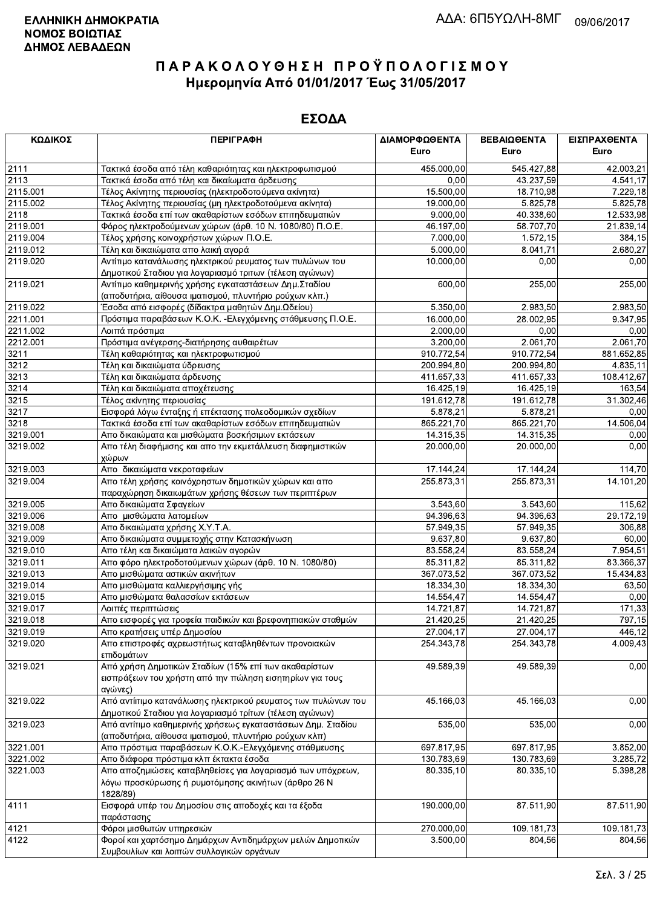**ΕΛΛΗΝΙΚΗ ΔΗΜΟΚΡΑΤΙΑ**
**ΝΟΜΟΣ ΒΟΙΩΤΙΑΣ**
**ΔΗΜΟΣ ΛΕΒΑΔΕΩΝ**

ΑΔΑ: 6Π5ΥΩΛΗ-8ΜΓ 09/06/2017

# ΠΑΡΑΚΟΛΟΥΘΗΣΗ ΠΡΟΫΠΟΛΟΓΙΣΜΟΥ

## Ημερομηνία Από 01/01/2017 Έως 31/05/2017

## ΕΣΟΔΑ

| ΚΩΔΙΚΟΣ | ΠΕΡΙΓΡΑΦΗ | ΔΙΑΜΟΡΦΩΘΕΝΤΑ Euro | ΒΕΒΑΙΩΘΕΝΤΑ Euro | ΕΙΣΠΡΑΧΘΕΝΤΑ Euro |
|---|---|---|---|---|
| 2111 | Τακτικά έσοδα από τέλη καθαριότητας και ηλεκτροφωτισμού | 455.000,00 | 545.427,88 | 42.003,21 |
| 2113 | Τακτικά έσοδα από τέλη και δικαίωματα άρδευσης | 0,00 | 43.237,59 | 4.541,17 |
| 2115.001 | Τέλος Ακίνητης περιουσίας (ηλεκτροδοτούμενα ακίνητα) | 15.500,00 | 18.710,98 | 7.229,18 |
| 2115.002 | Τέλος Ακίνητης περιουσίας (μη ηλεκτροδοτούμενα ακίνητα) | 19.000,00 | 5.825,78 | 5.825,78 |
| 2118 | Τακτικά έσοδα επί των ακαθαρίστων εσόδων επιτηδευματιών | 9.000,00 | 40.338,60 | 12.533,98 |
| 2119.001 | Φόρος ηλεκτροδοτούμενων χώρων (άρθ. 10 Ν. 1080/80) Π.Ο.Ε. | 46.197,00 | 58.707,70 | 21.839,14 |
| 2119.004 | Τέλος χρήσης κοινοχρήστων χώρων Π.Ο.Ε. | 7.000,00 | 1.572,15 | 384,15 |
| 2119.012 | Τέλη και δικαιώματα απο λαική αγορά | 5.000,00 | 8.041,71 | 2.680,27 |
| 2119.020 | Αντίτιμο κατανάλωσης ηλεκτρικού ρευματος των πυλώνων του Δημοτικού Σταδιου για λογαριασμό τριτων (τέλεση αγώνων) | 10.000,00 | 0,00 | 0,00 |
| 2119.021 | Αντίτιμο καθημερινής χρήσης εγκαταστάσεων Δημ.Σταδίου (αποδυτήρια, αίθουσα ιματισμού, πλυντήριο ρούχων κλπ.) | 600,00 | 255,00 | 255,00 |
| 2119.022 | Έσοδα από εισφορές (δίδακτρα μαθητών Δημ.Ωδείου) | 5.350,00 | 2.983,50 | 2.983,50 |
| 2211.001 | Πρόστιμα παραβάσεων Κ.Ο.Κ. -Ελεγχόμενης στάθμευσης Π.Ο.Ε. | 16.000,00 | 28.002,95 | 9.347,95 |
| 2211.002 | Λοιπά πρόστιμα | 2.000,00 | 0,00 | 0,00 |
| 2212.001 | Πρόστιμα ανέγερσης-διατήρησης αυθαιρέτων | 3.200,00 | 2.061,70 | 2.061,70 |
| 3211 | Τέλη καθαριότητας και ηλεκτροφωτισμού | 910.772,54 | 910.772,54 | 881.652,85 |
| 3212 | Τέλη και δικαιώματα ύδρευσης | 200.994,80 | 200.994,80 | 4.835,11 |
| 3213 | Τέλη και δικαιώματα άρδευσης | 411.657,33 | 411.657,33 | 108.412,67 |
| 3214 | Τέλη και δικαιώματα αποχέτευσης | 16.425,19 | 16.425,19 | 163,54 |
| 3215 | Τέλος ακίνητης περιουσίας | 191.612,78 | 191.612,78 | 31.302,46 |
| 3217 | Εισφορά λόγω ένταξης ή επέκτασης πολεοδομικών σχεδίων | 5.878,21 | 5.878,21 | 0,00 |
| 3218 | Τακτικά έσοδα επί των ακαθαρίστων εσόδων επιτηδευματιών | 865.221,70 | 865.221,70 | 14.506,04 |
| 3219.001 | Απο δικαιώματα και μισθώματα βοσκήσιμων εκτάσεων | 14.315,35 | 14.315,35 | 0,00 |
| 3219.002 | Απο τέλη διαφήμισης και απο την εκμετάλλευση διαφημιστικών χώρων | 20.000,00 | 20.000,00 | 0,00 |
| 3219.003 | Απο δικαιώματα νεκροταφείων | 17.144,24 | 17.144,24 | 114,70 |
| 3219.004 | Απο τέλη χρήσης κοινόχρηστων δημοτικών χώρων και απο παραχώρηση δικαιωμάτων χρήσης θέσεων των περιπτέρων | 255.873,31 | 255.873,31 | 14.101,20 |
| 3219.005 | Απο δικαιώματα Σφαγείων | 3.543,60 | 3.543,60 | 115,62 |
| 3219.006 | Απο μισθώματα λατομείων | 94.396,63 | 94.396,63 | 29.172,19 |
| 3219.008 | Απο δικαιώματα χρήσης Χ.Υ.Τ.Α. | 57.949,35 | 57.949,35 | 306,88 |
| 3219.009 | Απο δικαιώματα συμμετοχής στην Κατασκήνωση | 9.637,80 | 9.637,80 | 60,00 |
| 3219.010 | Απο τέλη και δικαιώματα λαικών αγορών | 83.558,24 | 83.558,24 | 7.954,51 |
| 3219.011 | Απο φόρο ηλεκτροδοτούμενων χώρων (άρθ. 10 Ν. 1080/80) | 85.311,82 | 85.311,82 | 83.366,37 |
| 3219.013 | Απο μισθώματα αστικών ακινήτων | 367.073,52 | 367.073,52 | 15.434,83 |
| 3219.014 | Απο μισθώματα καλλιεργήσιμης γής | 18.334,30 | 18.334,30 | 63,50 |
| 3219.015 | Απο μισθώματα θαλασσίων εκτάσεων | 14.554,47 | 14.554,47 | 0,00 |
| 3219.017 | Λοιπές περιπτώσεις | 14.721,87 | 14.721,87 | 171,33 |
| 3219.018 | Απο εισφορές για τροφεία παιδικών και βρεφονηπιακών σταθμών | 21.420,25 | 21.420,25 | 797,15 |
| 3219.019 | Απο κρατήσεις υπέρ Δημοσίου | 27.004,17 | 27.004,17 | 446,12 |
| 3219.020 | Απο επιστροφές αχρεωστήτως καταβληθέντων προνοιακών επιδομάτων | 254.343,78 | 254.343,78 | 4.009,43 |
| 3219.021 | Από χρήση Δημοτικών Σταδίων (15% επί των ακαθαρίστων εισπράξεων του χρήστη από την πώληση εισιτηρίων για τους αγώνες) | 49.589,39 | 49.589,39 | 0,00 |
| 3219.022 | Από αντίτιμο κατανάλωσης ηλεκτρικού ρευματος των πυλώνων του Δημοτικού Σταδιου για λογαριασμό τρίτων (τέλεση αγώνων) | 45.166,03 | 45.166,03 | 0,00 |
| 3219.023 | Από αντίτιμο καθημερινής χρήσεως εγκαταστάσεων Δημ. Σταδίου (αποδυτήρια, αίθουσα ιματισμού, πλυντήριο ρούχων κλπ) | 535,00 | 535,00 | 0,00 |
| 3221.001 | Απο πρόστιμα παραβάσεων Κ.Ο.Κ.-Ελεγχόμενης στάθμευσης | 697.817,95 | 697.817,95 | 3.852,00 |
| 3221.002 | Απο διάφορα πρόστιμα κλπ έκτακτα έσοδα | 130.783,69 | 130.783,69 | 3.285,72 |
| 3221.003 | Απο αποζημιώσεις καταβληθείσες για λογαριασμό των υπόχρεων, λόγω προσκύρωσης ή ρυμοτόμησης ακινήτων (άρθρο 26 Ν 1828/89) | 80.335,10 | 80.335,10 | 5.398,28 |
| 4111 | Εισφορά υπέρ του Δημοσίου στις αποδοχές και τα έξοδα παράστασης | 190.000,00 | 87.511,90 | 87.511,90 |
| 4121 | Φόροι μισθωτών υπηρεσιών | 270.000,00 | 109.181,73 | 109.181,73 |
| 4122 | Φοροί και χαρτόσημο Δημάρχων Αντιδημάρχων μελών Δημοτικών Συμβουλίων και λοιπών συλλογικών οργάνων | 3.500,00 | 804,56 | 804,56 |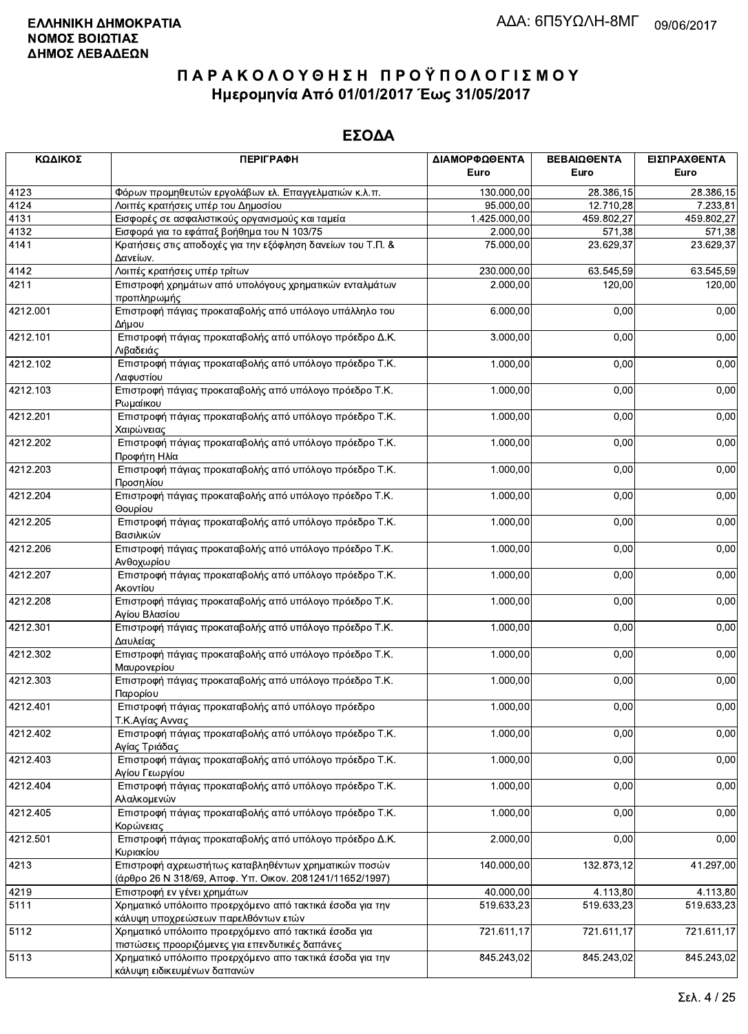**ΕΛΛΗΝΙΚΗ ΔΗΜΟΚΡΑΤΙΑ**
**ΝΟΜΟΣ ΒΟΙΩΤΙΑΣ**
**ΔΗΜΟΣ ΛΕΒΑΔΕΩΝ**

ΑΔΑ: 6Π5ΥΩΛΗ-8ΜΓ 09/06/2017

# Π Α Ρ Α Κ Ο Λ Ο Υ Θ Η Σ Η  Π Ρ Ο Ϋ Π Ο Λ Ο Γ Ι Σ Μ Ο Υ
## Ημερομηνία Από 01/01/2017 Έως 31/05/2017

## ΕΣΟΔΑ

| ΚΩΔΙΚΟΣ | ΠΕΡΙΓΡΑΦΗ | ΔΙΑΜΟΡΦΩΘΕΝΤΑ Euro | ΒΕΒΑΙΩΘΕΝΤΑ Euro | ΕΙΣΠΡΑΧΘΕΝΤΑ Euro |
|---|---|---|---|---|
| 4123 | Φόρων προμηθευτών εργολάβων ελ. Επαγγελματιών κ.λ.π. | 130.000,00 | 28.386,15 | 28.386,15 |
| 4124 | Λοιπές κρατήσεις υπέρ του Δημοσίου | 95.000,00 | 12.710,28 | 7.233,81 |
| 4131 | Εισφορές σε ασφαλιστικούς οργανισμούς και ταμεία | 1.425.000,00 | 459.802,27 | 459.802,27 |
| 4132 | Εισφορά για το εφάπαξ βοήθημα του Ν 103/75 | 2.000,00 | 571,38 | 571,38 |
| 4141 | Κρατήσεις στις αποδοχές για την εξόφληση δανείων του Τ.Π. & Δανείων. | 75.000,00 | 23.629,37 | 23.629,37 |
| 4142 | Λοιπές κρατήσεις υπέρ τρίτων | 230.000,00 | 63.545,59 | 63.545,59 |
| 4211 | Επιστροφή χρημάτων από υπολόγους χρηματικών ενταλμάτων προπληρωμής | 2.000,00 | 120,00 | 120,00 |
| 4212.001 | Επιστροφή πάγιας προκαταβολής από υπόλογο υπάλληλο του Δήμου | 6.000,00 | 0,00 | 0,00 |
| 4212.101 | Επιστροφή πάγιας προκαταβολής από υπόλογο πρόεδρο Δ.Κ. Λιβαδειάς | 3.000,00 | 0,00 | 0,00 |
| 4212.102 | Επιστροφή πάγιας προκαταβολής από υπόλογο πρόεδρο Τ.Κ. Λαφυστίου | 1.000,00 | 0,00 | 0,00 |
| 4212.103 | Επιστροφή πάγιας προκαταβολής από υπόλογο πρόεδρο Τ.Κ. Ρωμαίικου | 1.000,00 | 0,00 | 0,00 |
| 4212.201 | Επιστροφή πάγιας προκαταβολής από υπόλογο πρόεδρο Τ.Κ. Χαιρώνειας | 1.000,00 | 0,00 | 0,00 |
| 4212.202 | Επιστροφή πάγιας προκαταβολής από υπόλογο πρόεδρο Τ.Κ. Προφήτη Ηλία | 1.000,00 | 0,00 | 0,00 |
| 4212.203 | Επιστροφή πάγιας προκαταβολής από υπόλογο πρόεδρο Τ.Κ. Προσηλίου | 1.000,00 | 0,00 | 0,00 |
| 4212.204 | Επιστροφή πάγιας προκαταβολής από υπόλογο πρόεδρο Τ.Κ. Θουρίου | 1.000,00 | 0,00 | 0,00 |
| 4212.205 | Επιστροφή πάγιας προκαταβολής από υπόλογο πρόεδρο Τ.Κ. Βασιλικών | 1.000,00 | 0,00 | 0,00 |
| 4212.206 | Επιστροφή πάγιας προκαταβολής από υπόλογο πρόεδρο Τ.Κ. Ανθοχωρίου | 1.000,00 | 0,00 | 0,00 |
| 4212.207 | Επιστροφή πάγιας προκαταβολής από υπόλογο πρόεδρο Τ.Κ. Ακοντίου | 1.000,00 | 0,00 | 0,00 |
| 4212.208 | Επιστροφή πάγιας προκαταβολής από υπόλογο πρόεδρο Τ.Κ. Αγίου Βλασίου | 1.000,00 | 0,00 | 0,00 |
| 4212.301 | Επιστροφή πάγιας προκαταβολής από υπόλογο πρόεδρο Τ.Κ. Δαυλείας | 1.000,00 | 0,00 | 0,00 |
| 4212.302 | Επιστροφή πάγιας προκαταβολής από υπόλογο πρόεδρο Τ.Κ. Μαυρονερίου | 1.000,00 | 0,00 | 0,00 |
| 4212.303 | Επιστροφή πάγιας προκαταβολής από υπόλογο πρόεδρο Τ.Κ. Παρορίου | 1.000,00 | 0,00 | 0,00 |
| 4212.401 | Επιστροφή πάγιας προκαταβολής από υπόλογο πρόεδρο Τ.Κ.Αγίας Αννας | 1.000,00 | 0,00 | 0,00 |
| 4212.402 | Επιστροφή πάγιας προκαταβολής από υπόλογο πρόεδρο Τ.Κ. Αγίας Τριάδας | 1.000,00 | 0,00 | 0,00 |
| 4212.403 | Επιστροφή πάγιας προκαταβολής από υπόλογο πρόεδρο Τ.Κ. Αγίου Γεωργίου | 1.000,00 | 0,00 | 0,00 |
| 4212.404 | Επιστροφή πάγιας προκαταβολής από υπόλογο πρόεδρο Τ.Κ. Αλαλκομενών | 1.000,00 | 0,00 | 0,00 |
| 4212.405 | Επιστροφή πάγιας προκαταβολής από υπόλογο πρόεδρο Τ.Κ. Κορώνειας | 1.000,00 | 0,00 | 0,00 |
| 4212.501 | Επιστροφή πάγιας προκαταβολής από υπόλογο πρόεδρο Δ.Κ. Κυριακίου | 2.000,00 | 0,00 | 0,00 |
| 4213 | Επιστροφή αχρεωστήτως καταβληθέντων χρηματικών ποσών (άρθρο 26 Ν 318/69, Αποφ. Υπ. Οικον. 2081241/11652/1997) | 140.000,00 | 132.873,12 | 41.297,00 |
| 4219 | Επιστροφή εν γένει χρημάτων | 40.000,00 | 4.113,80 | 4.113,80 |
| 5111 | Χρηματικό υπόλοιπο προερχόμενο από τακτικά έσοδα για την κάλυψη υποχρεώσεων παρελθόντων ετών | 519.633,23 | 519.633,23 | 519.633,23 |
| 5112 | Χρηματικό υπόλοιπο προερχόμενο από τακτικά έσοδα για πιστώσεις προοριζόμενες για επενδυτικές δαπάνες | 721.611,17 | 721.611,17 | 721.611,17 |
| 5113 | Χρηματικό υπόλοιπο προερχόμενο απο τακτικά έσοδα για την κάλυψη ειδικευμένων δαπανών | 845.243,02 | 845.243,02 | 845.243,02 |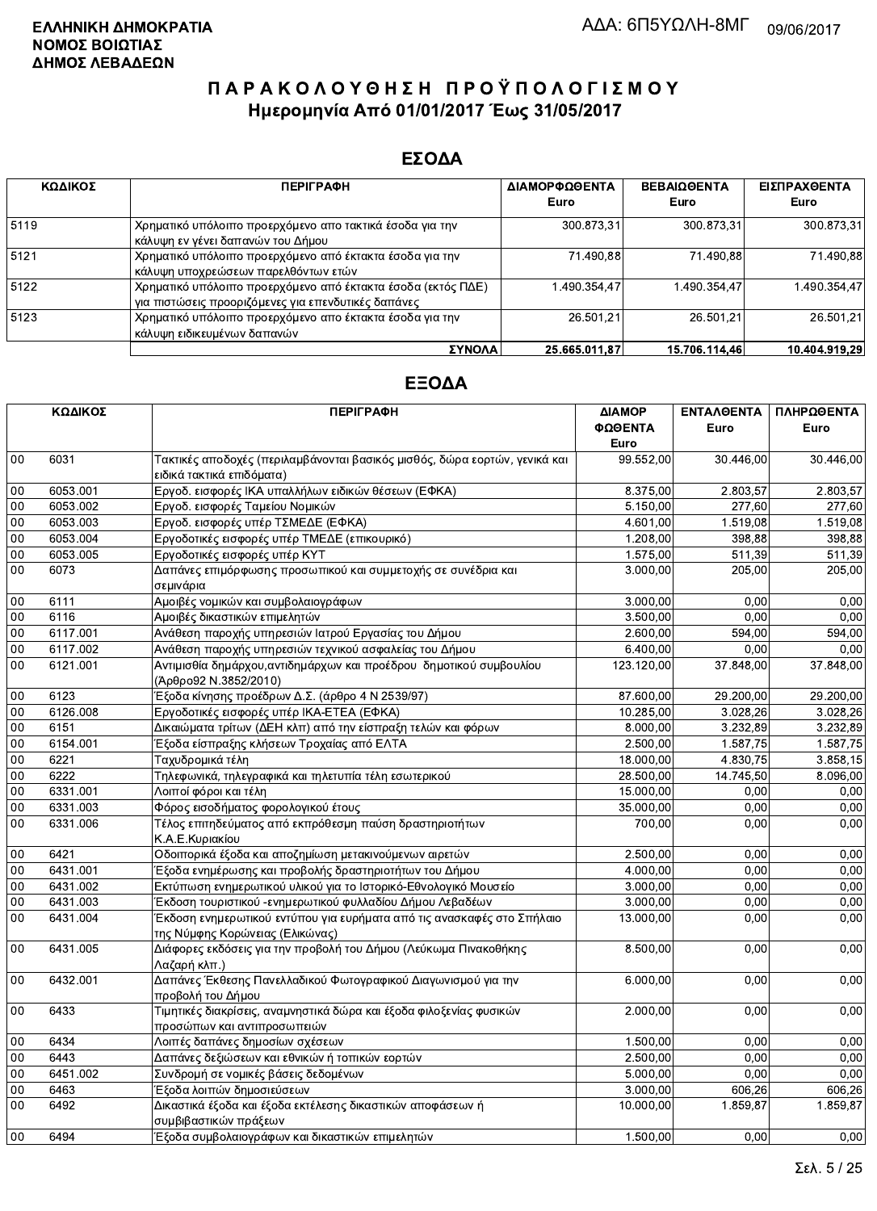**ΕΛΛΗΝΙΚΗ ΔΗΜΟΚΡΑΤΙΑ**
**ΝΟΜΟΣ ΒΟΙΩΤΙΑΣ**
**ΔΗΜΟΣ ΛΕΒΑΔΕΩΝ**

ΑΔΑ: 6Π5ΥΩΛΗ-8ΜΓ 09/06/2017

# Π Α Ρ Α Κ Ο Λ Ο Υ Θ Η Σ Η  Π Ρ Ο Ϋ Π Ο Λ Ο Γ Ι Σ Μ Ο Υ
## Ημερομηνία Από 01/01/2017 Έως 31/05/2017

## ΕΣΟΔΑ

| ΚΩΔΙΚΟΣ | ΠΕΡΙΓΡΑΦΗ | ΔΙΑΜΟΡΦΩΘΕΝΤΑ Euro | ΒΕΒΑΙΩΘΕΝΤΑ Euro | ΕΙΣΠΡΑΧΘΕΝΤΑ Euro |
|---|---|---|---|---|
| 5119 | Χρηματικό υπόλοιπο προερχόμενο απο τακτικά έσοδα για την κάλυψη εν γένει δαπανών του Δήμου | 300.873,31 | 300.873,31 | 300.873,31 |
| 5121 | Χρηματικό υπόλοιπο προερχόμενο από έκτακτα έσοδα για την κάλυψη υποχρεώσεων παρελθόντων ετών | 71.490,88 | 71.490,88 | 71.490,88 |
| 5122 | Χρηματικό υπόλοιπο προερχόμενο από έκτακτα έσοδα (εκτός ΠΔΕ) για πιστώσεις προοριζόμενες για επενδυτικές δαπάνες | 1.490.354,47 | 1.490.354,47 | 1.490.354,47 |
| 5123 | Χρηματικό υπόλοιπο προερχόμενο απο έκτακτα έσοδα για την κάλυψη ειδικευμένων δαπανών | 26.501,21 | 26.501,21 | 26.501,21 |
| | **ΣΥΝΟΛΑ** | **25.665.011,87** | **15.706.114,46** | **10.404.919,29** |

## ΕΞΟΔΑ

| ΚΩΔΙΚΟΣ | | ΠΕΡΙΓΡΑΦΗ | ΔΙΑΜΟΡΦΩΘΕΝΤΑ Euro | ΕΝΤΑΛΘΕΝΤΑ Euro | ΠΛΗΡΩΘΕΝΤΑ Euro |
|---|---|---|---|---|---|
| 00 | 6031 | Τακτικές αποδοχές (περιλαμβάνονται βασικός μισθός, δώρα εορτών, γενικά και ειδικά τακτικά επιδόματα) | 99.552,00 | 30.446,00 | 30.446,00 |
| 00 | 6053.001 | Εργοδ. εισφορές ΙΚΑ υπαλλήλων ειδικών θέσεων (ΕΦΚΑ) | 8.375,00 | 2.803,57 | 2.803,57 |
| 00 | 6053.002 | Εργοδ. εισφορές Ταμείου Νομικών | 5.150,00 | 277,60 | 277,60 |
| 00 | 6053.003 | Εργοδ. εισφορές υπέρ ΤΣΜΕΔΕ (ΕΦΚΑ) | 4.601,00 | 1.519,08 | 1.519,08 |
| 00 | 6053.004 | Εργοδοτικές εισφορές υπέρ ΤΜΕΔΕ (επικουρικό) | 1.208,00 | 398,88 | 398,88 |
| 00 | 6053.005 | Εργοδοτικές εισφορές υπέρ ΚΥΤ | 1.575,00 | 511,39 | 511,39 |
| 00 | 6073 | Δαπάνες επιμόρφωσης προσωπικού και συμμετοχής σε συνέδρια και σεμινάρια | 3.000,00 | 205,00 | 205,00 |
| 00 | 6111 | Αμοιβές νομικών και συμβολαιογράφων | 3.000,00 | 0,00 | 0,00 |
| 00 | 6116 | Αμοιβές δικαστικών επιμελητών | 3.500,00 | 0,00 | 0,00 |
| 00 | 6117.001 | Ανάθεση παροχής υπηρεσιών Ιατρού Εργασίας του Δήμου | 2.600,00 | 594,00 | 594,00 |
| 00 | 6117.002 | Ανάθεση παροχής υπηρεσιών τεχνικού ασφαλείας του Δήμου | 6.400,00 | 0,00 | 0,00 |
| 00 | 6121.001 | Αντιμισθία δημάρχου,αντιδημάρχων και προέδρου δημοτικού συμβουλίου (Άρθρο92 Ν.3852/2010) | 123.120,00 | 37.848,00 | 37.848,00 |
| 00 | 6123 | Έξοδα κίνησης προέδρων Δ.Σ. (άρθρο 4 Ν 2539/97) | 87.600,00 | 29.200,00 | 29.200,00 |
| 00 | 6126.008 | Εργοδοτικές εισφορές υπέρ ΙΚΑ-ΕΤΕΑ (ΕΦΚΑ) | 10.285,00 | 3.028,26 | 3.028,26 |
| 00 | 6151 | Δικαιώματα τρίτων (ΔΕΗ κλπ) από την είσπραξη τελών και φόρων | 8.000,00 | 3.232,89 | 3.232,89 |
| 00 | 6154.001 | Έξοδα είσπραξης κλήσεων Τροχαίας από ΕΛΤΑ | 2.500,00 | 1.587,75 | 1.587,75 |
| 00 | 6221 | Ταχυδρομικά τέλη | 18.000,00 | 4.830,75 | 3.858,15 |
| 00 | 6222 | Τηλεφωνικά, τηλεγραφικά και τηλετυπία τέλη εσωτερικού | 28.500,00 | 14.745,50 | 8.096,00 |
| 00 | 6331.001 | Λοιποί φόροι και τέλη | 15.000,00 | 0,00 | 0,00 |
| 00 | 6331.003 | Φόρος εισοδήματος φορολογικού έτους | 35.000,00 | 0,00 | 0,00 |
| 00 | 6331.006 | Τέλος επιτηδεύματος από εκπρόθεσμη παύση δραστηριοτήτων Κ.Α.Ε.Κυριακίου | 700,00 | 0,00 | 0,00 |
| 00 | 6421 | Οδοιπορικά έξοδα και αποζημίωση μετακινούμενων αιρετών | 2.500,00 | 0,00 | 0,00 |
| 00 | 6431.001 | Έξοδα ενημέρωσης και προβολής δραστηριοτήτων του Δήμου | 4.000,00 | 0,00 | 0,00 |
| 00 | 6431.002 | Εκτύπωση ενημερωτικού υλικού για το Ιστορικό-Εθνολογικό Μουσείο | 3.000,00 | 0,00 | 0,00 |
| 00 | 6431.003 | Έκδοση τουριστικού -ενημερωτικού φυλλαδίου Δήμου Λεβαδέων | 3.000,00 | 0,00 | 0,00 |
| 00 | 6431.004 | Έκδοση ενημερωτικού εντύπου για ευρήματα από τις ανασκαφές στο Σπήλαιο της Νύμφης Κορώνειας (Ελικώνας) | 13.000,00 | 0,00 | 0,00 |
| 00 | 6431.005 | Διάφορες εκδόσεις για την προβολή του Δήμου (Λεύκωμα Πινακοθήκης Λαζαρή κλπ.) | 8.500,00 | 0,00 | 0,00 |
| 00 | 6432.001 | Δαπάνες Έκθεσης Πανελλαδικού Φωτογραφικού Διαγωνισμού για την προβολή του Δήμου | 6.000,00 | 0,00 | 0,00 |
| 00 | 6433 | Τιμητικές διακρίσεις, αναμνηστικά δώρα και έξοδα φιλοξενίας φυσικών προσώπων και αντιπροσωπειών | 2.000,00 | 0,00 | 0,00 |
| 00 | 6434 | Λοιπές δαπάνες δημοσίων σχέσεων | 1.500,00 | 0,00 | 0,00 |
| 00 | 6443 | Δαπάνες δεξιώσεων και εθνικών ή τοπικών εορτών | 2.500,00 | 0,00 | 0,00 |
| 00 | 6451.002 | Συνδρομή σε νομικές βάσεις δεδομένων | 5.000,00 | 0,00 | 0,00 |
| 00 | 6463 | Έξοδα λοιπών δημοσιεύσεων | 3.000,00 | 606,26 | 606,26 |
| 00 | 6492 | Δικαστικά έξοδα και έξοδα εκτέλεσης δικαστικών αποφάσεων ή συμβιβαστικών πράξεων | 10.000,00 | 1.859,87 | 1.859,87 |
| 00 | 6494 | Έξοδα συμβολαιογράφων και δικαστικών επιμελητών | 1.500,00 | 0,00 | 0,00 |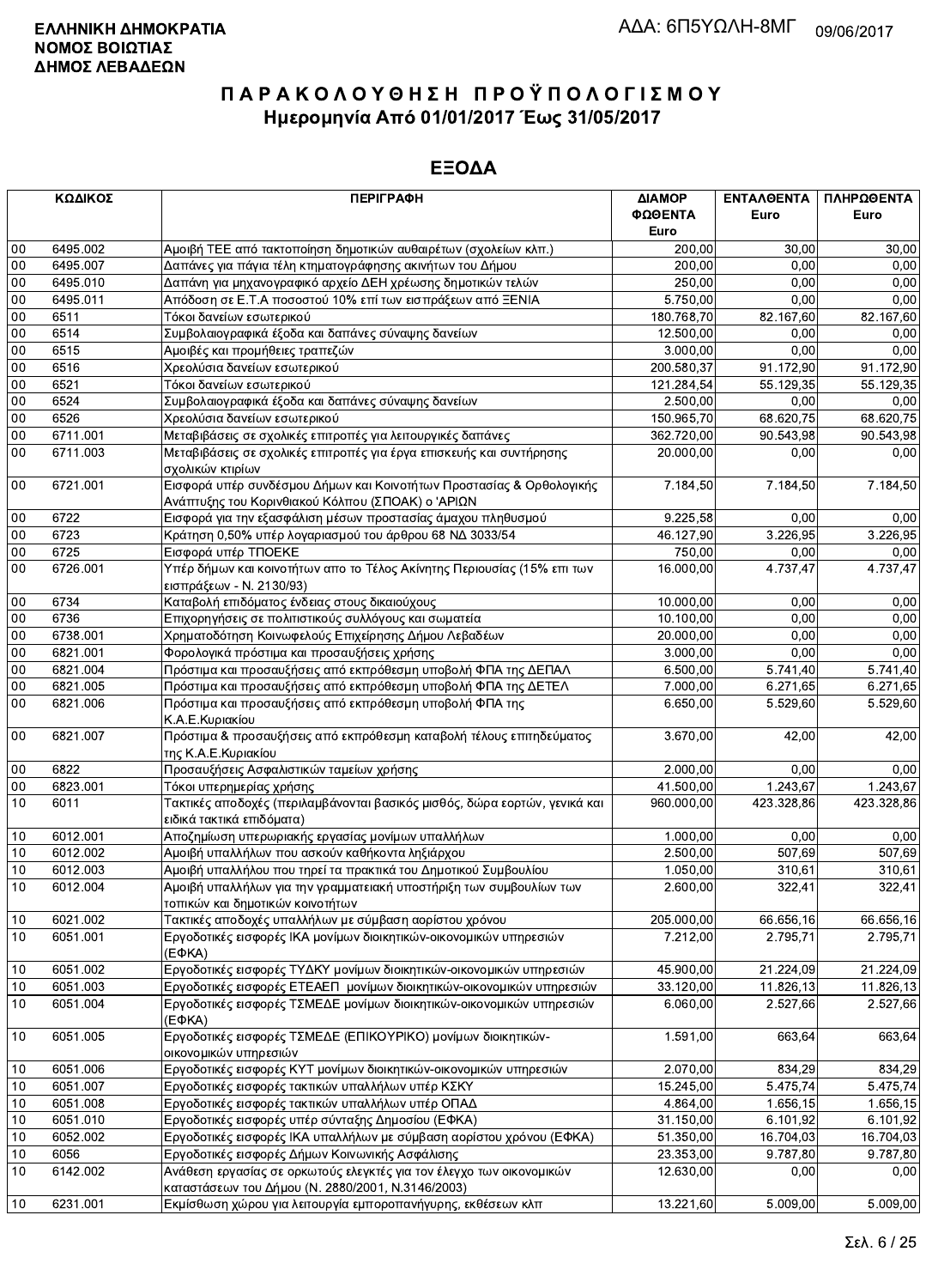**ΕΛΛΗΝΙΚΗ ΔΗΜΟΚΡΑΤΙΑ**
**ΝΟΜΟΣ ΒΟΙΩΤΙΑΣ**
**ΔΗΜΟΣ ΛΕΒΑΔΕΩΝ**

ΑΔΑ: 6Π5ΥΩΛΗ-8ΜΓ 09/06/2017

# Π Α Ρ Α Κ Ο Λ Ο Υ Θ Η Σ Η   Π Ρ Ο Ϋ Π Ο Λ Ο Γ Ι Σ Μ Ο Υ
## Ημερομηνία Από 01/01/2017 Έως 31/05/2017

## ΕΞΟΔΑ

| ΚΩΔΙΚΟΣ | | ΠΕΡΙΓΡΑΦΗ | ΔΙΑΜΟΡ ΦΩΘΕΝΤΑ Euro | ΕΝΤΑΛΘΕΝΤΑ Euro | ΠΛΗΡΩΘΕΝΤΑ Euro |
|---|---|---|---|---|---|
| 00 | 6495.002 | Αμοιβή ΤΕΕ από τακτοποίηση δημοτικών αυθαιρέτων (σχολείων κλπ.) | 200,00 | 30,00 | 30,00 |
| 00 | 6495.007 | Δαπάνες για πάγια τέλη κτηματογράφησης ακινήτων του Δήμου | 200,00 | 0,00 | 0,00 |
| 00 | 6495.010 | Δαπάνη για μηχανογραφικό αρχείο ΔΕΗ χρέωσης δημοτικών τελών | 250,00 | 0,00 | 0,00 |
| 00 | 6495.011 | Απόδοση σε Ε.Τ.Α ποσοστού 10% επί των εισπράξεων από ΞΕΝΙΑ | 5.750,00 | 0,00 | 0,00 |
| 00 | 6511 | Τόκοι δανείων εσωτερικού | 180.768,70 | 82.167,60 | 82.167,60 |
| 00 | 6514 | Συμβολαιογραφικά έξοδα και δαπάνες σύναψης δανείων | 12.500,00 | 0,00 | 0,00 |
| 00 | 6515 | Αμοιβές και προμήθειες τραπεζών | 3.000,00 | 0,00 | 0,00 |
| 00 | 6516 | Χρεολύσια δανείων εσωτερικού | 200.580,37 | 91.172,90 | 91.172,90 |
| 00 | 6521 | Τόκοι δανείων εσωτερικού | 121.284,54 | 55.129,35 | 55.129,35 |
| 00 | 6524 | Συμβολαιογραφικά έξοδα και δαπάνες σύναψης δανείων | 2.500,00 | 0,00 | 0,00 |
| 00 | 6526 | Χρεολύσια δανείων εσωτερικού | 150.965,70 | 68.620,75 | 68.620,75 |
| 00 | 6711.001 | Μεταβιβάσεις σε σχολικές επιτροπές για λειτουργικές δαπάνες | 362.720,00 | 90.543,98 | 90.543,98 |
| 00 | 6711.003 | Μεταβιβάσεις σε σχολικές επιτροπές για έργα επισκευής και συντήρησης σχολικών κτιρίων | 20.000,00 | 0,00 | 0,00 |
| 00 | 6721.001 | Εισφορά υπέρ συνδέσμου Δήμων και Κοινοτήτων Προστασίας & Ορθολογικής Ανάπτυξης του Κορινθιακού Κόλπου (ΣΠΟΑΚ) ο 'ΑΡΙΩΝ | 7.184,50 | 7.184,50 | 7.184,50 |
| 00 | 6722 | Εισφορά για την εξασφάλιση μέσων προστασίας άμαχου πληθυσμού | 9.225,58 | 0,00 | 0,00 |
| 00 | 6723 | Κράτηση 0,50% υπέρ λογαριασμού του άρθρου 68 ΝΔ 3033/54 | 46.127,90 | 3.226,95 | 3.226,95 |
| 00 | 6725 | Εισφορά υπέρ ΤΠΟΕΚΕ | 750,00 | 0,00 | 0,00 |
| 00 | 6726.001 | Υπέρ δήμων και κοινοτήτων απο το Τέλος Ακίνητης Περιουσίας (15% επι των εισπράξεων - Ν. 2130/93) | 16.000,00 | 4.737,47 | 4.737,47 |
| 00 | 6734 | Καταβολή επιδόματος ένδειας στους δικαιούχους | 10.000,00 | 0,00 | 0,00 |
| 00 | 6736 | Επιχορηγήσεις σε πολιτιστικούς συλλόγους και σωματεία | 10.100,00 | 0,00 | 0,00 |
| 00 | 6738.001 | Χρηματοδότηση Κοινωφελούς Επιχείρησης Δήμου Λεβαδέων | 20.000,00 | 0,00 | 0,00 |
| 00 | 6821.001 | Φορολογικά πρόστιμα και προσαυξήσεις χρήσης | 3.000,00 | 0,00 | 0,00 |
| 00 | 6821.004 | Πρόστιμα και προσαυξήσεις από εκπρόθεσμη υποβολή ΦΠΑ της ΔΕΠΑΛ | 6.500,00 | 5.741,40 | 5.741,40 |
| 00 | 6821.005 | Πρόστιμα και προσαυξήσεις από εκπρόθεσμη υποβολή ΦΠΑ της ΔΕΤΕΛ | 7.000,00 | 6.271,65 | 6.271,65 |
| 00 | 6821.006 | Πρόστιμα και προσαυξήσεις από εκπρόθεσμη υποβολή ΦΠΑ της Κ.Α.Ε.Κυριακίου | 6.650,00 | 5.529,60 | 5.529,60 |
| 00 | 6821.007 | Πρόστιμα & προσαυξήσεις από εκπρόθεσμη καταβολή τέλους επιτηδεύματος της Κ.Α.Ε.Κυριακίου | 3.670,00 | 42,00 | 42,00 |
| 00 | 6822 | Προσαυξήσεις Ασφαλιστικών ταμείων χρήσης | 2.000,00 | 0,00 | 0,00 |
| 00 | 6823.001 | Τόκοι υπερημερίας χρήσης | 41.500,00 | 1.243,67 | 1.243,67 |
| 10 | 6011 | Τακτικές αποδοχές (περιλαμβάνονται βασικός μισθός, δώρα εορτών, γενικά και ειδικά τακτικά επιδόματα) | 960.000,00 | 423.328,86 | 423.328,86 |
| 10 | 6012.001 | Αποζημίωση υπερωριακής εργασίας μονίμων υπαλλήλων | 1.000,00 | 0,00 | 0,00 |
| 10 | 6012.002 | Αμοιβή υπαλλήλων που ασκούν καθήκοντα ληξιάρχου | 2.500,00 | 507,69 | 507,69 |
| 10 | 6012.003 | Αμοιβή υπαλλήλου που τηρεί τα πρακτικά του Δημοτικού Συμβουλίου | 1.050,00 | 310,61 | 310,61 |
| 10 | 6012.004 | Αμοιβή υπαλλήλων για την γραμματειακή υποστήριξη των συμβουλίων των τοπικών και δημοτικών κοινοτήτων | 2.600,00 | 322,41 | 322,41 |
| 10 | 6021.002 | Τακτικές αποδοχές υπαλλήλων με σύμβαση αορίστου χρόνου | 205.000,00 | 66.656,16 | 66.656,16 |
| 10 | 6051.001 | Εργοδοτικές εισφορές ΙΚΑ μονίμων διοικητικών-οικονομικών υπηρεσιών (ΕΦΚΑ) | 7.212,00 | 2.795,71 | 2.795,71 |
| 10 | 6051.002 | Εργοδοτικές εισφορές ΤΥΔΚΥ μονίμων διοικητικών-οικονομικών υπηρεσιών | 45.900,00 | 21.224,09 | 21.224,09 |
| 10 | 6051.003 | Εργοδοτικές εισφορές ΕΤΕΑΕΠ μονίμων διοικητικών-οικονομικών υπηρεσιών | 33.120,00 | 11.826,13 | 11.826,13 |
| 10 | 6051.004 | Εργοδοτικές εισφορές ΤΣΜΕΔΕ μονίμων διοικητικών-οικονομικών υπηρεσιών (ΕΦΚΑ) | 6.060,00 | 2.527,66 | 2.527,66 |
| 10 | 6051.005 | Εργοδοτικές εισφορές ΤΣΜΕΔΕ (ΕΠΙΚΟΥΡΙΚΟ) μονίμων διοικητικών-οικονομικών υπηρεσιών | 1.591,00 | 663,64 | 663,64 |
| 10 | 6051.006 | Εργοδοτικές εισφορές ΚΥΤ μονίμων διοικητικών-οικονομικών υπηρεσιών | 2.070,00 | 834,29 | 834,29 |
| 10 | 6051.007 | Εργοδοτικές εισφορές τακτικών υπαλλήλων υπέρ ΚΣΚΥ | 15.245,00 | 5.475,74 | 5.475,74 |
| 10 | 6051.008 | Εργοδοτικές εισφορές τακτικών υπαλλήλων υπέρ ΟΠΑΔ | 4.864,00 | 1.656,15 | 1.656,15 |
| 10 | 6051.010 | Εργοδοτικές εισφορές υπέρ σύνταξης Δημοσίου (ΕΦΚΑ) | 31.150,00 | 6.101,92 | 6.101,92 |
| 10 | 6052.002 | Εργοδοτικές εισφορές ΙΚΑ υπαλλήλων με σύμβαση αορίστου χρόνου (ΕΦΚΑ) | 51.350,00 | 16.704,03 | 16.704,03 |
| 10 | 6056 | Εργοδοτικές εισφορές Δήμων Κοινωνικής Ασφάλισης | 23.353,00 | 9.787,80 | 9.787,80 |
| 10 | 6142.002 | Ανάθεση εργασίας σε ορκωτούς ελεγκτές για τον έλεγχο των οικονομικών καταστάσεων του Δήμου (Ν. 2880/2001, Ν.3146/2003) | 12.630,00 | 0,00 | 0,00 |
| 10 | 6231.001 | Εκμίσθωση χώρου για λειτουργία εμποροπανήγυρης, εκθέσεων κλπ | 13.221,60 | 5.009,00 | 5.009,00 |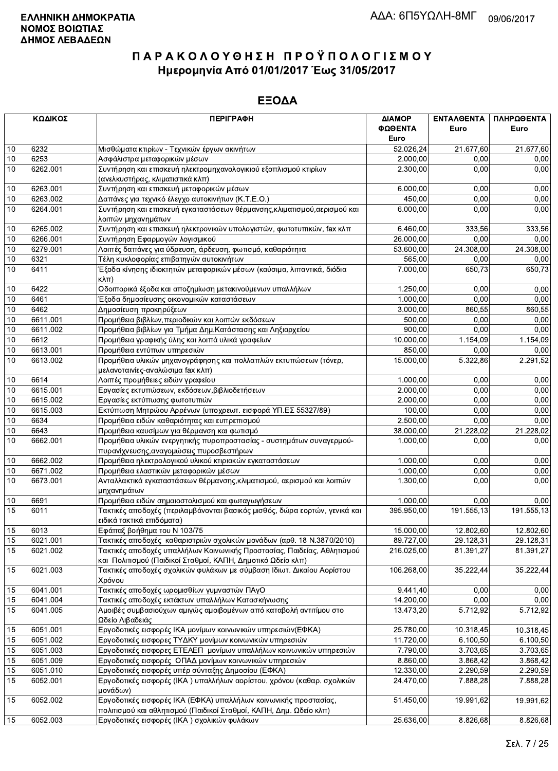**ΕΛΛΗΝΙΚΗ ΔΗΜΟΚΡΑΤΙΑ**
**ΝΟΜΟΣ ΒΟΙΩΤΙΑΣ**
**ΔΗΜΟΣ ΛΕΒΑΔΕΩΝ**

ΑΔΑ: 6Π5ΥΩΛΗ-8ΜΓ 09/06/2017

# ΠΑΡΑΚΟΛΟΥΘΗΣΗ ΠΡΟΫΠΟΛΟΓΙΣΜΟΥ
## Ημερομηνία Από 01/01/2017 Έως 31/05/2017

## ΕΞΟΔΑ

| ΚΩΔΙΚΟΣ | | ΠΕΡΙΓΡΑΦΗ | ΔΙΑΜΟΡΦΩΘΕΝΤΑ Euro | ΕΝΤΑΛΘΕΝΤΑ Euro | ΠΛΗΡΩΘΕΝΤΑ Euro |
|---|---|---|---|---|---|
| 10 | 6232 | Μισθώματα κτιρίων - Τεχνικών έργων ακινήτων | 52.026,24 | 21.677,60 | 21.677,60 |
| 10 | 6253 | Ασφάλιστρα μεταφορικών μέσων | 2.000,00 | 0,00 | 0,00 |
| 10 | 6262.001 | Συντήρηση και επισκευή ηλεκτρομηχανολογικιού εξοπλισμού κτιρίων (ανελκυστήρας, κλιματιστικά κλπ) | 2.300,00 | 0,00 | 0,00 |
| 10 | 6263.001 | Συντήρηση και επισκευή μεταφορικών μέσων | 6.000,00 | 0,00 | 0,00 |
| 10 | 6263.002 | Δαπάνες για τεχνικό έλεγχο αυτοκινήτων (Κ.Τ.Ε.Ο.) | 450,00 | 0,00 | 0,00 |
| 10 | 6264.001 | Συντήρηση και επισκευή εγκαταστάσεων θέρμανσης,κλιματισμού,αερισμού και λοιπών μηχανημάτων | 6.000,00 | 0,00 | 0,00 |
| 10 | 6265.002 | Συντήρηση και επισκευή ηλεκτρονικών υπολογιστών, φωτοτυπικών, fax κλπ | 6.460,00 | 333,56 | 333,56 |
| 10 | 6266.001 | Συντήρηση Εφαρμογών λογισμικού | 26.000,00 | 0,00 | 0,00 |
| 10 | 6279.001 | Λοιπές δαπάνες για ύδρευση, άρδευση, φωτισμό, καθαριότητα | 53.600,00 | 24.308,00 | 24.308,00 |
| 10 | 6321 | Τέλη κυκλοφορίας επιβατηγών αυτοκινήτων | 565,00 | 0,00 | 0,00 |
| 10 | 6411 | Έξοδα κίνησης ιδιοκτητών μεταφορικών μέσων (καύσιμα, λιπαντικά, διόδια κλπ) | 7.000,00 | 650,73 | 650,73 |
| 10 | 6422 | Οδοιπορικά έξοδα και αποζημίωση μετακινούμενων υπαλλήλων | 1.250,00 | 0,00 | 0,00 |
| 10 | 6461 | Έξοδα δημοσίευσης οικονομικών καταστάσεων | 1.000,00 | 0,00 | 0,00 |
| 10 | 6462 | Δημοσίευση προκηρύξεων | 3.000,00 | 860,55 | 860,55 |
| 10 | 6611.001 | Προμήθεια βιβλίων,περιοδικών και λοιπών εκδόσεων | 500,00 | 0,00 | 0,00 |
| 10 | 6611.002 | Προμήθεια βιβλίων για Τμήμα Δημ.Κατάστασης και Ληξιαρχείου | 900,00 | 0,00 | 0,00 |
| 10 | 6612 | Προμήθεια γραφικής ύλης και λοιπά υλικά γραφείων | 10.000,00 | 1.154,09 | 1.154,09 |
| 10 | 6613.001 | Προμήθεια εντύπων υπηρεσιών | 850,00 | 0,00 | 0,00 |
| 10 | 6613.002 | Προμήθεια υλικών μηχανογράφησης και πολλαπλών εκτυπώσεων (τόνερ, μελανοταινίες-αναλώσιμα fax κλπ) | 15.000,00 | 5.322,86 | 2.291,52 |
| 10 | 6614 | Λοιπές προμήθειες ειδών γραφείου | 1.000,00 | 0,00 | 0,00 |
| 10 | 6615.001 | Εργασίες εκτυπώσεων, εκδόσεων,βιβλιοδετήσεων | 2.000,00 | 0,00 | 0,00 |
| 10 | 6615.002 | Εργασίες εκτύπωσης φωτοτυπιών | 2.000,00 | 0,00 | 0,00 |
| 10 | 6615.003 | Εκτύπωση Μητρώου Αρρένων (υποχρεωτ. εισφορά ΥΠ.ΕΣ 55327/89) | 100,00 | 0,00 | 0,00 |
| 10 | 6634 | Προμήθεια ειδών καθαριότητας και ευπρεπισμού | 2.500,00 | 0,00 | 0,00 |
| 10 | 6643 | Προμήθεια καυσίμων για θέρμανση και φωτισμό | 38.000,00 | 21.228,02 | 21.228,02 |
| 10 | 6662.001 | Προμήθεια υλικών ενεργητικής πυροπροστασίας - συστημάτων συναγερμού-πυρανίχνευσης,αναγομώσεις πυροσβεστήρων | 1.000,00 | 0,00 | 0,00 |
| 10 | 6662.002 | Προμήθεια ηλεκτρολογικού υλικού κτιριακών εγκαταστάσεων | 1.000,00 | 0,00 | 0,00 |
| 10 | 6671.002 | Προμήθεια ελαστικών μεταφορικών μέσων | 1.000,00 | 0,00 | 0,00 |
| 10 | 6673.001 | Ανταλλακτικά εγκαταστάσεων θέρμανσης,κλιματισμού, αερισμού και λοιπών μηχανημάτων | 1.300,00 | 0,00 | 0,00 |
| 10 | 6691 | Προμήθεια ειδών σημαιοστολισμού και φωταγωγήσεων | 1.000,00 | 0,00 | 0,00 |
| 15 | 6011 | Τακτικές αποδοχές (περιλαμβάνονται βασικός μισθός, δώρα εορτών, γενικά και ειδικά τακτικά επιδόματα) | 395.950,00 | 191.555,13 | 191.555,13 |
| 15 | 6013 | Εφάπαξ βοήθημα του Ν 103/75 | 15.000,00 | 12.802,60 | 12.802,60 |
| 15 | 6021.001 | Τακτικές αποδοχές καθαριστριών σχολικών μονάδων (αρθ. 18 Ν.3870/2010) | 89.727,00 | 29.128,31 | 29.128,31 |
| 15 | 6021.002 | Τακτικές αποδοχές υπαλλήλων Κοινωνικής Προστασίας, Παιδείας, Αθλητισμού και Πολιτισμού (Παιδικοί Σταθμοί, ΚΑΠΗ, Δημοτικό Ωδείο κλπ) | 216.025,00 | 81.391,27 | 81.391,27 |
| 15 | 6021.003 | Τακτικές αποδοχές σχολικών φυλάκων με σύμβαση Ιδιωτ. Δικαίου Αορίστου Χρόνου | 106.268,00 | 35.222,44 | 35.222,44 |
| 15 | 6041.001 | Τακτικές αποδοχές ωρομισθίων γυμναστών ΠΑγΟ | 9.441,40 | 0,00 | 0,00 |
| 15 | 6041.004 | Τακτικές αποδοχές εκτάκτων υπαλλήλων Κατασκήνωσης | 14.200,00 | 0,00 | 0,00 |
| 15 | 6041.005 | Αμοιβές συμβασιούχων αμιγώς αμοιβομένων από καταβολή αντιτίμου στο Ωδείο Λιβαδειάς | 13.473,20 | 5.712,92 | 5.712,92 |
| 15 | 6051.001 | Εργοδοτικές εισφορές ΙΚΑ μονίμων κοινωνικών υπηρεσιών(ΕΦΚΑ) | 25.780,00 | 10.318,45 | 10.318,45 |
| 15 | 6051.002 | Εργοδοτικές εισφορες ΤΥΔΚΥ μονίμων κοινωνικών υπηρεσιών | 11.720,00 | 6.100,50 | 6.100,50 |
| 15 | 6051.003 | Εργοδοτικές εισφορές ΕΤΕΑΕΠ μονίμων υπαλλήλων κοινωνικών υπηρεσιών | 7.790,00 | 3.703,65 | 3.703,65 |
| 15 | 6051.009 | Εργοδοτικές εισφορές ΟΠΑΔ μονίμων κοινωνικών υπηρεσιών | 8.860,00 | 3.868,42 | 3.868,42 |
| 15 | 6051.010 | Εργοδοτικές εισφορές υπέρ σύνταξης Δημοσίου (ΕΦΚΑ) | 12.330,00 | 2.290,59 | 2.290,59 |
| 15 | 6052.001 | Εργοδοτικές εισφορές (ΙΚΑ ) υπαλλήλων αορίστου. χρόνου (καθαρ. σχολικών μονάδων) | 24.470,00 | 7.888,28 | 7.888,28 |
| 15 | 6052.002 | Εργοδοτικές εισφορές ΙΚΑ (ΕΦΚΑ) υπαλλήλων κοινωνικής προστασίας, πολιτισμού και αθλητισμού (Παιδικοί Σταθμοί, ΚΑΠΗ, Δημ. Ωδείο κλπ) | 51.450,00 | 19.991,62 | 19.991,62 |
| 15 | 6052.003 | Εργοδοτικές εισφορές (ΙΚΑ ) σχολικών φυλάκων | 25.636,00 | 8.826,68 | 8.826,68 |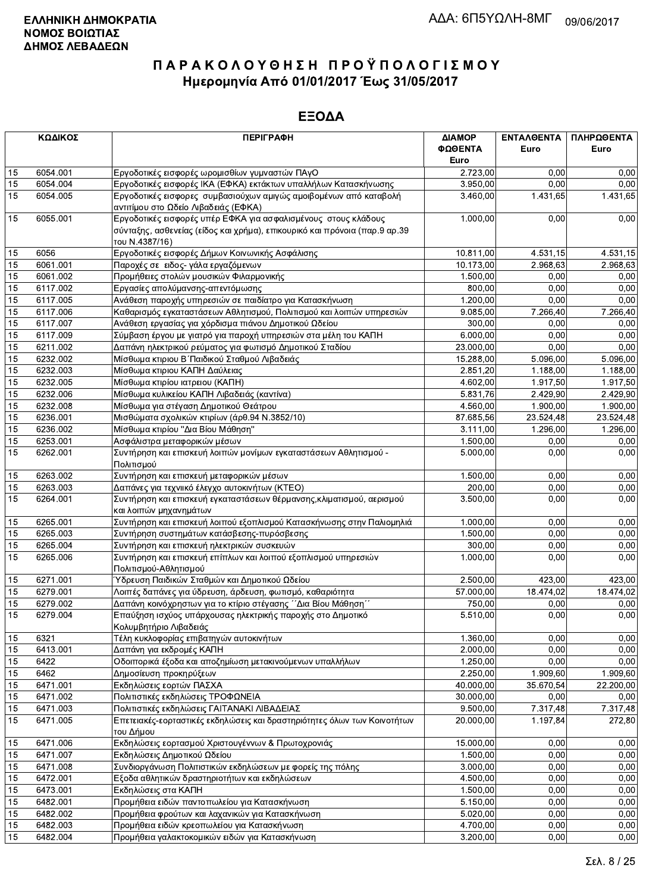**ΕΛΛΗΝΙΚΗ ΔΗΜΟΚΡΑΤΙΑ**
**ΝΟΜΟΣ ΒΟΙΩΤΙΑΣ**
**ΔΗΜΟΣ ΛΕΒΑΔΕΩΝ**

ΑΔΑ: 6Π5ΥΩΛΗ-8ΜΓ 09/06/2017

# ΠΑΡΑΚΟΛΟΥΘΗΣΗ ΠΡΟΫΠΟΛΟΓΙΣΜΟΥ
## Ημερομηνία Από 01/01/2017 Έως 31/05/2017

## ΕΞΟΔΑ

| ΚΩΔΙΚΟΣ | | ΠΕΡΙΓΡΑΦΗ | ΔΙΑΜΟΡ ΦΩΘΕΝΤΑ Euro | ΕΝΤΑΛΘΕΝΤΑ Euro | ΠΛΗΡΩΘΕΝΤΑ Euro |
|---|---|---|---|---|---|
| 15 | 6054.001 | Εργοδοτικές εισφορές ωρομισθίων γυμναστών ΠΑγΟ | 2.723,00 | 0,00 | 0,00 |
| 15 | 6054.004 | Εργοδοτικές εισφορές ΙΚΑ (ΕΦΚΑ) εκτάκτων υπαλλήλων Κατασκήνωσης | 3.950,00 | 0,00 | 0,00 |
| 15 | 6054.005 | Εργοδοτικές εισφορές συμβασιούχων αμιγώς αμοιβομένων από καταβολή αντιτίμου στο Ωδείο Λιβαδειάς (ΕΦΚΑ) | 3.460,00 | 1.431,65 | 1.431,65 |
| 15 | 6055.001 | Εργοδοτικές εισφορές υπέρ ΕΦΚΑ για ασφαλισμένους στους κλάδους σύνταξης, ασθενείας (είδος και χρήμα), επικουρικό και πρόνοια (παρ.9 αρ.39 του Ν.4387/16) | 1.000,00 | 0,00 | 0,00 |
| 15 | 6056 | Εργοδοτικές εισφορές Δήμων Κοινωνικής Ασφάλισης | 10.811,00 | 4.531,15 | 4.531,15 |
| 15 | 6061.001 | Παροχές σε ειδος- γάλα εργαζόμενων | 10.173,00 | 2.968,63 | 2.968,63 |
| 15 | 6061.002 | Προμήθειες στολών μουσικών Φιλαρμονικής | 1.500,00 | 0,00 | 0,00 |
| 15 | 6117.002 | Εργασίες απολύμανσης-απεντόμωσης | 800,00 | 0,00 | 0,00 |
| 15 | 6117.005 | Ανάθεση παροχής υπηρεσιών σε παιδίατρο για Κατασκήνωση | 1.200,00 | 0,00 | 0,00 |
| 15 | 6117.006 | Καθαρισμός εγκαταστάσεων Αθλητισμού, Πολιτισμού και λοιπών υπηρεσιών | 9.085,00 | 7.266,40 | 7.266,40 |
| 15 | 6117.007 | Ανάθεση εργασίας για χόρδισμα πιάνου Δημοτικού Ωδείου | 300,00 | 0,00 | 0,00 |
| 15 | 6117.009 | Σύμβαση έργου με γιατρό για παροχή υπηρεσιών στα μέλη του ΚΑΠΗ | 6.000,00 | 0,00 | 0,00 |
| 15 | 6211.002 | Δαπάνη ηλεκτρικού ρεύματος για φωτισμό Δημοτικού Σταδίου | 23.000,00 | 0,00 | 0,00 |
| 15 | 6232.002 | Μίσθωμα κτιριου Β΄Παιδικού Σταθμού Λιβαδειάς | 15.288,00 | 5.096,00 | 5.096,00 |
| 15 | 6232.003 | Μίσθωμα κτιριου ΚΑΠΗ Δαύλειας | 2.851,20 | 1.188,00 | 1.188,00 |
| 15 | 6232.005 | Μίσθωμα κτιρίου ιατρειου (ΚΑΠΗ) | 4.602,00 | 1.917,50 | 1.917,50 |
| 15 | 6232.006 | Μίσθωμα κυλικείου ΚΑΠΗ Λιβαδειάς (καντίνα) | 5.831,76 | 2.429,90 | 2.429,90 |
| 15 | 6232.008 | Μίσθωμα για στέγαση Δημοτικού Θεάτρου | 4.560,00 | 1.900,00 | 1.900,00 |
| 15 | 6236.001 | Μισθώματα σχολικών κτιρίων (άρθ.94 Ν.3852/10) | 87.685,56 | 23.524,48 | 23.524,48 |
| 15 | 6236.002 | Μίσθωμα κτιρίου "Δια Βίου Μάθηση" | 3.111,00 | 1.296,00 | 1.296,00 |
| 15 | 6253.001 | Ασφάλιστρα μεταφορικών μέσων | 1.500,00 | 0,00 | 0,00 |
| 15 | 6262.001 | Συντήρηση και επισκευή λοιπών μονίμων εγκαταστάσεων Αθλητισμού - Πολιτισμού | 5.000,00 | 0,00 | 0,00 |
| 15 | 6263.002 | Συντήρηση και επισκευή μεταφορικών μέσων | 1.500,00 | 0,00 | 0,00 |
| 15 | 6263.003 | Δαπάνες για τεχνιικό έλεγχο αυτοκινήτων (ΚΤΕΟ) | 200,00 | 0,00 | 0,00 |
| 15 | 6264.001 | Συντήρηση και επισκευή εγκαταστάσεων θέρμανσης,κλιματισμού, αερισμού και λοιπών μηχανημάτων | 3.500,00 | 0,00 | 0,00 |
| 15 | 6265.001 | Συντήρηση και επισκευή λοιπού εξοπλισμού Κατασκήνωσης στην Παλιομηλιά | 1.000,00 | 0,00 | 0,00 |
| 15 | 6265.003 | Συντήρηση συστημάτων κατάσβεσης-πυρόσβεσης | 1.500,00 | 0,00 | 0,00 |
| 15 | 6265.004 | Συντήρηση και επισκευή ηλεκτρικών συσκευών | 300,00 | 0,00 | 0,00 |
| 15 | 6265.006 | Συντήρηση και επισκευή επίπλων και λοιπού εξοπλισμού υπηρεσιών Πολιτισμού-Αθλητισμού | 1.000,00 | 0,00 | 0,00 |
| 15 | 6271.001 | Ύδρευση Παιδικών Σταθμών και Δημοτικού Ωδείου | 2.500,00 | 423,00 | 423,00 |
| 15 | 6279.001 | Λοιπές δαπάνες για ύδρευση, άρδευση, φωτισμό, καθαριότητα | 57.000,00 | 18.474,02 | 18.474,02 |
| 15 | 6279.002 | Δαπάνη κοινόχρηστων για το κτίριο στέγασης ΄΄Δια Βίου Μάθηση΄΄ | 750,00 | 0,00 | 0,00 |
| 15 | 6279.004 | Επαύξηση ισχύος υπάρχουσας ηλεκτρικής παροχής στο Δημοτικό Κολυμβητήριο Λιβαδειάς | 5.510,00 | 0,00 | 0,00 |
| 15 | 6321 | Τέλη κυκλοφορίας επιβατηγών αυτοκινήτων | 1.360,00 | 0,00 | 0,00 |
| 15 | 6413.001 | Δαπάνη για εκδρομές ΚΑΠΗ | 2.000,00 | 0,00 | 0,00 |
| 15 | 6422 | Οδοιπορικά έξοδα και αποζημίωση μετακινούμενων υπαλλήλων | 1.250,00 | 0,00 | 0,00 |
| 15 | 6462 | Δημοσίευση προκηρύξεων | 2.250,00 | 1.909,60 | 1.909,60 |
| 15 | 6471.001 | Εκδηλώσεις εορτών ΠΑΣΧΑ | 40.000,00 | 35.670,54 | 22.200,00 |
| 15 | 6471.002 | Πολιτιστικές εκδηλώσεις ΤΡΟΦΩΝΕΙΑ | 30.000,00 | 0,00 | 0,00 |
| 15 | 6471.003 | Πολιτιστικές εκδηλώσεις ΓΑΙΤΑΝΑΚΙ ΛΙΒΑΔΕΙΑΣ | 9.500,00 | 7.317,48 | 7.317,48 |
| 15 | 6471.005 | Επετειακές-εορταστικές εκδηλώσεις και δραστηριότητες όλων των Κοινοτήτων του Δήμου | 20.000,00 | 1.197,84 | 272,80 |
| 15 | 6471.006 | Εκδηλώσεις εορτασμού Χριστουγέννων & Πρωτοχρονιάς | 15.000,00 | 0,00 | 0,00 |
| 15 | 6471.007 | Εκδηλώσεις Δημοτικού Ωδείου | 1.500,00 | 0,00 | 0,00 |
| 15 | 6471.008 | Συνδιοργάνωση Πολιτιστικών εκδηλώσεων με φορείς της πόλης | 3.000,00 | 0,00 | 0,00 |
| 15 | 6472.001 | Εξοδα αθλητικών δραστηριοτήτων και εκδηλώσεων | 4.500,00 | 0,00 | 0,00 |
| 15 | 6473.001 | Εκδηλώσεις στα ΚΑΠΗ | 1.500,00 | 0,00 | 0,00 |
| 15 | 6482.001 | Προμήθεια ειδών παντοπωλείου για Κατασκήνωση | 5.150,00 | 0,00 | 0,00 |
| 15 | 6482.002 | Προμήθεια φρούτων και λαχανικών για Κατασκήνωση | 5.020,00 | 0,00 | 0,00 |
| 15 | 6482.003 | Προμήθεια ειδών κρεοπωλείου για Κατασκήνωση | 4.700,00 | 0,00 | 0,00 |
| 15 | 6482.004 | Προμήθεια γαλακτοκομικών ειδών για Κατασκήνωση | 3.200,00 | 0,00 | 0,00 |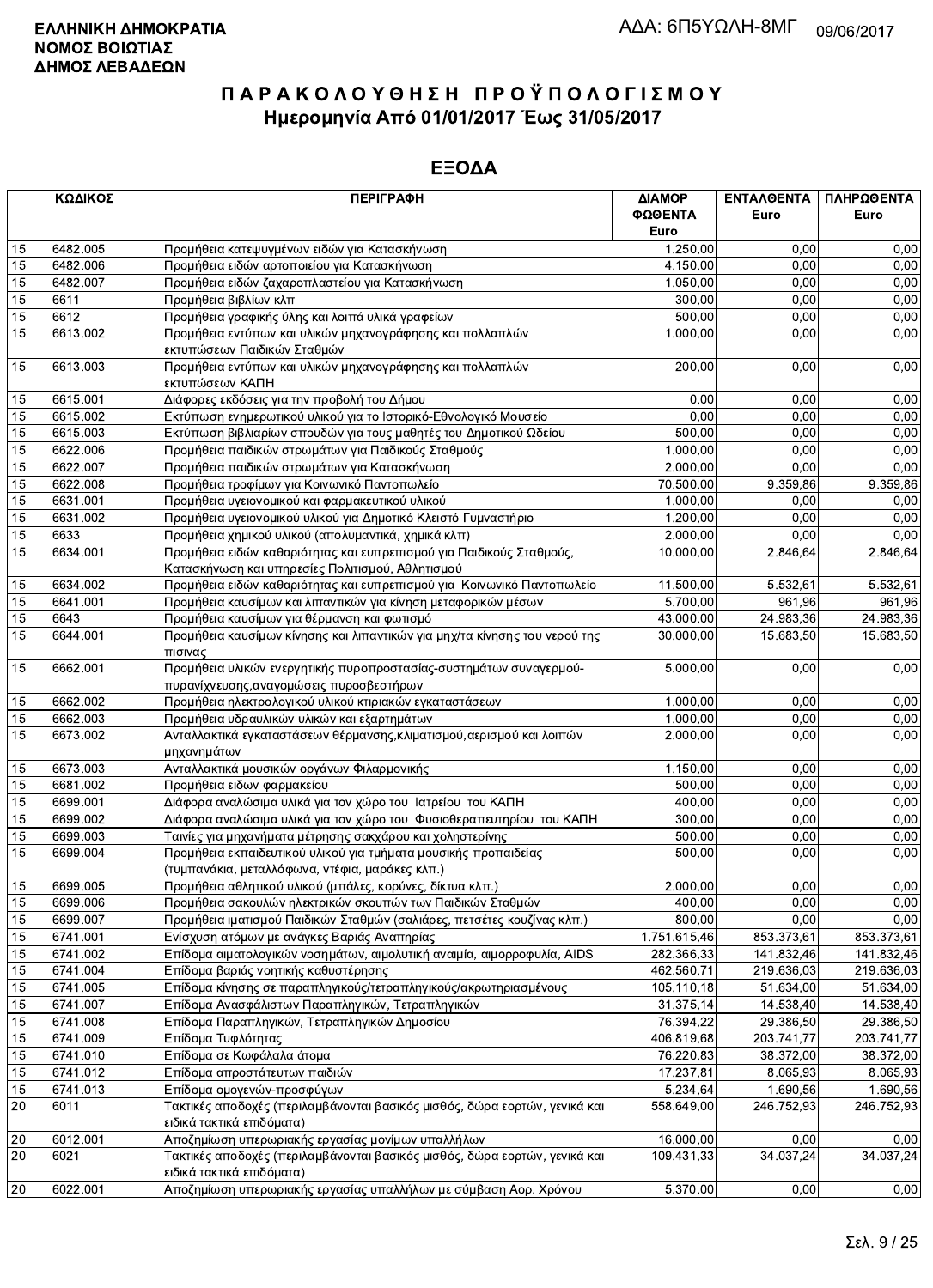ΕΛΛΗΝΙΚΗ ΔΗΜΟΚΡΑΤΙΑ
ΝΟΜΟΣ ΒΟΙΩΤΙΑΣ
ΔΗΜΟΣ ΛΕΒΑΔΕΩΝ

ΑΔΑ: 6Π5ΥΩΛΗ-8ΜΓ 09/06/2017

# ΠΑΡΑΚΟΛΟΥΘΗΣΗ ΠΡΟΫΠΟΛΟΓΙΣΜΟΥ
## Ημερομηνία Από 01/01/2017 Έως 31/05/2017

## ΕΞΟΔΑ

| ΚΩΔΙΚΟΣ | | ΠΕΡΙΓΡΑΦΗ | ΔΙΑΜΟΡΦΩΘΕΝΤΑ Euro | ΕΝΤΑΛΘΕΝΤΑ Euro | ΠΛΗΡΩΘΕΝΤΑ Euro |
|---|---|---|---|---|---|
| 15 | 6482.005 | Προμήθεια κατεψυγμένων ειδών για Κατασκήνωση | 1.250,00 | 0,00 | 0,00 |
| 15 | 6482.006 | Προμήθεια ειδών αρτοποιείου για Κατασκήνωση | 4.150,00 | 0,00 | 0,00 |
| 15 | 6482.007 | Προμήθεια ειδών ζαχαροπλαστείου για Κατασκήνωση | 1.050,00 | 0,00 | 0,00 |
| 15 | 6611 | Προμήθεια βιβλίων κλπ | 300,00 | 0,00 | 0,00 |
| 15 | 6612 | Προμήθεια γραφικής ύλης και λοιπά υλικά γραφείων | 500,00 | 0,00 | 0,00 |
| 15 | 6613.002 | Προμήθεια εντύπων και υλικών μηχανογράφησης και πολλαπλών εκτυπώσεων Παιδικών Σταθμών | 1.000,00 | 0,00 | 0,00 |
| 15 | 6613.003 | Προμήθεια εντύπων και υλικών μηχανογράφησης και πολλαπλών εκτυπώσεων ΚΑΠΗ | 200,00 | 0,00 | 0,00 |
| 15 | 6615.001 | Διάφορες εκδόσεις για την προβολή του Δήμου | 0,00 | 0,00 | 0,00 |
| 15 | 6615.002 | Εκτύπωση ενημερωτικού υλικού για το Ιστορικό-Εθνολογικό Μουσείο | 0,00 | 0,00 | 0,00 |
| 15 | 6615.003 | Εκτύπωση βιβλιαρίων σπουδών για τους μαθητές του Δημοτικού Ωδείου | 500,00 | 0,00 | 0,00 |
| 15 | 6622.006 | Προμήθεια παιδικών στρωμάτων για Παιδικούς Σταθμούς | 1.000,00 | 0,00 | 0,00 |
| 15 | 6622.007 | Προμήθεια παιδικών στρωμάτων για Κατασκήνωση | 2.000,00 | 0,00 | 0,00 |
| 15 | 6622.008 | Προμήθεια τροφίμων για Κοινωνικό Παντοπωλείο | 70.500,00 | 9.359,86 | 9.359,86 |
| 15 | 6631.001 | Προμήθεια υγειονομικού και φαρμακευτικού υλικού | 1.000,00 | 0,00 | 0,00 |
| 15 | 6631.002 | Προμήθεια υγειονομικού υλικού για Δημοτικό Κλειστό Γυμναστήριο | 1.200,00 | 0,00 | 0,00 |
| 15 | 6633 | Προμήθεια χημικού υλικού (απολυμαντικά, χημικά κλπ) | 2.000,00 | 0,00 | 0,00 |
| 15 | 6634.001 | Προμήθεια ειδών καθαριότητας και ευπρεπισμού για Παιδικούς Σταθμούς, Κατασκήνωση και υπηρεσίες Πολιτισμού, Αθλητισμού | 10.000,00 | 2.846,64 | 2.846,64 |
| 15 | 6634.002 | Προμήθεια ειδών καθαριότητας και ευπρεπισμού για Κοινωνικό Παντοπωλείο | 11.500,00 | 5.532,61 | 5.532,61 |
| 15 | 6641.001 | Προμήθεια καυσίμων και λιπαντικών για κίνηση μεταφορικών μέσων | 5.700,00 | 961,96 | 961,96 |
| 15 | 6643 | Προμήθεια καυσίμων για θέρμανση και φωτισμό | 43.000,00 | 24.983,36 | 24.983,36 |
| 15 | 6644.001 | Προμήθεια καυσίμων κίνησης και λιπαντικών για μηχ/τα κίνησης του νερού της πισινας | 30.000,00 | 15.683,50 | 15.683,50 |
| 15 | 6662.001 | Προμήθεια υλικών ενεργητικής πυροπροστασίας-συστημάτων συναγερμού-πυρανίχνευσης,αναγομώσεις πυροσβεστήρων | 5.000,00 | 0,00 | 0,00 |
| 15 | 6662.002 | Προμήθεια ηλεκτρολογικού υλικού κτιριακών εγκαταστάσεων | 1.000,00 | 0,00 | 0,00 |
| 15 | 6662.003 | Προμήθεια υδραυλικών υλικών και εξαρτημάτων | 1.000,00 | 0,00 | 0,00 |
| 15 | 6673.002 | Ανταλλακτικά εγκαταστάσεων θέρμανσης,κλιματισμού,αερισμού και λοιπών μηχανημάτων | 2.000,00 | 0,00 | 0,00 |
| 15 | 6673.003 | Ανταλλακτικά μουσικών οργάνων Φιλαρμονικής | 1.150,00 | 0,00 | 0,00 |
| 15 | 6681.002 | Προμήθεια ειδων φαρμακείου | 500,00 | 0,00 | 0,00 |
| 15 | 6699.001 | Διάφορα αναλώσιμα υλικά για τον χώρο του Ιατρείου του ΚΑΠΗ | 400,00 | 0,00 | 0,00 |
| 15 | 6699.002 | Διάφορα αναλώσιμα υλικά για τον χώρο του Φυσιοθεραπευτηρίου του ΚΑΠΗ | 300,00 | 0,00 | 0,00 |
| 15 | 6699.003 | Ταινίες για μηχανήματα μέτρησης σακχάρου και χοληστερίνης | 500,00 | 0,00 | 0,00 |
| 15 | 6699.004 | Προμήθεια εκπαιδευτικού υλικού για τμήματα μουσικής προπαιδείας (τυμπανάκια, μεταλλόφωνα, ντέφια, μαράκες κλπ.) | 500,00 | 0,00 | 0,00 |
| 15 | 6699.005 | Προμήθεια αθλητικού υλικού (μπάλες, κορύνες, δίκτυα κλπ.) | 2.000,00 | 0,00 | 0,00 |
| 15 | 6699.006 | Προμήθεια σακουλών ηλεκτρικών σκουπών των Παιδικών Σταθμών | 400,00 | 0,00 | 0,00 |
| 15 | 6699.007 | Προμήθεια ιματισμού Παιδικών Σταθμών (σαλιάρες, πετσέτες κουζίνας κλπ.) | 800,00 | 0,00 | 0,00 |
| 15 | 6741.001 | Ενίσχυση ατόμων με ανάγκες Βαριάς Αναπηρίας | 1.751.615,46 | 853.373,61 | 853.373,61 |
| 15 | 6741.002 | Επίδομα αιματολογικών νοσημάτων, αιμολυτική αναιμία, αιμορροφυλία, AIDS | 282.366,33 | 141.832,46 | 141.832,46 |
| 15 | 6741.004 | Επίδομα βαριάς νοητικής καθυστέρησης | 462.560,71 | 219.636,03 | 219.636,03 |
| 15 | 6741.005 | Επίδομα κίνησης σε παραπληγικούς/τετραπληγικούς/ακρωτηριασμένους | 105.110,18 | 51.634,00 | 51.634,00 |
| 15 | 6741.007 | Επίδομα Ανασφάλιστων Παραπληγικών, Τετραπληγικών | 31.375,14 | 14.538,40 | 14.538,40 |
| 15 | 6741.008 | Επίδομα Παραπληγικών, Τετραπληγικών Δημοσίου | 76.394,22 | 29.386,50 | 29.386,50 |
| 15 | 6741.009 | Επίδομα Τυφλότητας | 406.819,68 | 203.741,77 | 203.741,77 |
| 15 | 6741.010 | Επίδομα σε Κωφάλαλα άτομα | 76.220,83 | 38.372,00 | 38.372,00 |
| 15 | 6741.012 | Επίδομα απροστάτευτων παιδιών | 17.237,81 | 8.065,93 | 8.065,93 |
| 15 | 6741.013 | Επίδομα ομογενών-προσφύγων | 5.234,64 | 1.690,56 | 1.690,56 |
| 20 | 6011 | Τακτικές αποδοχές (περιλαμβάνονται βασικός μισθός, δώρα εορτών, γενικά και ειδικά τακτικά επιδόματα) | 558.649,00 | 246.752,93 | 246.752,93 |
| 20 | 6012.001 | Αποζημίωση υπερωριακής εργασίας μονίμων υπαλλήλων | 16.000,00 | 0,00 | 0,00 |
| 20 | 6021 | Τακτικές αποδοχές (περιλαμβάνονται βασικός μισθός, δώρα εορτών, γενικά και ειδικά τακτικά επιδόματα) | 109.431,33 | 34.037,24 | 34.037,24 |
| 20 | 6022.001 | Αποζημίωση υπερωριακής εργασίας υπαλλήλων με σύμβαση Αορ. Χρόνου | 5.370,00 | 0,00 | 0,00 |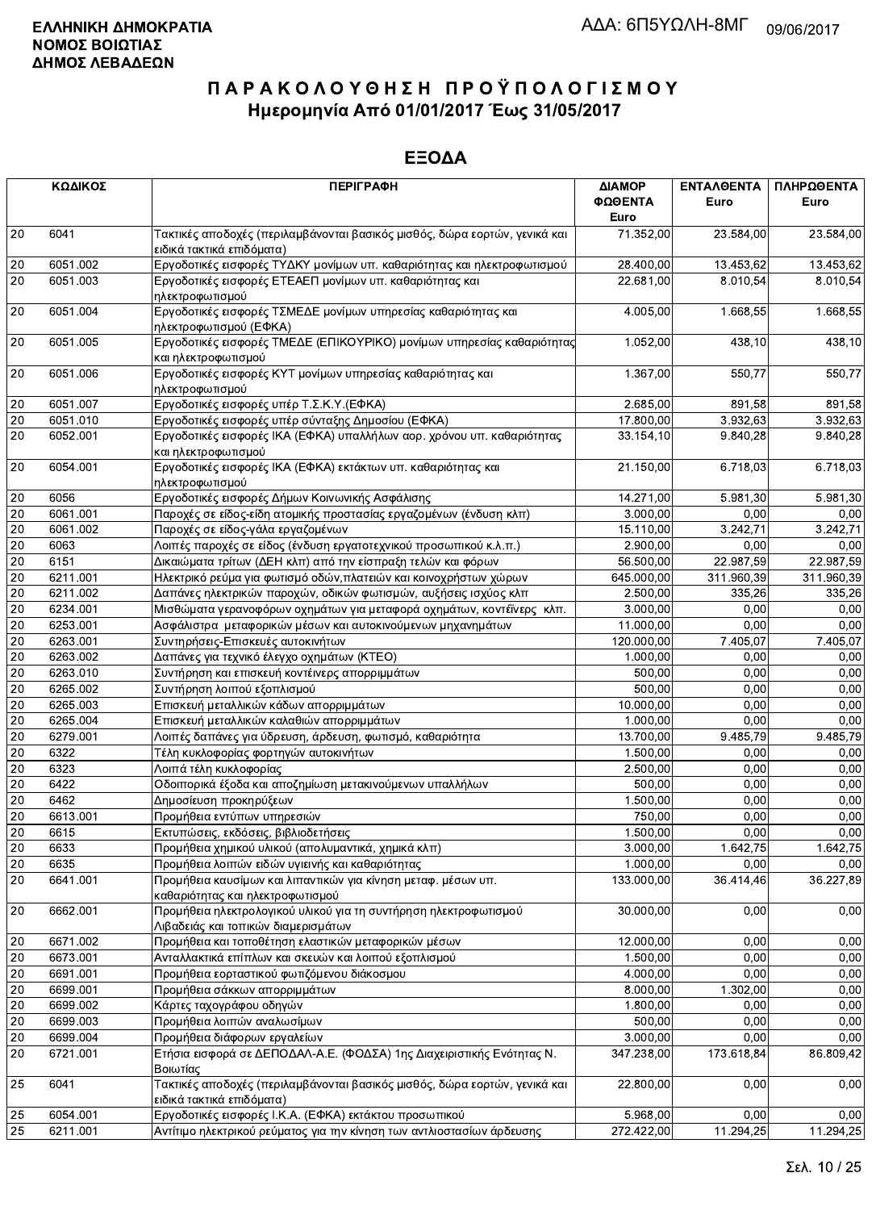**ΕΛΛΗΝΙΚΗ ΔΗΜΟΚΡΑΤΙΑ**
**ΝΟΜΟΣ ΒΟΙΩΤΙΑΣ**
**ΔΗΜΟΣ ΛΕΒΑΔΕΩΝ**

ΑΔΑ: 6Π5ΥΩΛΗ-8ΜΓ 09/06/2017

# ΠΑΡΑΚΟΛΟΥΘΗΣΗ ΠΡΟΫΠΟΛΟΓΙΣΜΟΥ
## Ημερομηνία Από 01/01/2017 Έως 31/05/2017

## ΕΞΟΔΑ

| ΚΩΔΙΚΟΣ | | ΠΕΡΙΓΡΑΦΗ | ΔΙΑΜΟΡΦΩΘΕΝΤΑ Euro | ΕΝΤΑΛΘΕΝΤΑ Euro | ΠΛΗΡΩΘΕΝΤΑ Euro |
|---|---|---|---|---|---|
| 20 | 6041 | Τακτικές αποδοχές (περιλαμβάνονται βασικός μισθός, δώρα εορτών, γενικά και ειδικά τακτικά επιδόματα) | 71.352,00 | 23.584,00 | 23.584,00 |
| 20 | 6051.002 | Εργοδοτικές εισφορές ΤΥΔΚΥ μονίμων υπ. καθαριότητας και ηλεκτροφωτισμού | 28.400,00 | 13.453,62 | 13.453,62 |
| 20 | 6051.003 | Εργοδοτικές εισφορές ΕΤΕΑΕΠ μονίμων υπ. καθαριότητας και ηλεκτροφωτισμού | 22.681,00 | 8.010,54 | 8.010,54 |
| 20 | 6051.004 | Εργοδοτικές εισφορές ΤΣΜΕΔΕ μονίμων υπηρεσίας καθαριότητας και ηλεκτροφωτισμού (ΕΦΚΑ) | 4.005,00 | 1.668,55 | 1.668,55 |
| 20 | 6051.005 | Εργοδοτικές εισφορές ΤΜΕΔΕ (ΕΠΙΚΟΥΡΙΚΟ) μονίμων υπηρεσίας καθαριότητας και ηλεκτροφωτισμού | 1.052,00 | 438,10 | 438,10 |
| 20 | 6051.006 | Εργοδοτικές εισφορές ΚΥΤ μονίμων υπηρεσίας καθαριότητας και ηλεκτροφωτισμού | 1.367,00 | 550,77 | 550,77 |
| 20 | 6051.007 | Εργοδοτικές εισφορές υπέρ Τ.Σ.Κ.Υ.(ΕΦΚΑ) | 2.685,00 | 891,58 | 891,58 |
| 20 | 6051.010 | Εργοδοτικές εισφορές υπέρ σύνταξης Δημοσίου (ΕΦΚΑ) | 17.800,00 | 3.932,63 | 3.932,63 |
| 20 | 6052.001 | Εργοδοτικές εισφορές ΙΚΑ (ΕΦΚΑ) υπαλλήλων αορ. χρόνου υπ. καθαριότητας και ηλεκτροφωτισμού | 33.154,10 | 9.840,28 | 9.840,28 |
| 20 | 6054.001 | Εργοδοτικές εισφορές ΙΚΑ (ΕΦΚΑ) εκτάκτων υπ. καθαριότητας και ηλεκτροφωτισμού | 21.150,00 | 6.718,03 | 6.718,03 |
| 20 | 6056 | Εργοδοτικές εισφορές Δήμων Κοινωνικής Ασφάλισης | 14.271,00 | 5.981,30 | 5.981,30 |
| 20 | 6061.001 | Παροχές σε είδος-είδη ατομικής προστασίας εργαζομένων (ένδυση κλπ) | 3.000,00 | 0,00 | 0,00 |
| 20 | 6061.002 | Παροχές σε είδος-γάλα εργαζομένων | 15.110,00 | 3.242,71 | 3.242,71 |
| 20 | 6063 | Λοιπές παροχές σε είδος (ένδυση εργατοτεχνικού προσωπικού κ.λ.π.) | 2.900,00 | 0,00 | 0,00 |
| 20 | 6151 | Δικαιώματα τρίτων (ΔΕΗ κλπ) από την είσπραξη τελών και φόρων | 56.500,00 | 22.987,59 | 22.987,59 |
| 20 | 6211.001 | Ηλεκτρικό ρεύμα για φωτισμό οδών,πλατειών και κοινοχρήστων χώρων | 645.000,00 | 311.960,39 | 311.960,39 |
| 20 | 6211.002 | Δαπάνες ηλεκτρικών παροχών, οδικών φωτισμών, αυξήσεις ισχύος κλπ | 2.500,00 | 335,26 | 335,26 |
| 20 | 6234.001 | Μισθώματα γερανοφόρων οχημάτων για μεταφορά οχημάτων, κοντέϊνερς κλπ. | 3.000,00 | 0,00 | 0,00 |
| 20 | 6253.001 | Ασφάλιστρα μεταφορικών μέσων και αυτοκινούμενων μηχανημάτων | 11.000,00 | 0,00 | 0,00 |
| 20 | 6263.001 | Συντηρήσεις-Επισκευές αυτοκινήτων | 120.000,00 | 7.405,07 | 7.405,07 |
| 20 | 6263.002 | Δαπάνες για τεχνικό έλεγχο οχημάτων (ΚΤΕΟ) | 1.000,00 | 0,00 | 0,00 |
| 20 | 6263.010 | Συντήρηση και επισκευή κοντέινερς απορριμμάτων | 500,00 | 0,00 | 0,00 |
| 20 | 6265.002 | Συντήρηση λοιπού εξοπλισμού | 500,00 | 0,00 | 0,00 |
| 20 | 6265.003 | Επισκευή μεταλλικών κάδων απορριμμάτων | 10.000,00 | 0,00 | 0,00 |
| 20 | 6265.004 | Επισκευή μεταλλικών καλαθιών απορριμμάτων | 1.000,00 | 0,00 | 0,00 |
| 20 | 6279.001 | Λοιπές δαπάνες για ύδρευση, άρδευση, φωτισμό, καθαριότητα | 13.700,00 | 9.485,79 | 9.485,79 |
| 20 | 6322 | Τέλη κυκλοφορίας φορτηγών αυτοκινήτων | 1.500,00 | 0,00 | 0,00 |
| 20 | 6323 | Λοιπά τέλη κυκλοφορίας | 2.500,00 | 0,00 | 0,00 |
| 20 | 6422 | Οδοιπορικά έξοδα και αποζημίωση μετακινούμενων υπαλλήλων | 500,00 | 0,00 | 0,00 |
| 20 | 6462 | Δημοσίευση προκηρύξεων | 1.500,00 | 0,00 | 0,00 |
| 20 | 6613.001 | Προμήθεια εντύπων υπηρεσιών | 750,00 | 0,00 | 0,00 |
| 20 | 6615 | Εκτυπώσεις, εκδόσεις, βιβλιοδετήσεις | 1.500,00 | 0,00 | 0,00 |
| 20 | 6633 | Προμήθεια χημικού υλικού (απολυμαντικά, χημικά κλπ) | 3.000,00 | 1.642,75 | 1.642,75 |
| 20 | 6635 | Προμήθεια λοιπών ειδών υγιεινής και καθαριότητας | 1.000,00 | 0,00 | 0,00 |
| 20 | 6641.001 | Προμήθεια καυσίμων και λιπαντικών για κίνηση μεταφ. μέσων υπ. καθαριότητας και ηλεκτροφωτισμού | 133.000,00 | 36.414,46 | 36.227,89 |
| 20 | 6662.001 | Προμήθεια ηλεκτρολογικού υλικού για τη συντήρηση ηλεκτροφωτισμού Λιβαδειάς και τοπικών διαμερισμάτων | 30.000,00 | 0,00 | 0,00 |
| 20 | 6671.002 | Προμήθεια και τοποθέτηση ελαστικών μεταφορικών μέσων | 12.000,00 | 0,00 | 0,00 |
| 20 | 6673.001 | Ανταλλακτικά επίπλων και σκευών και λοιπού εξοπλισμού | 1.500,00 | 0,00 | 0,00 |
| 20 | 6691.001 | Προμήθεια εορταστικού φωτιζόμενου διάκοσμου | 4.000,00 | 0,00 | 0,00 |
| 20 | 6699.001 | Προμήθεια σάκκων απορριμμάτων | 8.000,00 | 1.302,00 | 0,00 |
| 20 | 6699.002 | Κάρτες ταχογράφου οδηγών | 1.800,00 | 0,00 | 0,00 |
| 20 | 6699.003 | Προμήθεια λοιπών αναλωσίμων | 500,00 | 0,00 | 0,00 |
| 20 | 6699.004 | Προμήθεια διάφορων εργαλείων | 3.000,00 | 0,00 | 0,00 |
| 20 | 6721.001 | Ετήσια εισφορά σε ΔΕΠΟΔΑΛ-Α.Ε. (ΦΟΔΣΑ) 1ης Διαχειριστικής Ενότητας Ν. Βοιωτίας | 347.238,00 | 173.618,84 | 86.809,42 |
| 25 | 6041 | Τακτικές αποδοχές (περιλαμβάνονται βασικός μισθός, δώρα εορτών, γενικά και ειδικά τακτικά επιδόματα) | 22.800,00 | 0,00 | 0,00 |
| 25 | 6054.001 | Εργοδοτικές εισφορές Ι.Κ.Α. (ΕΦΚΑ) εκτάκτου προσωπικού | 5.968,00 | 0,00 | 0,00 |
| 25 | 6211.001 | Αντίτιμο ηλεκτρικού ρεύματος για την κίνηση των αντλιοστασίων άρδευσης | 272.422,00 | 11.294,25 | 11.294,25 |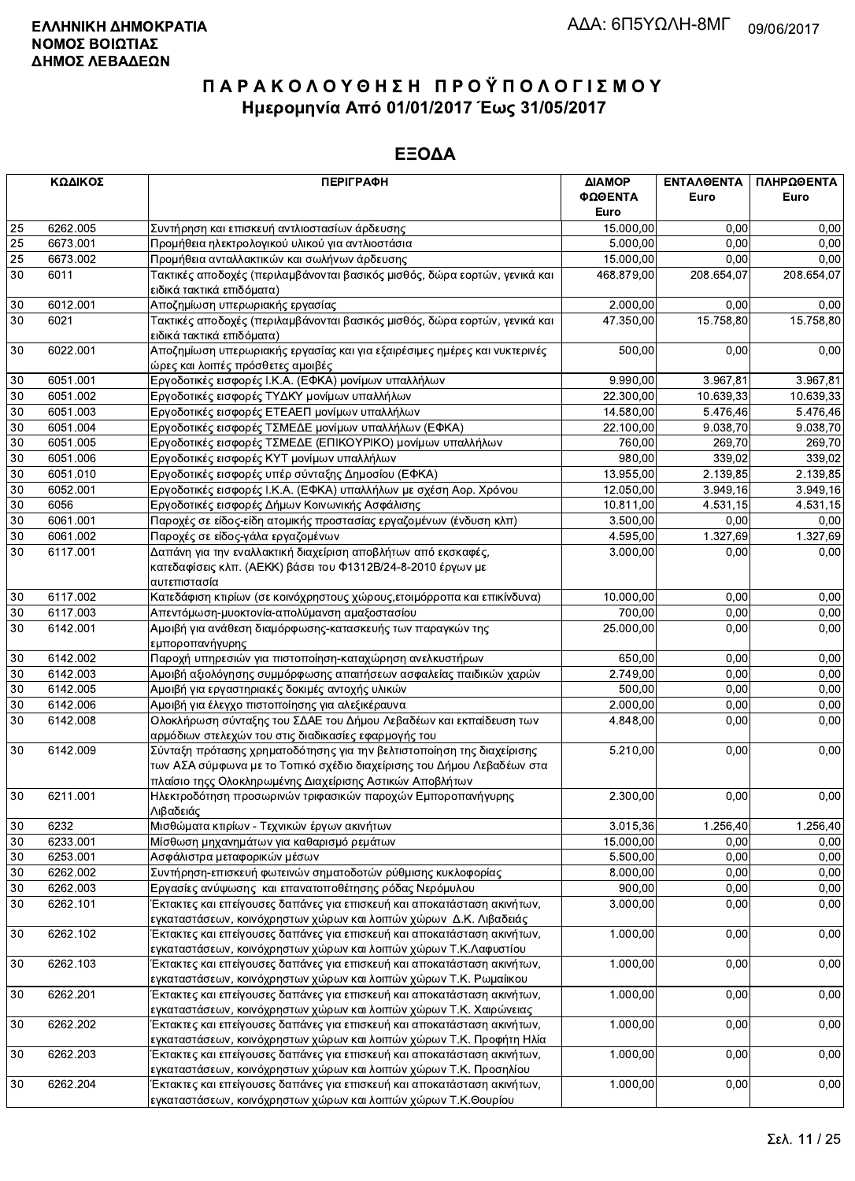**ΕΛΛΗΝΙΚΗ ΔΗΜΟΚΡΑΤΙΑ**
**ΝΟΜΟΣ ΒΟΙΩΤΙΑΣ**
**ΔΗΜΟΣ ΛΕΒΑΔΕΩΝ**

ΑΔΑ: 6Π5ΥΩΛΗ-8ΜΓ 09/06/2017

# ΠΑΡΑΚΟΛΟΥΘΗΣΗ ΠΡΟΫΠΟΛΟΓΙΣΜΟΥ

## Ημερομηνία Από 01/01/2017 Έως 31/05/2017

## ΕΞΟΔΑ

| ΚΩΔΙΚΟΣ | | ΠΕΡΙΓΡΑΦΗ | ΔΙΑΜΟΡΦΩΘΕΝΤΑ Euro | ΕΝΤΑΛΘΕΝΤΑ Euro | ΠΛΗΡΩΘΕΝΤΑ Euro |
|---|---|---|---|---|---|
| 25 | 6262.005 | Συντήρηση και επισκευή αντλιοστασίων άρδευσης | 15.000,00 | 0,00 | 0,00 |
| 25 | 6673.001 | Προμήθεια ηλεκτρολογικού υλικού για αντλιοστάσια | 5.000,00 | 0,00 | 0,00 |
| 25 | 6673.002 | Προμήθεια ανταλλακτικών και σωλήνων άρδευσης | 15.000,00 | 0,00 | 0,00 |
| 30 | 6011 | Τακτικές αποδοχές (περιλαμβάνονται βασικός μισθός, δώρα εορτών, γενικά και ειδικά τακτικά επιδόματα) | 468.879,00 | 208.654,07 | 208.654,07 |
| 30 | 6012.001 | Αποζημίωση υπερωριακής εργασίας | 2.000,00 | 0,00 | 0,00 |
| 30 | 6021 | Τακτικές αποδοχές (περιλαμβάνονται βασικός μισθός, δώρα εορτών, γενικά και ειδικά τακτικά επιδόματα) | 47.350,00 | 15.758,80 | 15.758,80 |
| 30 | 6022.001 | Αποζημίωση υπερωριακής εργασίας και για εξαιρέσιμες ημέρες και νυκτερινές ώρες και λοιπές πρόσθετες αμοιβές | 500,00 | 0,00 | 0,00 |
| 30 | 6051.001 | Εργοδοτικές εισφορές Ι.Κ.Α. (ΕΦΚΑ) μονίμων υπαλλήλων | 9.990,00 | 3.967,81 | 3.967,81 |
| 30 | 6051.002 | Εργοδοτικές εισφορές ΤΥΔΚΥ μονίμων υπαλλήλων | 22.300,00 | 10.639,33 | 10.639,33 |
| 30 | 6051.003 | Εργοδοτικές εισφορές ΕΤΕΑΕΠ μονίμων υπαλλήλων | 14.580,00 | 5.476,46 | 5.476,46 |
| 30 | 6051.004 | Εργοδοτικές εισφορές ΤΣΜΕΔΕ μονίμων υπαλλήλων (ΕΦΚΑ) | 22.100,00 | 9.038,70 | 9.038,70 |
| 30 | 6051.005 | Εργοδοτικές εισφορές ΤΣΜΕΔΕ (ΕΠΙΚΟΥΡΙΚΟ) μονίμων υπαλλήλων | 760,00 | 269,70 | 269,70 |
| 30 | 6051.006 | Εργοδοτικές εισφορές ΚΥΤ μονίμων υπαλλήλων | 980,00 | 339,02 | 339,02 |
| 30 | 6051.010 | Εργοδοτικές εισφορές υπέρ σύνταξης Δημοσίου (ΕΦΚΑ) | 13.955,00 | 2.139,85 | 2.139,85 |
| 30 | 6052.001 | Εργοδοτικές εισφορές Ι.Κ.Α. (ΕΦΚΑ) υπαλλήλων με σχέση Αορ. Χρόνου | 12.050,00 | 3.949,16 | 3.949,16 |
| 30 | 6056 | Εργοδοτικές εισφορές Δήμων Κοινωνικής Ασφάλισης | 10.811,00 | 4.531,15 | 4.531,15 |
| 30 | 6061.001 | Παροχές σε είδος-είδη ατομικής προστασίας εργαζομένων (ένδυση κλπ) | 3.500,00 | 0,00 | 0,00 |
| 30 | 6061.002 | Παροχές σε είδος-γάλα εργαζομένων | 4.595,00 | 1.327,69 | 1.327,69 |
| 30 | 6117.001 | Δαπάνη για την εναλλακτική διαχείριση αποβλήτων από εκσκαφές, κατεδαφίσεις κλπ. (ΑΕΚΚ) βάσει του Φ1312Β/24-8-2010 έργων με αυτεπιστασία | 3.000,00 | 0,00 | 0,00 |
| 30 | 6117.002 | Κατεδάφιση κτιρίων (σε κοινόχρηστους χώρους,ετοιμόρροπα και επικίνδυνα) | 10.000,00 | 0,00 | 0,00 |
| 30 | 6117.003 | Απεντόμωση-μυοκτονία-απολύμανση αμαξοστασίου | 700,00 | 0,00 | 0,00 |
| 30 | 6142.001 | Αμοιβή για ανάθεση διαμόρφωσης-κατασκευής των παραγκών της εμποροπανήγυρης | 25.000,00 | 0,00 | 0,00 |
| 30 | 6142.002 | Παροχή υπηρεσιών για πιστοποίηση-καταχώρηση ανελκυστήρων | 650,00 | 0,00 | 0,00 |
| 30 | 6142.003 | Αμοιβή αξιολόγησης συμμόρφωσης απαιτήσεων ασφαλείας παιδικών χαρών | 2.749,00 | 0,00 | 0,00 |
| 30 | 6142.005 | Αμοιβή για εργαστηριακές δοκιμές αντοχής υλικών | 500,00 | 0,00 | 0,00 |
| 30 | 6142.006 | Αμοιβή για έλεγχο πιστοποίησης για αλεξικέραυνα | 2.000,00 | 0,00 | 0,00 |
| 30 | 6142.008 | Ολοκλήρωση σύνταξης του ΣΔΑΕ του Δήμου Λεβαδέων και εκπαίδευση των αρμόδιων στελεχών του στις διαδικασίες εφαρμογής του | 4.848,00 | 0,00 | 0,00 |
| 30 | 6142.009 | Σύνταξη πρότασης χρηματοδότησης για την βελτιστοποίηση της διαχείρισης των ΑΣΑ σύμφωνα με το Τοπικό σχέδιο διαχείρισης του Δήμου Λεβαδέων στα πλαίσιο τηςς Ολοκληρωμένης Διαχείρισης Αστικών Αποβλήτων | 5.210,00 | 0,00 | 0,00 |
| 30 | 6211.001 | Ηλεκτροδότηση προσωρινών τριφασικών παροχών Εμποροπανήγυρης Λιβαδειάς | 2.300,00 | 0,00 | 0,00 |
| 30 | 6232 | Μισθώματα κτιρίων - Τεχνικών έργων ακινήτων | 3.015,36 | 1.256,40 | 1.256,40 |
| 30 | 6233.001 | Μίσθωση μηχανημάτων για καθαρισμό ρεμάτων | 15.000,00 | 0,00 | 0,00 |
| 30 | 6253.001 | Ασφάλιστρα μεταφορικών μέσων | 5.500,00 | 0,00 | 0,00 |
| 30 | 6262.002 | Συντήρηση-επισκευή φωτεινών σηματοδοτών ρύθμισης κυκλοφορίας | 8.000,00 | 0,00 | 0,00 |
| 30 | 6262.003 | Εργασίες ανύψωσης και επανατοποθέτησης ρόδας Νερόμυλου | 900,00 | 0,00 | 0,00 |
| 30 | 6262.101 | Έκτακτες και επείγουσες δαπάνες για επισκευή και αποκατάσταση ακινήτων, εγκαταστάσεων, κοινόχρηστων χώρων και λοιπών χώρων Δ.Κ. Λιβαδειάς | 3.000,00 | 0,00 | 0,00 |
| 30 | 6262.102 | Έκτακτες και επείγουσες δαπάνες για επισκευή και αποκατάσταση ακινήτων, εγκαταστάσεων, κοινόχρηστων χώρων και λοιπών χώρων Τ.Κ.Λαφυστίου | 1.000,00 | 0,00 | 0,00 |
| 30 | 6262.103 | Έκτακτες και επείγουσες δαπάνες για επισκευή και αποκατάσταση ακινήτων, εγκαταστάσεων, κοινόχρηστων χώρων και λοιπών χώρων Τ.Κ. Ρωμαίικου | 1.000,00 | 0,00 | 0,00 |
| 30 | 6262.201 | Έκτακτες και επείγουσες δαπάνες για επισκευή και αποκατάσταση ακινήτων, εγκαταστάσεων, κοινόχρηστων χώρων και λοιπών χώρων Τ.Κ. Χαιρώνειας | 1.000,00 | 0,00 | 0,00 |
| 30 | 6262.202 | Έκτακτες και επείγουσες δαπάνες για επισκευή και αποκατάσταση ακινήτων, εγκαταστάσεων, κοινόχρηστων χώρων και λοιπών χώρων Τ.Κ. Προφήτη Ηλία | 1.000,00 | 0,00 | 0,00 |
| 30 | 6262.203 | Έκτακτες και επείγουσες δαπάνες για επισκευή και αποκατάσταση ακινήτων, εγκαταστάσεων, κοινόχρηστων χώρων και λοιπών χώρων Τ.Κ. Προσηλίου | 1.000,00 | 0,00 | 0,00 |
| 30 | 6262.204 | Έκτακτες και επείγουσες δαπάνες για επισκευή και αποκατάσταση ακινήτων, εγκαταστάσεων, κοινόχρηστων χώρων και λοιπών χώρων Τ.Κ.Θουρίου | 1.000,00 | 0,00 | 0,00 |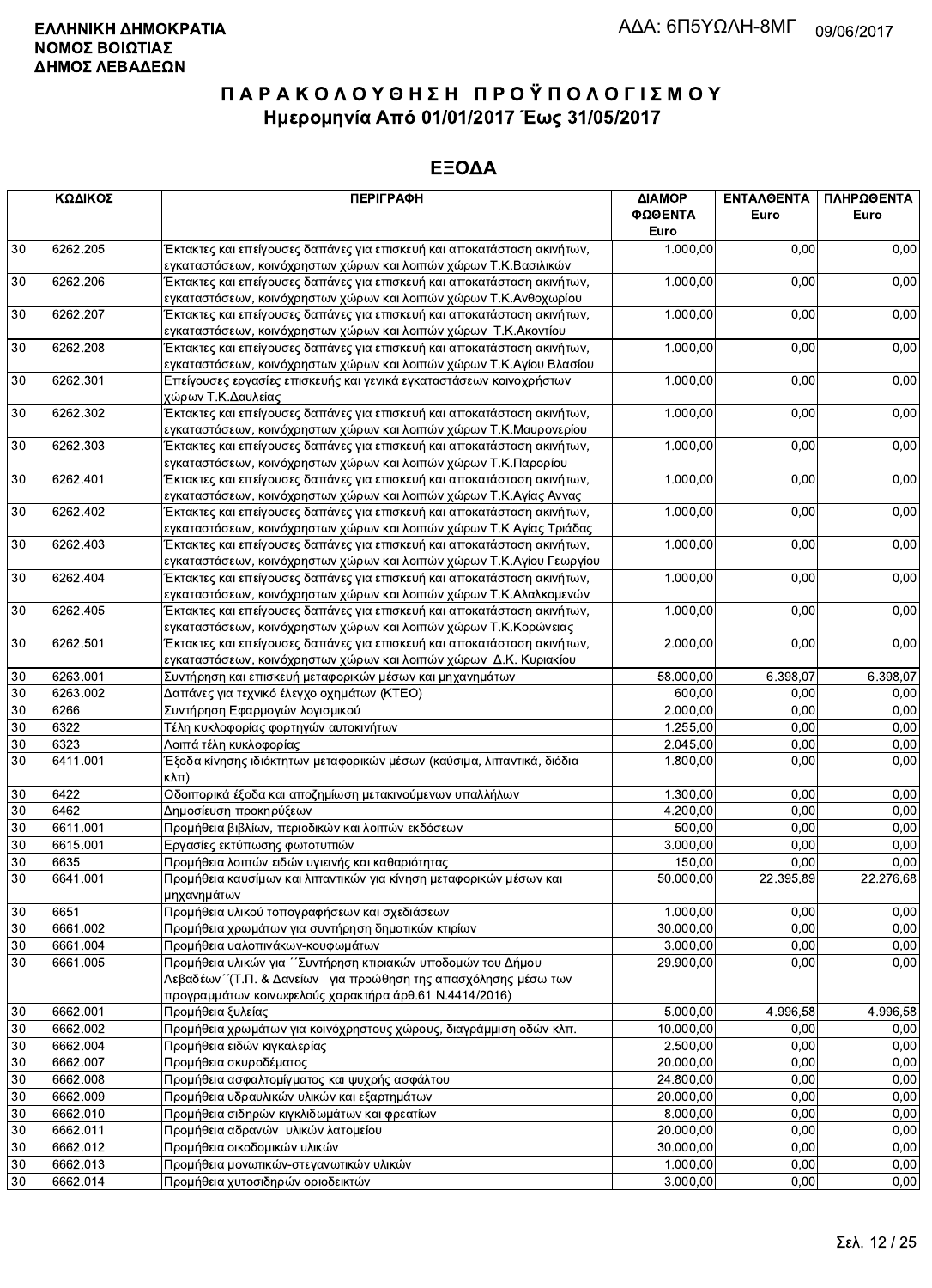**ΕΛΛΗΝΙΚΗ ΔΗΜΟΚΡΑΤΙΑ**
**ΝΟΜΟΣ ΒΟΙΩΤΙΑΣ**
**ΔΗΜΟΣ ΛΕΒΑΔΕΩΝ**

ΑΔΑ: 6Π5ΥΩΛΗ-8ΜΓ 09/06/2017

# Π Α Ρ Α Κ Ο Λ Ο Υ Θ Η Σ Η  Π Ρ Ο Ϋ Π Ο Λ Ο Γ Ι Σ Μ Ο Υ
## Ημερομηνία Από 01/01/2017 Έως 31/05/2017

## ΕΞΟΔΑ

| ΚΩΔΙΚΟΣ | | ΠΕΡΙΓΡΑΦΗ | ΔΙΑΜΟΡ ΦΩΘΕΝΤΑ Euro | ΕΝΤΑΛΘΕΝΤΑ Euro | ΠΛΗΡΩΘΕΝΤΑ Euro |
|---|---|---|---|---|---|
| 30 | 6262.205 | Έκτακτες και επείγουσες δαπάνες για επισκευή και αποκατάσταση ακινήτων, εγκαταστάσεων, κοινόχρηστων χώρων και λοιπών χώρων Τ.Κ.Βασιλικών | 1.000,00 | 0,00 | 0,00 |
| 30 | 6262.206 | Έκτακτες και επείγουσες δαπάνες για επισκευή και αποκατάσταση ακινήτων, εγκαταστάσεων, κοινόχρηστων χώρων και λοιπών χώρων Τ.Κ.Ανθοχωρίου | 1.000,00 | 0,00 | 0,00 |
| 30 | 6262.207 | Έκτακτες και επείγουσες δαπάνες για επισκευή και αποκατάσταση ακινήτων, εγκαταστάσεων, κοινόχρηστων χώρων και λοιπών χώρων Τ.Κ.Ακοντίου | 1.000,00 | 0,00 | 0,00 |
| 30 | 6262.208 | Έκτακτες και επείγουσες δαπάνες για επισκευή και αποκατάσταση ακινήτων, εγκαταστάσεων, κοινόχρηστων χώρων και λοιπών χώρων Τ.Κ.Αγίου Βλασίου | 1.000,00 | 0,00 | 0,00 |
| 30 | 6262.301 | Επείγουσες εργασίες επισκευής και γενικά εγκαταστάσεων κοινοχρήστων χώρων Τ.Κ.Δαυλείας | 1.000,00 | 0,00 | 0,00 |
| 30 | 6262.302 | Έκτακτες και επείγουσες δαπάνες για επισκευή και αποκατάσταση ακινήτων, εγκαταστάσεων, κοινόχρηστων χώρων και λοιπών χώρων Τ.Κ.Μαυρονερίου | 1.000,00 | 0,00 | 0,00 |
| 30 | 6262.303 | Έκτακτες και επείγουσες δαπάνες για επισκευή και αποκατάσταση ακινήτων, εγκαταστάσεων, κοινόχρηστων χώρων και λοιπών χώρων Τ.Κ.Παρορίου | 1.000,00 | 0,00 | 0,00 |
| 30 | 6262.401 | Έκτακτες και επείγουσες δαπάνες για επισκευή και αποκατάσταση ακινήτων, εγκαταστάσεων, κοινόχρηστων χώρων και λοιπών χώρων Τ.Κ.Αγίας Αννας | 1.000,00 | 0,00 | 0,00 |
| 30 | 6262.402 | Έκτακτες και επείγουσες δαπάνες για επισκευή και αποκατάσταση ακινήτων, εγκαταστάσεων, κοινόχρηστων χώρων και λοιπών χώρων Τ.Κ Αγίας Τριάδας | 1.000,00 | 0,00 | 0,00 |
| 30 | 6262.403 | Έκτακτες και επείγουσες δαπάνες για επισκευή και αποκατάσταση ακινήτων, εγκαταστάσεων, κοινόχρηστων χώρων και λοιπών χώρων Τ.Κ.Αγίου Γεωργίου | 1.000,00 | 0,00 | 0,00 |
| 30 | 6262.404 | Έκτακτες και επείγουσες δαπάνες για επισκευή και αποκατάσταση ακινήτων, εγκαταστάσεων, κοινόχρηστων χώρων και λοιπών χώρων Τ.Κ.Αλαλκομενών | 1.000,00 | 0,00 | 0,00 |
| 30 | 6262.405 | Έκτακτες και επείγουσες δαπάνες για επισκευή και αποκατάσταση ακινήτων, εγκαταστάσεων, κοινόχρηστων χώρων και λοιπών χώρων Τ.Κ.Κορώνειας | 1.000,00 | 0,00 | 0,00 |
| 30 | 6262.501 | Έκτακτες και επείγουσες δαπάνες για επισκευή και αποκατάσταση ακινήτων, εγκαταστάσεων, κοινόχρηστων χώρων και λοιπών χώρων Δ.Κ. Κυριακίου | 2.000,00 | 0,00 | 0,00 |
| 30 | 6263.001 | Συντήρηση και επισκευή μεταφορικών μέσων και μηχανημάτων | 58.000,00 | 6.398,07 | 6.398,07 |
| 30 | 6263.002 | Δαπάνες για τεχνικό έλεγχο οχημάτων (ΚΤΕΟ) | 600,00 | 0,00 | 0,00 |
| 30 | 6266 | Συντήρηση Εφαρμογών λογισμικού | 2.000,00 | 0,00 | 0,00 |
| 30 | 6322 | Τέλη κυκλοφορίας φορτηγών αυτοκινήτων | 1.255,00 | 0,00 | 0,00 |
| 30 | 6323 | Λοιπά τέλη κυκλοφορίας | 2.045,00 | 0,00 | 0,00 |
| 30 | 6411.001 | Έξοδα κίνησης ιδιόκτητων μεταφορικών μέσων (καύσιμα, λιπαντικά, διόδια κλπ) | 1.800,00 | 0,00 | 0,00 |
| 30 | 6422 | Οδοιπορικά έξοδα και αποζημίωση μετακινούμενων υπαλλήλων | 1.300,00 | 0,00 | 0,00 |
| 30 | 6462 | Δημοσίευση προκηρύξεων | 4.200,00 | 0,00 | 0,00 |
| 30 | 6611.001 | Προμήθεια βιβλίων, περιοδικών και λοιπών εκδόσεων | 500,00 | 0,00 | 0,00 |
| 30 | 6615.001 | Εργασίες εκτύπωσης φωτοτυπιών | 3.000,00 | 0,00 | 0,00 |
| 30 | 6635 | Προμήθεια λοιπών ειδών υγιεινής και καθαριότητας | 150,00 | 0,00 | 0,00 |
| 30 | 6641.001 | Προμήθεια καυσίμων και λιπαντικών για κίνηση μεταφορικών μέσων και μηχανημάτων | 50.000,00 | 22.395,89 | 22.276,68 |
| 30 | 6651 | Προμήθεια υλικού τοπογραφήσεων και σχεδιάσεων | 1.000,00 | 0,00 | 0,00 |
| 30 | 6661.002 | Προμήθεια χρωμάτων για συντήρηση δημοτικών κτιρίων | 30.000,00 | 0,00 | 0,00 |
| 30 | 6661.004 | Προμήθεια υαλοπινάκων-κουφωμάτων | 3.000,00 | 0,00 | 0,00 |
| 30 | 6661.005 | Προμήθεια υλικών για ΄΄Συντήρηση κτιριακών υποδομών του Δήμου Λεβαδέων΄΄(Τ.Π. & Δανείων για προώθηση της απασχόλησης μέσω των προγραμμάτων κοινωφελούς χαρακτήρα άρθ.61 Ν.4414/2016) | 29.900,00 | 0,00 | 0,00 |
| 30 | 6662.001 | Προμήθεια ξυλείας | 5.000,00 | 4.996,58 | 4.996,58 |
| 30 | 6662.002 | Προμήθεια χρωμάτων για κοινόχρηστους χώρους, διαγράμμιση οδών κλπ. | 10.000,00 | 0,00 | 0,00 |
| 30 | 6662.004 | Προμήθεια ειδών κιγκαλερίας | 2.500,00 | 0,00 | 0,00 |
| 30 | 6662.007 | Προμήθεια σκυροδέματος | 20.000,00 | 0,00 | 0,00 |
| 30 | 6662.008 | Προμήθεια ασφαλτομίγματος και ψυχρής ασφάλτου | 24.800,00 | 0,00 | 0,00 |
| 30 | 6662.009 | Προμήθεια υδραυλικών υλικών και εξαρτημάτων | 20.000,00 | 0,00 | 0,00 |
| 30 | 6662.010 | Προμήθεια σιδηρών κιγκλιδωμάτων και φρεατίων | 8.000,00 | 0,00 | 0,00 |
| 30 | 6662.011 | Προμήθεια αδρανών υλικών λατομείου | 20.000,00 | 0,00 | 0,00 |
| 30 | 6662.012 | Προμήθεια οικοδομικών υλικών | 30.000,00 | 0,00 | 0,00 |
| 30 | 6662.013 | Προμήθεια μονωτικών-στεγανωτικών υλικών | 1.000,00 | 0,00 | 0,00 |
| 30 | 6662.014 | Προμήθεια χυτοσιδηρών οριοδεικτών | 3.000,00 | 0,00 | 0,00 |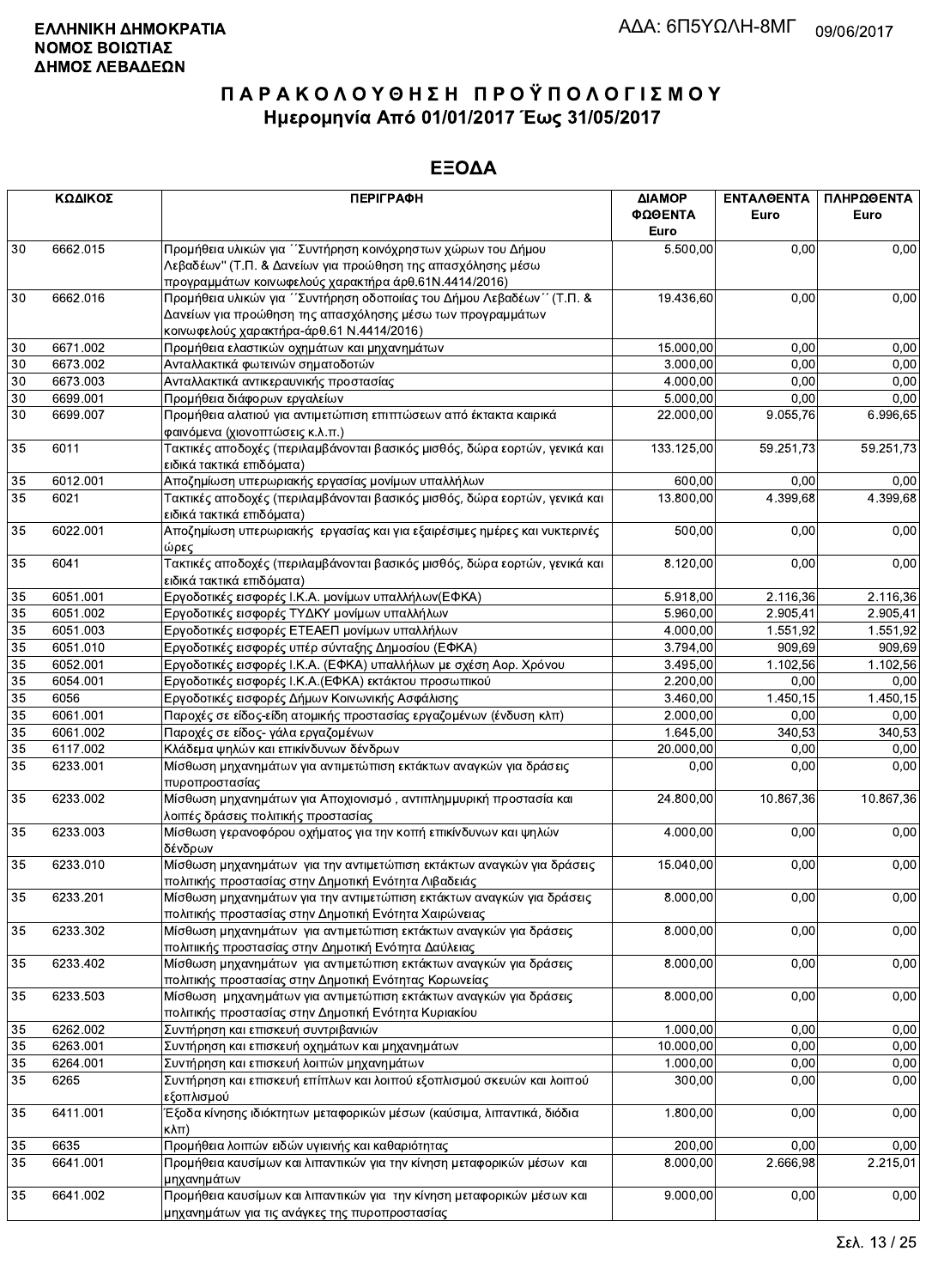**ΕΛΛΗΝΙΚΗ ΔΗΜΟΚΡΑΤΙΑ**
**ΝΟΜΟΣ ΒΟΙΩΤΙΑΣ**
**ΔΗΜΟΣ ΛΕΒΑΔΕΩΝ**

ΑΔΑ: 6Π5ΥΩΛΗ-8ΜΓ 09/06/2017

# ΠΑΡΑΚΟΛΟΥΘΗΣΗ ΠΡΟΫΠΟΛΟΓΙΣΜΟΥ
## Ημερομηνία Από 01/01/2017 Έως 31/05/2017

## ΕΞΟΔΑ

| ΚΩΔΙΚΟΣ | | ΠΕΡΙΓΡΑΦΗ | ΔΙΑΜΟΡ ΦΩΘΕΝΤΑ Euro | ΕΝΤΑΛΘΕΝΤΑ Euro | ΠΛΗΡΩΘΕΝΤΑ Euro |
|---|---|---|---|---|---|
| 30 | 6662.015 | Προμήθεια υλικών για ΄΄Συντήρηση κοινόχρηστων χώρων του Δήμου Λεβαδέων" (Τ.Π. & Δανείων για προώθηση της απασχόλησης μέσω προγραμμάτων κοινωφελούς χαρακτήρα άρθ.61Ν.4414/2016) | 5.500,00 | 0,00 | 0,00 |
| 30 | 6662.016 | Προμήθεια υλικών για ΄΄Συντήρηση οδοποιίας του Δήμου Λεβαδέων΄΄ (Τ.Π. & Δανείων για προώθηση της απασχόλησης μέσω των προγραμμάτων κοινωφελούς χαρακτήρα-άρθ.61 Ν.4414/2016) | 19.436,60 | 0,00 | 0,00 |
| 30 | 6671.002 | Προμήθεια ελαστικών οχημάτων και μηχανημάτων | 15.000,00 | 0,00 | 0,00 |
| 30 | 6673.002 | Ανταλλακτικά φωτεινών σηματοδοτών | 3.000,00 | 0,00 | 0,00 |
| 30 | 6673.003 | Ανταλλακτικά αντικεραυνικής προστασίας | 4.000,00 | 0,00 | 0,00 |
| 30 | 6699.001 | Προμήθεια διάφορων εργαλείων | 5.000,00 | 0,00 | 0,00 |
| 30 | 6699.007 | Προμήθεια αλατιού για αντιμετώπιση επιπτώσεων από έκτακτα καιρικά φαινόμενα (χιονοπτώσεις κ.λ.π.) | 22.000,00 | 9.055,76 | 6.996,65 |
| 35 | 6011 | Τακτικές αποδοχές (περιλαμβάνονται βασικός μισθός, δώρα εορτών, γενικά και ειδικά τακτικά επιδόματα) | 133.125,00 | 59.251,73 | 59.251,73 |
| 35 | 6012.001 | Αποζημίωση υπερωριακής εργασίας μονίμων υπαλλήλων | 600,00 | 0,00 | 0,00 |
| 35 | 6021 | Τακτικές αποδοχές (περιλαμβάνονται βασικός μισθός, δώρα εορτών, γενικά και ειδικά τακτικά επιδόματα) | 13.800,00 | 4.399,68 | 4.399,68 |
| 35 | 6022.001 | Αποζημίωση υπερωριακής εργασίας και για εξαιρέσιμες ημέρες και νυκτερινές ώρες | 500,00 | 0,00 | 0,00 |
| 35 | 6041 | Τακτικές αποδοχές (περιλαμβάνονται βασικός μισθός, δώρα εορτών, γενικά και ειδικά τακτικά επιδόματα) | 8.120,00 | 0,00 | 0,00 |
| 35 | 6051.001 | Εργοδοτικές εισφορές Ι.Κ.Α. μονίμων υπαλλήλων(ΕΦΚΑ) | 5.918,00 | 2.116,36 | 2.116,36 |
| 35 | 6051.002 | Εργοδοτικές εισφορές ΤΥΔΚΥ μονίμων υπαλλήλων | 5.960,00 | 2.905,41 | 2.905,41 |
| 35 | 6051.003 | Εργοδοτικές εισφορές ΕΤΕΑΕΠ μονίμων υπαλλήλων | 4.000,00 | 1.551,92 | 1.551,92 |
| 35 | 6051.010 | Εργοδοτικές εισφορές υπέρ σύνταξης Δημοσίου (ΕΦΚΑ) | 3.794,00 | 909,69 | 909,69 |
| 35 | 6052.001 | Εργοδοτικές εισφορές Ι.Κ.Α. (ΕΦΚΑ) υπαλλήλων με σχέση Αορ. Χρόνου | 3.495,00 | 1.102,56 | 1.102,56 |
| 35 | 6054.001 | Εργοδοτικές εισφορές Ι.Κ.Α.(ΕΦΚΑ) εκτάκτου προσωπικού | 2.200,00 | 0,00 | 0,00 |
| 35 | 6056 | Εργοδοτικές εισφορές Δήμων Κοινωνικής Ασφάλισης | 3.460,00 | 1.450,15 | 1.450,15 |
| 35 | 6061.001 | Παροχές σε είδος-είδη ατομικής προστασίας εργαζομένων (ένδυση κλπ) | 2.000,00 | 0,00 | 0,00 |
| 35 | 6061.002 | Παροχές σε είδος- γάλα εργαζομένων | 1.645,00 | 340,53 | 340,53 |
| 35 | 6117.002 | Κλάδεμα ψηλών και επικίνδυνων δένδρων | 20.000,00 | 0,00 | 0,00 |
| 35 | 6233.001 | Μίσθωση μηχανημάτων για αντιμετώπιση εκτάκτων αναγκών για δράσεις πυροπροστασίας | 0,00 | 0,00 | 0,00 |
| 35 | 6233.002 | Μίσθωση μηχανημάτων για Αποχιονισμό , αντιπλημμυρική προστασία και λοιπές δράσεις πολιτικής προστασίας | 24.800,00 | 10.867,36 | 10.867,36 |
| 35 | 6233.003 | Μίσθωση γερανοφόρου οχήματος για την κοπή επικίνδυνων και ψηλών δένδρων | 4.000,00 | 0,00 | 0,00 |
| 35 | 6233.010 | Μίσθωση μηχανημάτων για την αντιμετώπιση εκτάκτων αναγκών για δράσεις πολιτικής προστασίας στην Δημοτική Ενότητα Λιβαδειάς | 15.040,00 | 0,00 | 0,00 |
| 35 | 6233.201 | Μίσθωση μηχανημάτων για την αντιμετώπιση εκτάκτων αναγκών για δράσεις πολιτικής προστασίας στην Δημοτική Ενότητα Χαιρώνειας | 8.000,00 | 0,00 | 0,00 |
| 35 | 6233.302 | Μίσθωση μηχανημάτων για αντιμετώπιση εκτάκτων αναγκών για δράσεις πολιτιικής προστασίας στην Δημοτική Ενότητα Δαύλειας | 8.000,00 | 0,00 | 0,00 |
| 35 | 6233.402 | Μίσθωση μηχανημάτων για αντιμετώπιση εκτάκτων αναγκών για δράσεις πολιτικής προστασίας στην Δημοτική Ενότητας Κορωνείας | 8.000,00 | 0,00 | 0,00 |
| 35 | 6233.503 | Μίσθωση μηχανημάτων για αντιμετώπιση εκτάκτων αναγκών για δράσεις πολιτικής προστασίας στην Δημοτική Ενότητα Κυριακίου | 8.000,00 | 0,00 | 0,00 |
| 35 | 6262.002 | Συντήρηση και επισκευή συντριβανιών | 1.000,00 | 0,00 | 0,00 |
| 35 | 6263.001 | Συντήρηση και επισκευή οχημάτων και μηχανημάτων | 10.000,00 | 0,00 | 0,00 |
| 35 | 6264.001 | Συντήρηση και επισκευή λοιπών μηχανημάτων | 1.000,00 | 0,00 | 0,00 |
| 35 | 6265 | Συντήρηση και επισκευή επίπλων και λοιπού εξοπλισμού σκευών και λοιπού εξοπλισμού | 300,00 | 0,00 | 0,00 |
| 35 | 6411.001 | Έξοδα κίνησης ιδιόκτητων μεταφορικών μέσων (καύσιμα, λιπαντικά, διόδια κλπ) | 1.800,00 | 0,00 | 0,00 |
| 35 | 6635 | Προμήθεια λοιπών ειδών υγιεινής και καθαριότητας | 200,00 | 0,00 | 0,00 |
| 35 | 6641.001 | Προμήθεια καυσίμων και λιπαντικών για την κίνηση μεταφορικών μέσων και μηχανημάτων | 8.000,00 | 2.666,98 | 2.215,01 |
| 35 | 6641.002 | Προμήθεια καυσίμων και λιπαντικών για την κίνηση μεταφορικών μέσων και μηχανημάτων για τις ανάγκες της πυροπροστασίας | 9.000,00 | 0,00 | 0,00 |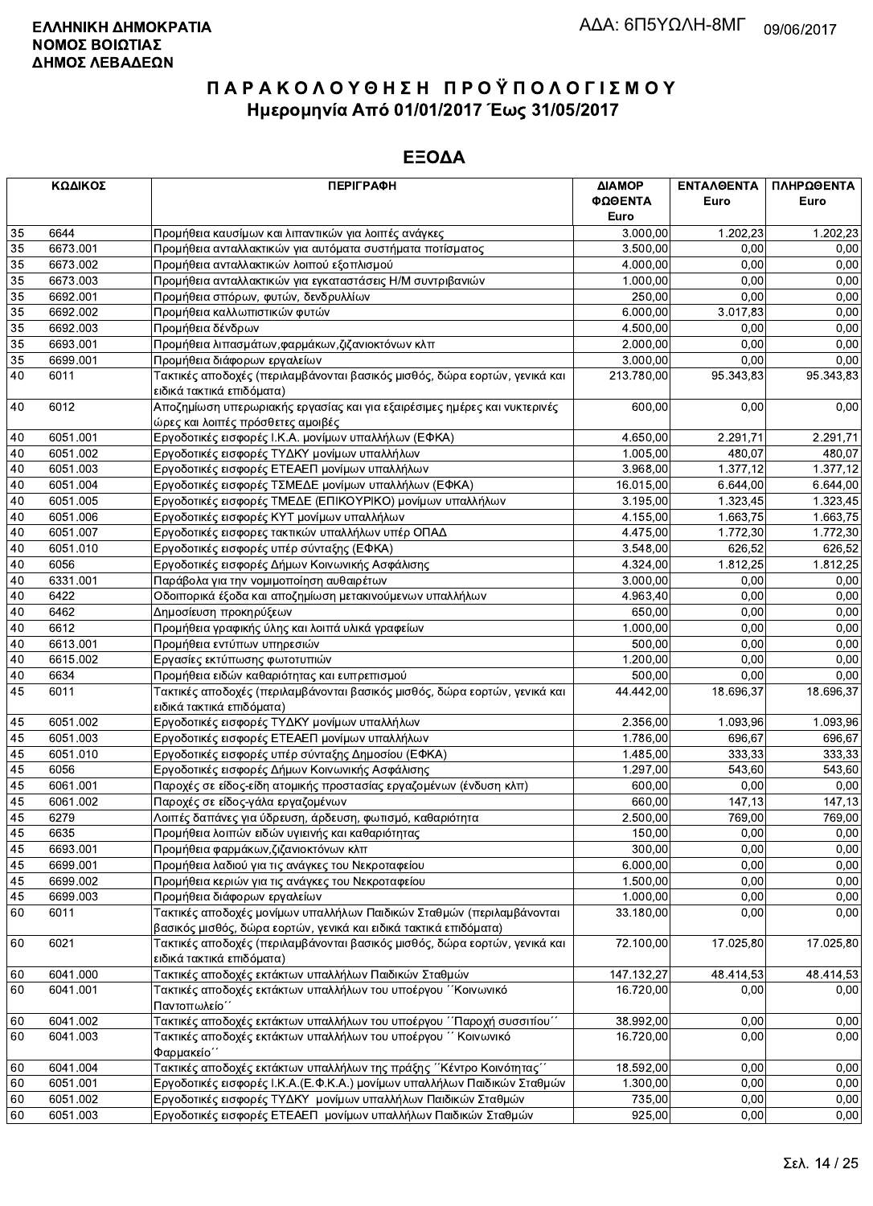**ΕΛΛΗΝΙΚΗ ΔΗΜΟΚΡΑΤΙΑ**
**ΝΟΜΟΣ ΒΟΙΩΤΙΑΣ**
**ΔΗΜΟΣ ΛΕΒΑΔΕΩΝ**

ΑΔΑ: 6Π5ΥΩΛΗ-8ΜΓ 09/06/2017

# Π Α Ρ Α Κ Ο Λ Ο Υ Θ Η Σ Η  Π Ρ Ο Ϋ Π Ο Λ Ο Γ Ι Σ Μ Ο Υ
## Ημερομηνία Από 01/01/2017 Έως 31/05/2017

## ΕΞΟΔΑ

| ΚΩΔΙΚΟΣ | | ΠΕΡΙΓΡΑΦΗ | ΔΙΑΜΟΡ ΦΩΘΕΝΤΑ Euro | ΕΝΤΑΛΘΕΝΤΑ Euro | ΠΛΗΡΩΘΕΝΤΑ Euro |
|---|---|---|---|---|---|
| 35 | 6644 | Προμήθεια καυσίμων και λιπαντικών για λοιπές ανάγκες | 3.000,00 | 1.202,23 | 1.202,23 |
| 35 | 6673.001 | Προμήθεια ανταλλακτικών για αυτόματα συστήματα ποτίσματος | 3.500,00 | 0,00 | 0,00 |
| 35 | 6673.002 | Προμήθεια ανταλλακτικών λοιπού εξοπλισμού | 4.000,00 | 0,00 | 0,00 |
| 35 | 6673.003 | Προμήθεια ανταλλακτικών για εγκαταστάσεις Η/Μ συντριβανιών | 1.000,00 | 0,00 | 0,00 |
| 35 | 6692.001 | Προμήθεια σπόρων, φυτών, δενδρυλλίων | 250,00 | 0,00 | 0,00 |
| 35 | 6692.002 | Προμήθεια καλλωπιστικών φυτών | 6.000,00 | 3.017,83 | 0,00 |
| 35 | 6692.003 | Προμήθεια δένδρων | 4.500,00 | 0,00 | 0,00 |
| 35 | 6693.001 | Προμήθεια λιπασμάτων,φαρμάκων,ζιζανιοκτόνων κλπ | 2.000,00 | 0,00 | 0,00 |
| 35 | 6699.001 | Προμήθεια διάφορων εργαλείων | 3.000,00 | 0,00 | 0,00 |
| 40 | 6011 | Τακτικές αποδοχές (περιλαμβάνονται βασικός μισθός, δώρα εορτών, γενικά και ειδικά τακτικά επιδόματα) | 213.780,00 | 95.343,83 | 95.343,83 |
| 40 | 6012 | Αποζημίωση υπερωριακής εργασίας και για εξαιρέσιμες ημέρες και νυκτερινές ώρες και λοιπές πρόσθετες αμοιβές | 600,00 | 0,00 | 0,00 |
| 40 | 6051.001 | Εργοδοτικές εισφορές Ι.Κ.Α. μονίμων υπαλλήλων (ΕΦΚΑ) | 4.650,00 | 2.291,71 | 2.291,71 |
| 40 | 6051.002 | Εργοδοτικές εισφορές ΤΥΔΚΥ μονίμων υπαλλήλων | 1.005,00 | 480,07 | 480,07 |
| 40 | 6051.003 | Εργοδοτικές εισφορές ΕΤΕΑΕΠ μονίμων υπαλλήλων | 3.968,00 | 1.377,12 | 1.377,12 |
| 40 | 6051.004 | Εργοδοτικές εισφορές ΤΣΜΕΔΕ μονίμων υπαλλήλων (ΕΦΚΑ) | 16.015,00 | 6.644,00 | 6.644,00 |
| 40 | 6051.005 | Εργοδοτικές εισφορές ΤΜΕΔΕ (ΕΠΙΚΟΥΡΙΚΟ) μονίμων υπαλλήλων | 3.195,00 | 1.323,45 | 1.323,45 |
| 40 | 6051.006 | Εργοδοτικές εισφορές ΚΥΤ μονίμων υπαλλήλων | 4.155,00 | 1.663,75 | 1.663,75 |
| 40 | 6051.007 | Εργοδοτικές εισφορες τακτικών υπαλλήλων υπέρ ΟΠΑΔ | 4.475,00 | 1.772,30 | 1.772,30 |
| 40 | 6051.010 | Εργοδοτικές εισφορές υπέρ σύνταξης (ΕΦΚΑ) | 3.548,00 | 626,52 | 626,52 |
| 40 | 6056 | Εργοδοτικές εισφορές Δήμων Κοινωνικής Ασφάλισης | 4.324,00 | 1.812,25 | 1.812,25 |
| 40 | 6331.001 | Παράβολα για την νομιμοποίηση αυθαιρέτων | 3.000,00 | 0,00 | 0,00 |
| 40 | 6422 | Οδοιπορικά έξοδα και αποζημίωση μετακινούμενων υπαλλήλων | 4.963,40 | 0,00 | 0,00 |
| 40 | 6462 | Δημοσίευση προκηρύξεων | 650,00 | 0,00 | 0,00 |
| 40 | 6612 | Προμήθεια γραφικής ύλης και λοιπά υλικά γραφείων | 1.000,00 | 0,00 | 0,00 |
| 40 | 6613.001 | Προμήθεια εντύπων υπηρεσιών | 500,00 | 0,00 | 0,00 |
| 40 | 6615.002 | Εργασίες εκτύπωσης φωτοτυπιών | 1.200,00 | 0,00 | 0,00 |
| 40 | 6634 | Προμήθεια ειδών καθαριότητας και ευπρεπισμού | 500,00 | 0,00 | 0,00 |
| 45 | 6011 | Τακτικές αποδοχές (περιλαμβάνονται βασικός μισθός, δώρα εορτών, γενικά και ειδικά τακτικά επιδόματα) | 44.442,00 | 18.696,37 | 18.696,37 |
| 45 | 6051.002 | Εργοδοτικές εισφορές ΤΥΔΚΥ μονίμων υπαλλήλων | 2.356,00 | 1.093,96 | 1.093,96 |
| 45 | 6051.003 | Εργοδοτικές εισφορές ΕΤΕΑΕΠ μονίμων υπαλλήλων | 1.786,00 | 696,67 | 696,67 |
| 45 | 6051.010 | Εργοδοτικές εισφορές υπέρ σύνταξης Δημοσίου (ΕΦΚΑ) | 1.485,00 | 333,33 | 333,33 |
| 45 | 6056 | Εργοδοτικές εισφορές Δήμων Κοινωνικής Ασφάλισης | 1.297,00 | 543,60 | 543,60 |
| 45 | 6061.001 | Παροχές σε είδος-είδη ατομικής προστασίας εργαζομένων (ένδυση κλπ) | 600,00 | 0,00 | 0,00 |
| 45 | 6061.002 | Παροχές σε είδος-γάλα εργαζομένων | 660,00 | 147,13 | 147,13 |
| 45 | 6279 | Λοιπές δαπάνες για ύδρευση, άρδευση, φωτισμό, καθαριότητα | 2.500,00 | 769,00 | 769,00 |
| 45 | 6635 | Προμήθεια λοιπών ειδών υγιεινής και καθαριότητας | 150,00 | 0,00 | 0,00 |
| 45 | 6693.001 | Προμήθεια φαρμάκων,ζιζανιοκτόνων κλπ | 300,00 | 0,00 | 0,00 |
| 45 | 6699.001 | Προμήθεια λαδιού για τις ανάγκες του Νεκροταφείου | 6.000,00 | 0,00 | 0,00 |
| 45 | 6699.002 | Προμήθεια κεριών για τις ανάγκες του Νεκροταφείου | 1.500,00 | 0,00 | 0,00 |
| 45 | 6699.003 | Προμήθεια διάφορων εργαλείων | 1.000,00 | 0,00 | 0,00 |
| 60 | 6011 | Τακτικές αποδοχές μονίμων υπαλλήλων Παιδικών Σταθμών (περιλαμβάνονται βασικός μισθός, δώρα εορτών, γενικά και ειδικά τακτικά επιδόματα) | 33.180,00 | 0,00 | 0,00 |
| 60 | 6021 | Τακτικές αποδοχές (περιλαμβάνονται βασικός μισθός, δώρα εορτών, γενικά και ειδικά τακτικά επιδόματα) | 72.100,00 | 17.025,80 | 17.025,80 |
| 60 | 6041.000 | Τακτικές αποδοχές εκτάκτων υπαλλήλων Παιδικών Σταθμών | 147.132,27 | 48.414,53 | 48.414,53 |
| 60 | 6041.001 | Τακτικές αποδοχές εκτάκτων υπαλλήλων του υποέργου ´´Κοινωνικό Παντοπωλείο´´ | 16.720,00 | 0,00 | 0,00 |
| 60 | 6041.002 | Τακτικές αποδοχές εκτάκτων υπαλλήλων του υποέργου ´´Παροχή συσσιτίου´´ | 38.992,00 | 0,00 | 0,00 |
| 60 | 6041.003 | Τακτικές αποδοχές εκτάκτων υπαλλήλων του υποέργου ´´ Κοινωνικό Φαρμακείο´´ | 16.720,00 | 0,00 | 0,00 |
| 60 | 6041.004 | Τακτικές αποδοχές εκτάκτων υπαλλήλων της πράξης ´´Κέντρο Κοινότητας´´ | 18.592,00 | 0,00 | 0,00 |
| 60 | 6051.001 | Εργοδοτικές εισφορές Ι.Κ.Α.(Ε.Φ.Κ.Α.) μονίμων υπαλλήλων Παιδικών Σταθμών | 1.300,00 | 0,00 | 0,00 |
| 60 | 6051.002 | Εργοδοτικές εισφορές ΤΥΔΚΥ μονίμων υπαλλήλων Παιδικών Σταθμών | 735,00 | 0,00 | 0,00 |
| 60 | 6051.003 | Εργοδοτικές εισφορές ΕΤΕΑΕΠ μονίμων υπαλλήλων Παιδικών Σταθμών | 925,00 | 0,00 | 0,00 |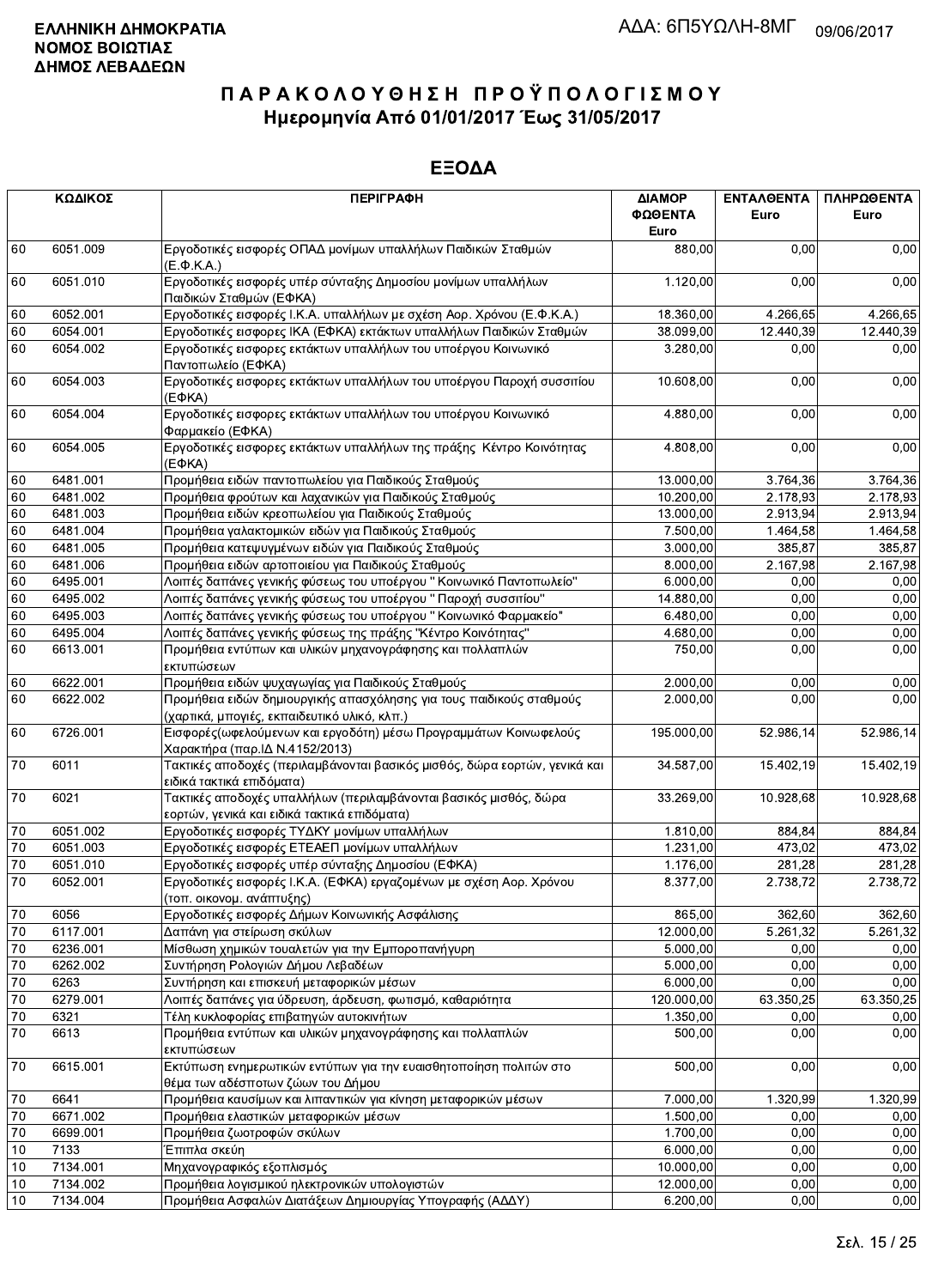**ΕΛΛΗΝΙΚΗ ΔΗΜΟΚΡΑΤΙΑ**
**ΝΟΜΟΣ ΒΟΙΩΤΙΑΣ**
**ΔΗΜΟΣ ΛΕΒΑΔΕΩΝ**

ΑΔΑ: 6Π5ΥΩΛΗ-8ΜΓ 09/06/2017

# ΠΑΡΑΚΟΛΟΥΘΗΣΗ ΠΡΟΫΠΟΛΟΓΙΣΜΟΥ
## Ημερομηνία Από 01/01/2017 Έως 31/05/2017

## ΕΞΟΔΑ

| ΚΩΔΙΚΟΣ | | ΠΕΡΙΓΡΑΦΗ | ΔΙΑΜΟΡΦΩΘΕΝΤΑ Euro | ΕΝΤΑΛΘΕΝΤΑ Euro | ΠΛΗΡΩΘΕΝΤΑ Euro |
|---|---|---|---|---|---|
| 60 | 6051.009 | Εργοδοτικές εισφορές ΟΠΑΔ μονίμων υπαλλήλων Παιδικών Σταθμών (Ε.Φ.Κ.Α.) | 880,00 | 0,00 | 0,00 |
| 60 | 6051.010 | Εργοδοτικές εισφορές υπέρ σύνταξης Δημοσίου μονίμων υπαλλήλων Παιδικών Σταθμών (ΕΦΚΑ) | 1.120,00 | 0,00 | 0,00 |
| 60 | 6052.001 | Εργοδοτικές εισφορές Ι.Κ.Α. υπαλλήλων με σχέση Αορ. Χρόνου (Ε.Φ.Κ.Α.) | 18.360,00 | 4.266,65 | 4.266,65 |
| 60 | 6054.001 | Εργοδοτικές εισφορές ΙΚΑ (ΕΦΚΑ) εκτάκτων υπαλλήλων Παιδικών Σταθμών | 38.099,00 | 12.440,39 | 12.440,39 |
| 60 | 6054.002 | Εργοδοτικές εισφορες εκτάκτων υπαλλήλων του υποέργου Κοινωνικό Παντοπωλείο (ΕΦΚΑ) | 3.280,00 | 0,00 | 0,00 |
| 60 | 6054.003 | Εργοδοτικές εισφορες εκτάκτων υπαλλήλων του υποέργου Παροχή συσσιτίου (ΕΦΚΑ) | 10.608,00 | 0,00 | 0,00 |
| 60 | 6054.004 | Εργοδοτικές εισφορες εκτάκτων υπαλλήλων του υποέργου Κοινωνικό Φαρμακείο (ΕΦΚΑ) | 4.880,00 | 0,00 | 0,00 |
| 60 | 6054.005 | Εργοδοτικές εισφορες εκτάκτων υπαλλήλων της πράξης Κέντρο Κοινότητας (ΕΦΚΑ) | 4.808,00 | 0,00 | 0,00 |
| 60 | 6481.001 | Προμήθεια ειδών παντοπωλείου για Παιδικούς Σταθμούς | 13.000,00 | 3.764,36 | 3.764,36 |
| 60 | 6481.002 | Προμήθεια φρούτων και λαχανικών για Παιδικούς Σταθμούς | 10.200,00 | 2.178,93 | 2.178,93 |
| 60 | 6481.003 | Προμήθεια ειδών κρεοπωλείου για Παιδικούς Σταθμούς | 13.000,00 | 2.913,94 | 2.913,94 |
| 60 | 6481.004 | Προμήθεια γαλακτομικών ειδών για Παιδικούς Σταθμούς | 7.500,00 | 1.464,58 | 1.464,58 |
| 60 | 6481.005 | Προμήθεια κατεψυγμένων ειδών για Παιδικούς Σταθμούς | 3.000,00 | 385,87 | 385,87 |
| 60 | 6481.006 | Προμήθεια ειδών αρτοποιείου για Παιδικούς Σταθμούς | 8.000,00 | 2.167,98 | 2.167,98 |
| 60 | 6495.001 | Λοιπές δαπάνες γενικής φύσεως του υποέργου " Κοινωνικό Παντοπωλείο" | 6.000,00 | 0,00 | 0,00 |
| 60 | 6495.002 | Λοιπές δαπάνες γενικής φύσεως του υποέργου " Παροχή συσσιτίου" | 14.880,00 | 0,00 | 0,00 |
| 60 | 6495.003 | Λοιπές δαπάνες γενικής φύσεως του υποέργου " Κοινωνικό Φαρμακείο" | 6.480,00 | 0,00 | 0,00 |
| 60 | 6495.004 | Λοιπές δαπάνες γενικής φύσεως της πράξης "Κέντρο Κοινότητας" | 4.680,00 | 0,00 | 0,00 |
| 60 | 6613.001 | Προμήθεια εντύπων και υλικών μηχανογράφησης και πολλαπλών εκτυπώσεων | 750,00 | 0,00 | 0,00 |
| 60 | 6622.001 | Προμήθεια ειδών ψυχαγωγίας για Παιδικούς Σταθμούς | 2.000,00 | 0,00 | 0,00 |
| 60 | 6622.002 | Προμήθεια ειδών δημιουργικής απασχόλησης για τους παιδικούς σταθμούς (χαρτικά, μπογιές, εκπαιδευτικό υλικό, κλπ.) | 2.000,00 | 0,00 | 0,00 |
| 60 | 6726.001 | Εισφορές(ωφελούμενων και εργοδότη) μέσω Προγραμμάτων Κοινωφελούς Χαρακτήρα (παρ.ΙΔ Ν.4152/2013) | 195.000,00 | 52.986,14 | 52.986,14 |
| 70 | 6011 | Τακτικές αποδοχές (περιλαμβάνονται βασικός μισθός, δώρα εορτών, γενικά και ειδικά τακτικά επιδόματα) | 34.587,00 | 15.402,19 | 15.402,19 |
| 70 | 6021 | Τακτικές αποδοχές υπαλλήλων (περιλαμβάνονται βασικός μισθός, δώρα εορτών, γενικά και ειδικά τακτικά επιδόματα) | 33.269,00 | 10.928,68 | 10.928,68 |
| 70 | 6051.002 | Εργοδοτικές εισφορές ΤΥΔΚΥ μονίμων υπαλλήλων | 1.810,00 | 884,84 | 884,84 |
| 70 | 6051.003 | Εργοδοτικές εισφορές ΕΤΕΑΕΠ μονίμων υπαλλήλων | 1.231,00 | 473,02 | 473,02 |
| 70 | 6051.010 | Εργοδοτικές εισφορές υπέρ σύνταξης Δημοσίου (ΕΦΚΑ) | 1.176,00 | 281,28 | 281,28 |
| 70 | 6052.001 | Εργοδοτικές εισφορές Ι.Κ.Α. (ΕΦΚΑ) εργαζομένων με σχέση Αορ. Χρόνου (τοπ. οικονομ. ανάπτυξης) | 8.377,00 | 2.738,72 | 2.738,72 |
| 70 | 6056 | Εργοδοτικές εισφορές Δήμων Κοινωνικής Ασφάλισης | 865,00 | 362,60 | 362,60 |
| 70 | 6117.001 | Δαπάνη για στείρωση σκύλων | 12.000,00 | 5.261,32 | 5.261,32 |
| 70 | 6236.001 | Μίσθωση χημικών τουαλετών για την Εμποροπανήγυρη | 5.000,00 | 0,00 | 0,00 |
| 70 | 6262.002 | Συντήρηση Ρολογιών Δήμου Λεβαδέων | 5.000,00 | 0,00 | 0,00 |
| 70 | 6263 | Συντήρηση και επισκευή μεταφορικών μέσων | 6.000,00 | 0,00 | 0,00 |
| 70 | 6279.001 | Λοιπές δαπάνες για ύδρευση, άρδευση, φωτισμό, καθαριότητα | 120.000,00 | 63.350,25 | 63.350,25 |
| 70 | 6321 | Τέλη κυκλοφορίας επιβατηγών αυτοκινήτων | 1.350,00 | 0,00 | 0,00 |
| 70 | 6613 | Προμήθεια εντύπων και υλικών μηχανογράφησης και πολλαπλών εκτυπώσεων | 500,00 | 0,00 | 0,00 |
| 70 | 6615.001 | Εκτύπωση ενημερωτικών εντύπων για την ευαισθητοποίηση πολιτών στο θέμα των αδέσποτων ζώων του Δήμου | 500,00 | 0,00 | 0,00 |
| 70 | 6641 | Προμήθεια καυσίμων και λιπαντικών για κίνηση μεταφορικών μέσων | 7.000,00 | 1.320,99 | 1.320,99 |
| 70 | 6671.002 | Προμήθεια ελαστικών μεταφορικών μέσων | 1.500,00 | 0,00 | 0,00 |
| 70 | 6699.001 | Προμήθεια ζωοτροφών σκύλων | 1.700,00 | 0,00 | 0,00 |
| 10 | 7133 | Έπιπλα σκεύη | 6.000,00 | 0,00 | 0,00 |
| 10 | 7134.001 | Μηχανογραφικός εξοπλισμός | 10.000,00 | 0,00 | 0,00 |
| 10 | 7134.002 | Προμήθεια λογισμικού ηλεκτρονικών υπολογιστών | 12.000,00 | 0,00 | 0,00 |
| 10 | 7134.004 | Προμήθεια Ασφαλών Διατάξεων Δημιουργίας Υπογραφής (ΑΔΔΥ) | 6.200,00 | 0,00 | 0,00 |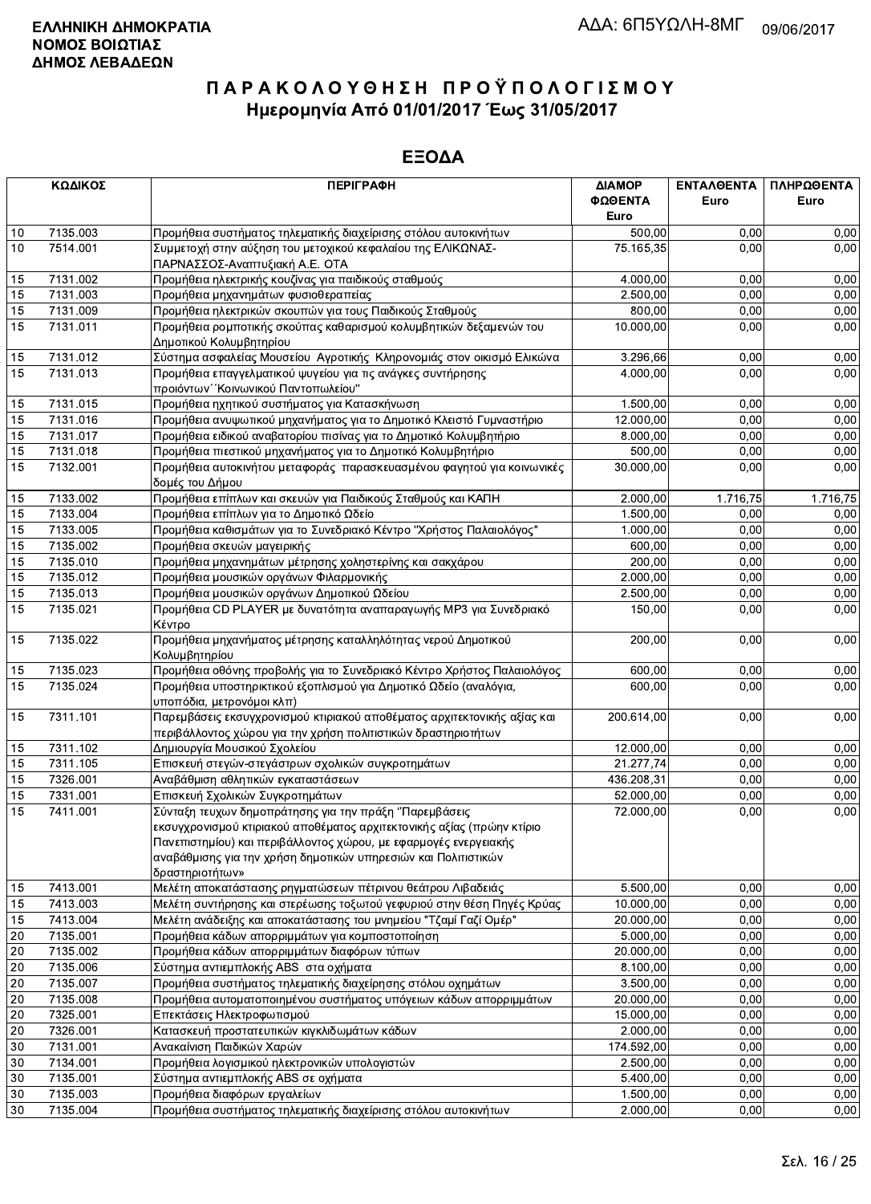**ΕΛΛΗΝΙΚΗ ΔΗΜΟΚΡΑΤΙΑ**
**ΝΟΜΟΣ ΒΟΙΩΤΙΑΣ**
**ΔΗΜΟΣ ΛΕΒΑΔΕΩΝ**

ΑΔΑ: 6Π5ΥΩΛΗ-8ΜΓ 09/06/2017

# ΠΑΡΑΚΟΛΟΥΘΗΣΗ ΠΡΟΫΠΟΛΟΓΙΣΜΟΥ
## Ημερομηνία Από 01/01/2017 Έως 31/05/2017

## ΕΞΟΔΑ

| ΚΩΔΙΚΟΣ | | ΠΕΡΙΓΡΑΦΗ | ΔΙΑΜΟΡΦΩΘΕΝΤΑ Euro | ΕΝΤΑΛΘΕΝΤΑ Euro | ΠΛΗΡΩΘΕΝΤΑ Euro |
|---|---|---|---|---|---|
| 10 | 7135.003 | Προμήθεια συστήματος τηλεματικής διαχείρισης στόλου αυτοκινήτων | 500,00 | 0,00 | 0,00 |
| 10 | 7514.001 | Συμμετοχή στην αύξηση του μετοχικού κεφαλαίου της ΕΛΙΚΩΝΑΣ-ΠΑΡΝΑΣΣΟΣ-Αναπτυξιακή Α.Ε. ΟΤΑ | 75.165,35 | 0,00 | 0,00 |
| 15 | 7131.002 | Προμήθεια ηλεκτρικής κουζίνας για παιδικούς σταθμούς | 4.000,00 | 0,00 | 0,00 |
| 15 | 7131.003 | Προμήθεια μηχανημάτων φυσιοθεραπείας | 2.500,00 | 0,00 | 0,00 |
| 15 | 7131.009 | Προμήθεια ηλεκτρικών σκουπών για τους Παιδικούς Σταθμούς | 800,00 | 0,00 | 0,00 |
| 15 | 7131.011 | Προμήθεια ρομποτικής σκούπας καθαρισμού κολυμβητικών δεξαμενών του Δημοτικού Κολυμβητηρίου | 10.000,00 | 0,00 | 0,00 |
| 15 | 7131.012 | Σύστημα ασφαλείας Μουσείου Αγροτικής Κληρονομιάς στον οικισμό Ελικώνα | 3.296,66 | 0,00 | 0,00 |
| 15 | 7131.013 | Προμήθεια επαγγελματικού ψυγείου για τις ανάγκες συντήρησης προιόντων΄΄Κοινωνικού Παντοπωλείου" | 4.000,00 | 0,00 | 0,00 |
| 15 | 7131.015 | Προμήθεια ηχητικού συστήματος για Κατασκήνωση | 1.500,00 | 0,00 | 0,00 |
| 15 | 7131.016 | Προμήθεια ανυψωτικού μηχανήματος για το Δημοτικό Κλειστό Γυμναστήριο | 12.000,00 | 0,00 | 0,00 |
| 15 | 7131.017 | Προμήθεια ειδικού αναβατορίου πισίνας για το Δημοτικό Κολυμβητήριο | 8.000,00 | 0,00 | 0,00 |
| 15 | 7131.018 | Προμήθεια πιεστικού μηχανήματος για το Δημοτικό Κολυμβητήριο | 500,00 | 0,00 | 0,00 |
| 15 | 7132.001 | Προμήθεια αυτοκινήτου μεταφοράς παρασκευασμένου φαγητού για κοινωνικές δομές του Δήμου | 30.000,00 | 0,00 | 0,00 |
| 15 | 7133.002 | Προμήθεια επίπλων και σκευών για Παιδικούς Σταθμούς και ΚΑΠΗ | 2.000,00 | 1.716,75 | 1.716,75 |
| 15 | 7133.004 | Προμήθεια επίπλων για το Δημοτικό Ωδείο | 1.500,00 | 0,00 | 0,00 |
| 15 | 7133.005 | Προμήθεια καθισμάτων για το Συνεδριακό Κέντρο "Χρήστος Παλαιολόγος" | 1.000,00 | 0,00 | 0,00 |
| 15 | 7135.002 | Προμήθεια σκευών μαγειρικής | 600,00 | 0,00 | 0,00 |
| 15 | 7135.010 | Προμήθεια μηχανημάτων μέτρησης χοληστερίνης και σακχάρου | 200,00 | 0,00 | 0,00 |
| 15 | 7135.012 | Προμήθεια μουσικών οργάνων Φιλαρμονικής | 2.000,00 | 0,00 | 0,00 |
| 15 | 7135.013 | Προμήθεια μουσικών οργάνων Δημοτικού Ωδείου | 2.500,00 | 0,00 | 0,00 |
| 15 | 7135.021 | Προμήθεια CD PLAYER με δυνατότητα αναπαραγωγής MP3 για Συνεδριακό Κέντρο | 150,00 | 0,00 | 0,00 |
| 15 | 7135.022 | Προμήθεια μηχανήματος μέτρησης καταλληλότητας νερού Δημοτικού Κολυμβητηρίου | 200,00 | 0,00 | 0,00 |
| 15 | 7135.023 | Προμήθεια οθόνης προβολής για το Συνεδριακό Κέντρο Χρήστος Παλαιολόγος | 600,00 | 0,00 | 0,00 |
| 15 | 7135.024 | Προμήθεια υποστηρικτικού εξοπλισμού για Δημοτικό Ωδείο (αναλόγια, υποπόδια, μετρονόμοι κλπ) | 600,00 | 0,00 | 0,00 |
| 15 | 7311.101 | Παρεμβάσεις εκσυγχρονισμού κτιριακού αποθέματος αρχιτεκτονικής αξίας και περιβάλλοντος χώρου για την χρήση πολιτιστικών δραστηριοτήτων | 200.614,00 | 0,00 | 0,00 |
| 15 | 7311.102 | Δημιουργία Μουσικού Σχολείου | 12.000,00 | 0,00 | 0,00 |
| 15 | 7311.105 | Επισκευή στεγών-στεγάστρων σχολικών συγκροτημάτων | 21.277,74 | 0,00 | 0,00 |
| 15 | 7326.001 | Αναβάθμιση αθλητικών εγκαταστάσεων | 436.208,31 | 0,00 | 0,00 |
| 15 | 7331.001 | Επισκευή Σχολικών Συγκροτημάτων | 52.000,00 | 0,00 | 0,00 |
| 15 | 7411.001 | Σύνταξη τευχων δημοπράτησης για την πράξη "Παρεμβάσεις εκσυγχρονισμού κτιριακού αποθέματος αρχιτεκτονικής αξίας (πρώην κτίριο Πανεπιστημίου) και περιβάλλοντος χώρου, με εφαρμογές ενεργειακής αναβάθμισης για την χρήση δημοτικών υπηρεσιών και Πολιτιστικών δραστηριοτήτων» | 72.000,00 | 0,00 | 0,00 |
| 15 | 7413.001 | Μελέτη αποκατάστασης ρηγματώσεων πέτρινου θεάτρου Λιβαδειάς | 5.500,00 | 0,00 | 0,00 |
| 15 | 7413.003 | Μελέτη συντήρησης και στερέωσης τοξωτού γεφυριού στην θέση Πηγές Κρύας | 10.000,00 | 0,00 | 0,00 |
| 15 | 7413.004 | Μελέτη ανάδειξης και αποκατάστασης του μνημείου "Τζαμί Γαζί Ομέρ" | 20.000,00 | 0,00 | 0,00 |
| 20 | 7135.001 | Προμήθεια κάδων απορριμμάτων για κομποστοποίηση | 5.000,00 | 0,00 | 0,00 |
| 20 | 7135.002 | Προμήθεια κάδων απορριμμάτων διαφόρων τύπων | 20.000,00 | 0,00 | 0,00 |
| 20 | 7135.006 | Σύστημα αντιεμπλοκής ABS στα οχήματα | 8.100,00 | 0,00 | 0,00 |
| 20 | 7135.007 | Προμήθεια συστήματος τηλεματικής διαχείρησης στόλου οχημάτων | 3.500,00 | 0,00 | 0,00 |
| 20 | 7135.008 | Προμήθεια αυτοματοποιημένου συστήματος υπόγειων κάδων απορριμμάτων | 20.000,00 | 0,00 | 0,00 |
| 20 | 7325.001 | Επεκτάσεις Ηλεκτροφωτισμού | 15.000,00 | 0,00 | 0,00 |
| 20 | 7326.001 | Κατασκευή προστατευτικών κιγκλιδωμάτων κάδων | 2.000,00 | 0,00 | 0,00 |
| 30 | 7131.001 | Ανακαίνιση Παιδικών Χαρών | 174.592,00 | 0,00 | 0,00 |
| 30 | 7134.001 | Προμήθεια λογισμικού ηλεκτρονικών υπολογιστών | 2.500,00 | 0,00 | 0,00 |
| 30 | 7135.001 | Σύστημα αντιεμπλοκής ABS σε οχήματα | 5.400,00 | 0,00 | 0,00 |
| 30 | 7135.003 | Προμήθεια διαφόρων εργαλείων | 1.500,00 | 0,00 | 0,00 |
| 30 | 7135.004 | Προμήθεια συστήματος τηλεματικής διαχείρισης στόλου αυτοκινήτων | 2.000,00 | 0,00 | 0,00 |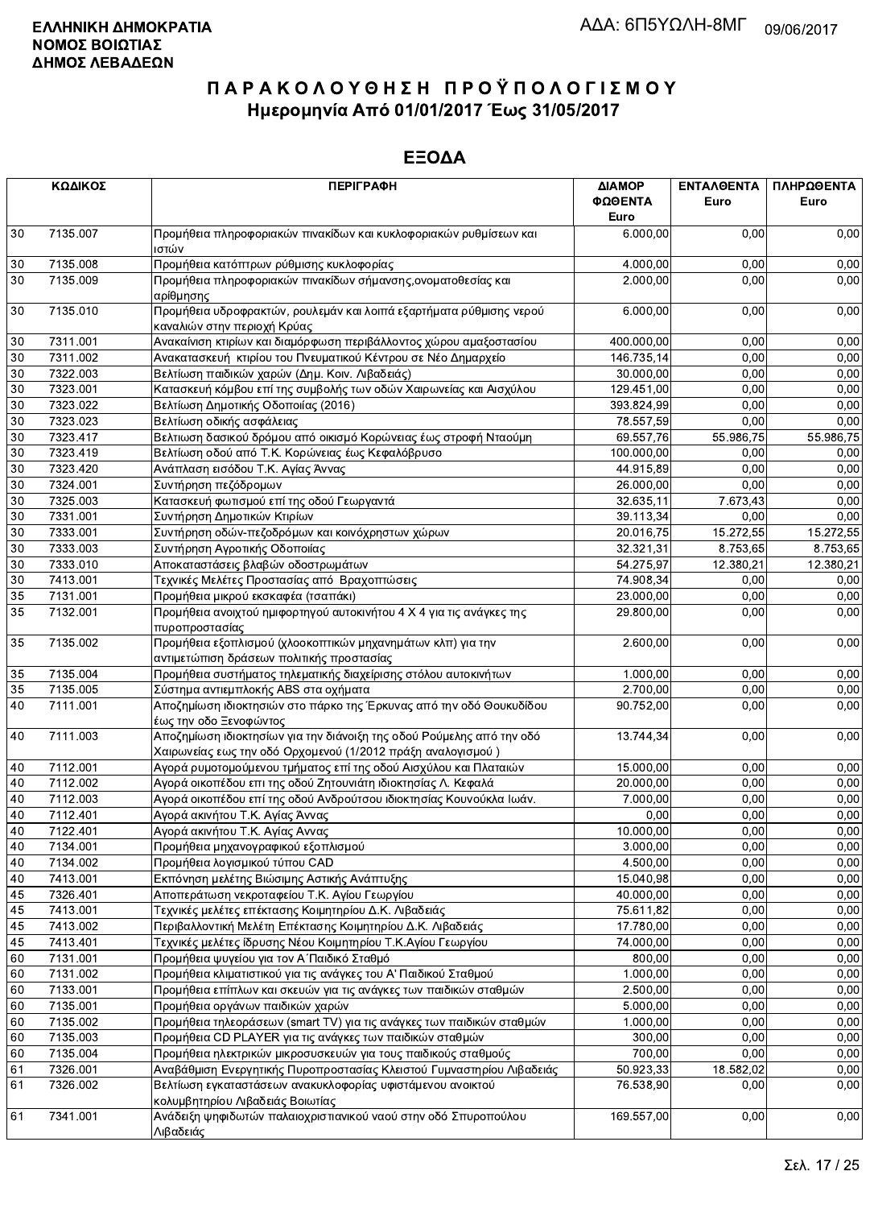**ΕΛΛΗΝΙΚΗ ΔΗΜΟΚΡΑΤΙΑ**
**ΝΟΜΟΣ ΒΟΙΩΤΙΑΣ**
**ΔΗΜΟΣ ΛΕΒΑΔΕΩΝ**

ΑΔΑ: 6Π5ΥΩΛΗ-8ΜΓ 09/06/2017

# ΠΑΡΑΚΟΛΟΥΘΗΣΗ ΠΡΟΫΠΟΛΟΓΙΣΜΟΥ
## Ημερομηνία Από 01/01/2017 Έως 31/05/2017

## ΕΞΟΔΑ

| ΚΩΔΙΚΟΣ | | ΠΕΡΙΓΡΑΦΗ | ΔΙΑΜΟΡ ΦΩΘΕΝΤΑ Euro | ΕΝΤΑΛΘΕΝΤΑ Euro | ΠΛΗΡΩΘΕΝΤΑ Euro |
|---|---|---|---|---|---|
| 30 | 7135.007 | Προμήθεια πληροφοριακών πινακίδων και κυκλοφοριακών ρυθμίσεων και ιστών | 6.000,00 | 0,00 | 0,00 |
| 30 | 7135.008 | Προμήθεια κατόπτρων ρύθμισης κυκλοφορίας | 4.000,00 | 0,00 | 0,00 |
| 30 | 7135.009 | Προμήθεια πληροφοριακών πινακίδων σήμανσης,ονοματοθεσίας και αρίθμησης | 2.000,00 | 0,00 | 0,00 |
| 30 | 7135.010 | Προμήθεια υδροφρακτών, ρουλεμάν και λοιπά εξαρτήματα ρύθμισης νερού καναλιών στην περιοχή Κρύας | 6.000,00 | 0,00 | 0,00 |
| 30 | 7311.001 | Ανακαίνιση κτιρίων και διαμόρφωση περιβάλλοντος χώρου αμαξοστασίου | 400.000,00 | 0,00 | 0,00 |
| 30 | 7311.002 | Ανακατασκευή κτιρίου του Πνευματικού Κέντρου σε Νέο Δημαρχείο | 146.735,14 | 0,00 | 0,00 |
| 30 | 7322.003 | Βελτίωση παιδικών χαρών (Δημ. Κοιν. Λιβαδειάς) | 30.000,00 | 0,00 | 0,00 |
| 30 | 7323.001 | Κατασκευή κόμβου επί της συμβολής των οδών Χαιρωνείας και Αισχύλου | 129.451,00 | 0,00 | 0,00 |
| 30 | 7323.022 | Βελτίωση Δημοτικής Οδοποιίας (2016) | 393.824,99 | 0,00 | 0,00 |
| 30 | 7323.023 | Βελτίωση οδικής ασφάλειας | 78.557,59 | 0,00 | 0,00 |
| 30 | 7323.417 | Βελτιωση δασικού δρόμου από οικισμό Κορώνειας έως στροφή Νταούμη | 69.557,76 | 55.986,75 | 55.986,75 |
| 30 | 7323.419 | Βελτίωση οδού από Τ.Κ. Κορώνειας έως Κεφαλόβρυσο | 100.000,00 | 0,00 | 0,00 |
| 30 | 7323.420 | Ανάπλαση εισόδου Τ.Κ. Αγίας Άννας | 44.915,89 | 0,00 | 0,00 |
| 30 | 7324.001 | Συντήρηση πεζόδρομων | 26.000,00 | 0,00 | 0,00 |
| 30 | 7325.003 | Κατασκευή φωτισμού επί της οδού Γεωργαντά | 32.635,11 | 7.673,43 | 0,00 |
| 30 | 7331.001 | Συντήρηση Δημοτικών Κτιρίων | 39.113,34 | 0,00 | 0,00 |
| 30 | 7333.001 | Συντήρηση οδών-πεζοδρόμων και κοινόχρηστων χώρων | 20.016,75 | 15.272,55 | 15.272,55 |
| 30 | 7333.003 | Συντήρηση Αγροτικής Οδοποιίας | 32.321,31 | 8.753,65 | 8.753,65 |
| 30 | 7333.010 | Αποκαταστάσεις βλαβών οδοστρωμάτων | 54.275,97 | 12.380,21 | 12.380,21 |
| 30 | 7413.001 | Τεχνικές Μελέτες Προστασίας από Βραχοπτώσεις | 74.908,34 | 0,00 | 0,00 |
| 35 | 7131.001 | Προμήθεια μικρού εκσκαφέα (τσαπάκι) | 23.000,00 | 0,00 | 0,00 |
| 35 | 7132.001 | Προμήθεια ανοιχτού ημιφορτηγού αυτοκινήτου 4 Χ 4 για τις ανάγκες της πυροπροστασίας | 29.800,00 | 0,00 | 0,00 |
| 35 | 7135.002 | Προμήθεια εξοπλισμού (χλοοκοπτικών μηχανημάτων κλπ) για την αντιμετώπιση δράσεων πολιτικής προστασίας | 2.600,00 | 0,00 | 0,00 |
| 35 | 7135.004 | Προμήθεια συστήματος τηλεματικής διαχείρισης στόλου αυτοκινήτων | 1.000,00 | 0,00 | 0,00 |
| 35 | 7135.005 | Σύστημα αντιεμπλοκής ABS στα οχήματα | 2.700,00 | 0,00 | 0,00 |
| 40 | 7111.001 | Αποζημίωση ιδιοκτησιών στο πάρκο της Έρκυνας από την οδό Θουκυδίδου έως την οδο Ξενοφώντος | 90.752,00 | 0,00 | 0,00 |
| 40 | 7111.003 | Αποζημίωση ιδιοκτησίων για την διάνοιξη της οδού Ρούμελης από την οδό Χαιρωνείας εως την οδό Ορχομενού (1/2012 πράξη αναλογισμού ) | 13.744,34 | 0,00 | 0,00 |
| 40 | 7112.001 | Αγορά ρυμοτομούμενου τμήματος επί της οδού Αισχύλου και Πλαταιών | 15.000,00 | 0,00 | 0,00 |
| 40 | 7112.002 | Αγορά οικοπέδου επι της οδού Ζητουνιάτη ιδιοκτησίας Λ. Κεφαλά | 20.000,00 | 0,00 | 0,00 |
| 40 | 7112.003 | Αγορά οικοπέδου επί της οδού Ανδρούτσου ιδιοκτησίας Κουνούκλα Ιωάν. | 7.000,00 | 0,00 | 0,00 |
| 40 | 7112.401 | Αγορά ακινήτου Τ.Κ. Αγίας Άννας | 0,00 | 0,00 | 0,00 |
| 40 | 7122.401 | Αγορά ακινήτου Τ.Κ. Αγίας Αννας | 10.000,00 | 0,00 | 0,00 |
| 40 | 7134.001 | Προμήθεια μηχανογραφικού εξοπλισμού | 3.000,00 | 0,00 | 0,00 |
| 40 | 7134.002 | Προμήθεια λογισμικού τύπου CAD | 4.500,00 | 0,00 | 0,00 |
| 40 | 7413.001 | Εκπόνηση μελέτης Βιώσιμης Αστικής Ανάπτυξης | 15.040,98 | 0,00 | 0,00 |
| 45 | 7326.401 | Αποπεράτωση νεκροταφείου Τ.Κ. Αγίου Γεωργίου | 40.000,00 | 0,00 | 0,00 |
| 45 | 7413.001 | Τεχνικές μελέτες επέκτασης Κοιμητηρίου Δ.Κ. Λιβαδειάς | 75.611,82 | 0,00 | 0,00 |
| 45 | 7413.002 | Περιβαλλοντική Μελέτη Επέκτασης Κοιμητηρίου Δ.Κ. Λιβαδειάς | 17.780,00 | 0,00 | 0,00 |
| 45 | 7413.401 | Τεχνικές μελέτες ίδρυσης Νέου Κοιμητηρίου Τ.Κ.Αγίου Γεωργίου | 74.000,00 | 0,00 | 0,00 |
| 60 | 7131.001 | Προμήθεια ψυγείου για τον Α΄Παιδικό Σταθμό | 800,00 | 0,00 | 0,00 |
| 60 | 7131.002 | Προμήθεια κλιματιστικού για τις ανάγκες του Α' Παιδικού Σταθμού | 1.000,00 | 0,00 | 0,00 |
| 60 | 7133.001 | Προμήθεια επίπλων και σκευών για τις ανάγκες των παιδικών σταθμών | 2.500,00 | 0,00 | 0,00 |
| 60 | 7135.001 | Προμήθεια οργάνων παιδικών χαρών | 5.000,00 | 0,00 | 0,00 |
| 60 | 7135.002 | Προμήθεια τηλεοράσεων (smart TV) για τις ανάγκες των παιδικών σταθμών | 1.000,00 | 0,00 | 0,00 |
| 60 | 7135.003 | Προμήθεια CD PLAYER για τις ανάγκες των παιδικών σταθμών | 300,00 | 0,00 | 0,00 |
| 60 | 7135.004 | Προμήθεια ηλεκτρικών μικροσυσκευών για τους παιδικούς σταθμούς | 700,00 | 0,00 | 0,00 |
| 61 | 7326.001 | Αναβάθμιση Ενεργητικής Πυροπροστασίας Κλειστού Γυμναστηρίου Λιβαδειάς | 50.923,33 | 18.582,02 | 0,00 |
| 61 | 7326.002 | Βελτίωση εγκαταστάσεων ανακυκλοφορίας υφιστάμενου ανοικτού κολυμβητηρίου Λιβαδειάς Βοιωτίας | 76.538,90 | 0,00 | 0,00 |
| 61 | 7341.001 | Ανάδειξη ψηφιδωτών παλαιοχριστιανικού ναού στην οδό Σπυροπούλου Λιβαδειάς | 169.557,00 | 0,00 | 0,00 |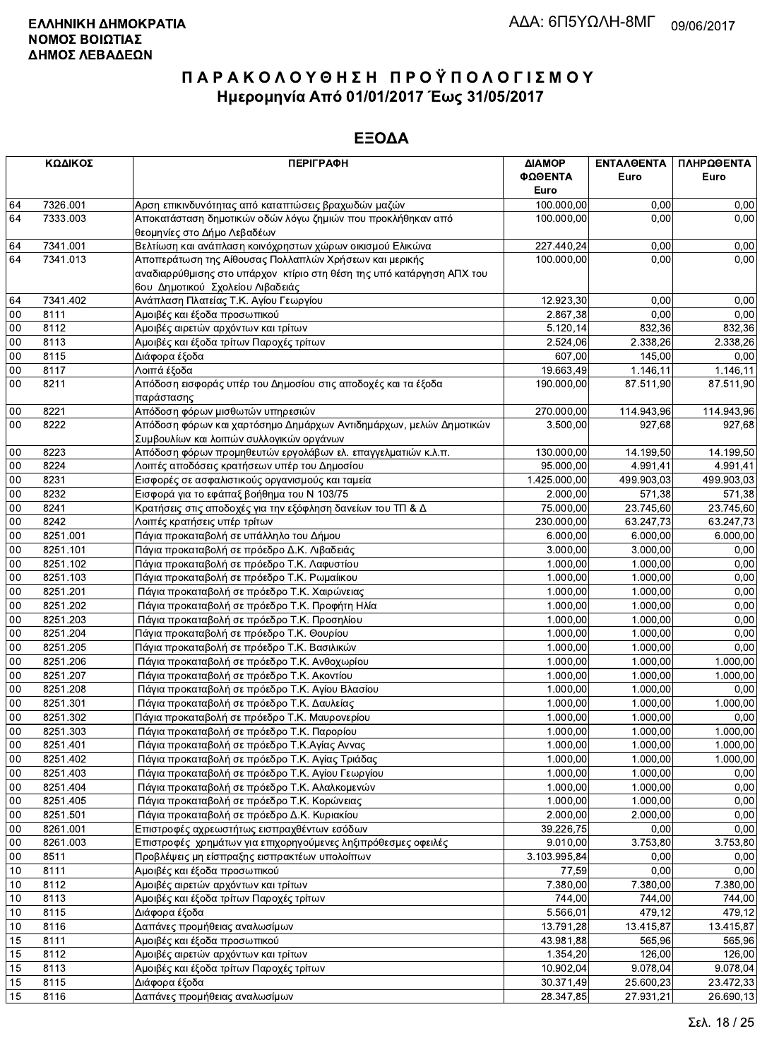**ΕΛΛΗΝΙΚΗ ΔΗΜΟΚΡΑΤΙΑ**
**ΝΟΜΟΣ ΒΟΙΩΤΙΑΣ**
**ΔΗΜΟΣ ΛΕΒΑΔΕΩΝ**

ΑΔΑ: 6Π5ΥΩΛΗ-8ΜΓ 09/06/2017

# ΠΑΡΑΚΟΛΟΥΘΗΣΗ ΠΡΟΫΠΟΛΟΓΙΣΜΟΥ
## Ημερομηνία Από 01/01/2017 Έως 31/05/2017

## ΕΞΟΔΑ

| ΚΩΔΙΚΟΣ | | ΠΕΡΙΓΡΑΦΗ | ΔΙΑΜΟΡΦΩΘΕΝΤΑ Euro | ΕΝΤΑΛΘΕΝΤΑ Euro | ΠΛΗΡΩΘΕΝΤΑ Euro |
|---|---|---|---|---|---|
| 64 | 7326.001 | Αρση επικινδυνότητας από καταπτώσεις βραχωδών μαζών | 100.000,00 | 0,00 | 0,00 |
| 64 | 7333.003 | Αποκατάσταση δημοτικών οδών λόγω ζημιών που προκλήθηκαν από θεομηνίες στο Δήμο Λεβαδέων | 100.000,00 | 0,00 | 0,00 |
| 64 | 7341.001 | Βελτίωση και ανάπλαση κοινόχρηστων χώρων οικισμού Ελικώνα | 227.440,24 | 0,00 | 0,00 |
| 64 | 7341.013 | Αποπεράτωση της Αίθουσας Πολλαπλών Χρήσεων και μερικής αναδιαρρύθμισης στο υπάρχον κτίριο στη θέση της υπό κατάργηση ΑΠΧ του 6ου Δημοτικού Σχολείου Λιβαδειάς | 100.000,00 | 0,00 | 0,00 |
| 64 | 7341.402 | Ανάπλαση Πλατείας Τ.Κ. Αγίου Γεωργίου | 12.923,30 | 0,00 | 0,00 |
| 00 | 8111 | Αμοιβές και έξοδα προσωπικού | 2.867,38 | 0,00 | 0,00 |
| 00 | 8112 | Αμοιβές αιρετών αρχόντων και τρίτων | 5.120,14 | 832,36 | 832,36 |
| 00 | 8113 | Αμοιβές και έξοδα τρίτων Παροχές τρίτων | 2.524,06 | 2.338,26 | 2.338,26 |
| 00 | 8115 | Διάφορα έξοδα | 607,00 | 145,00 | 0,00 |
| 00 | 8117 | Λοιπά έξοδα | 19.663,49 | 1.146,11 | 1.146,11 |
| 00 | 8211 | Απόδοση εισφοράς υπέρ του Δημοσίου στις αποδοχές και τα έξοδα παράστασης | 190.000,00 | 87.511,90 | 87.511,90 |
| 00 | 8221 | Απόδοση φόρων μισθωτών υπηρεσιών | 270.000,00 | 114.943,96 | 114.943,96 |
| 00 | 8222 | Απόδοση φόρων και χαρτόσημο Δημάρχων Αντιδημάρχων, μελών Δημοτικών Συμβουλίων και λοιπών συλλογικών οργάνων | 3.500,00 | 927,68 | 927,68 |
| 00 | 8223 | Απόδοση φόρων προμηθευτών εργολάβων ελ. επαγγελματιών κ.λ.π. | 130.000,00 | 14.199,50 | 14.199,50 |
| 00 | 8224 | Λοιπές αποδόσεις κρατήσεων υπέρ του Δημοσίου | 95.000,00 | 4.991,41 | 4.991,41 |
| 00 | 8231 | Εισφορές σε ασφαλιστικούς οργανισμούς και ταμεία | 1.425.000,00 | 499.903,03 | 499.903,03 |
| 00 | 8232 | Εισφορά για το εφάπαξ βοήθημα του Ν 103/75 | 2.000,00 | 571,38 | 571,38 |
| 00 | 8241 | Κρατήσεις στις αποδοχές για την εξόφληση δανείων του ΤΠ & Δ | 75.000,00 | 23.745,60 | 23.745,60 |
| 00 | 8242 | Λοιπές κρατήσεις υπέρ τρίτων | 230.000,00 | 63.247,73 | 63.247,73 |
| 00 | 8251.001 | Πάγια προκαταβολή σε υπάλληλο του Δήμου | 6.000,00 | 6.000,00 | 6.000,00 |
| 00 | 8251.101 | Πάγια προκαταβολή σε πρόεδρο Δ.Κ. Λιβαδειάς | 3.000,00 | 3.000,00 | 0,00 |
| 00 | 8251.102 | Πάγια προκαταβολή σε πρόεδρο Τ.Κ. Λαφυστίου | 1.000,00 | 1.000,00 | 0,00 |
| 00 | 8251.103 | Πάγια προκαταβολή σε πρόεδρο Τ.Κ. Ρωμαίικου | 1.000,00 | 1.000,00 | 0,00 |
| 00 | 8251.201 | Πάγια προκαταβολή σε πρόεδρο Τ.Κ. Χαιρώνειας | 1.000,00 | 1.000,00 | 0,00 |
| 00 | 8251.202 | Πάγια προκαταβολή σε πρόεδρο Τ.Κ. Προφήτη Ηλία | 1.000,00 | 1.000,00 | 0,00 |
| 00 | 8251.203 | Πάγια προκαταβολή σε πρόεδρο Τ.Κ. Προσηλίου | 1.000,00 | 1.000,00 | 0,00 |
| 00 | 8251.204 | Πάγια προκαταβολή σε πρόεδρο Τ.Κ. Θουρίου | 1.000,00 | 1.000,00 | 0,00 |
| 00 | 8251.205 | Πάγια προκαταβολή σε πρόεδρο Τ.Κ. Βασιλικών | 1.000,00 | 1.000,00 | 0,00 |
| 00 | 8251.206 | Πάγια προκαταβολή σε πρόεδρο Τ.Κ. Ανθοχωρίου | 1.000,00 | 1.000,00 | 1.000,00 |
| 00 | 8251.207 | Πάγια προκαταβολή σε πρόεδρο Τ.Κ. Ακοντίου | 1.000,00 | 1.000,00 | 1.000,00 |
| 00 | 8251.208 | Πάγια προκαταβολή σε πρόεδρο Τ.Κ. Αγίου Βλασίου | 1.000,00 | 1.000,00 | 0,00 |
| 00 | 8251.301 | Πάγια προκαταβολή σε πρόεδρο Τ.Κ. Δαυλείας | 1.000,00 | 1.000,00 | 1.000,00 |
| 00 | 8251.302 | Πάγια προκαταβολή σε πρόεδρο Τ.Κ. Μαυρονερίου | 1.000,00 | 1.000,00 | 0,00 |
| 00 | 8251.303 | Πάγια προκαταβολή σε πρόεδρο Τ.Κ. Παρορίου | 1.000,00 | 1.000,00 | 1.000,00 |
| 00 | 8251.401 | Πάγια προκαταβολή σε πρόεδρο Τ.Κ.Αγίας Αννας | 1.000,00 | 1.000,00 | 1.000,00 |
| 00 | 8251.402 | Πάγια προκαταβολή σε πρόεδρο Τ.Κ. Αγίας Τριάδας | 1.000,00 | 1.000,00 | 1.000,00 |
| 00 | 8251.403 | Πάγια προκαταβολή σε πρόεδρο Τ.Κ. Αγίου Γεωργίου | 1.000,00 | 1.000,00 | 0,00 |
| 00 | 8251.404 | Πάγια προκαταβολή σε πρόεδρο Τ.Κ. Αλαλκομενών | 1.000,00 | 1.000,00 | 0,00 |
| 00 | 8251.405 | Πάγια προκαταβολή σε πρόεδρο Τ.Κ. Κορώνειας | 1.000,00 | 1.000,00 | 0,00 |
| 00 | 8251.501 | Πάγια προκαταβολή σε πρόεδρο Δ.Κ. Κυριακίου | 2.000,00 | 2.000,00 | 0,00 |
| 00 | 8261.001 | Επιστροφές αχρεωστήτως εισπραχθέντων εσόδων | 39.226,75 | 0,00 | 0,00 |
| 00 | 8261.003 | Επιστροφές χρημάτων για επιχορηγούμενες ληξιπρόθεσμες οφειλές | 9.010,00 | 3.753,80 | 3.753,80 |
| 00 | 8511 | Προβλέψεις μη είσπραξης εισπρακτέων υπολοίπων | 3.103.995,84 | 0,00 | 0,00 |
| 10 | 8111 | Αμοιβές και έξοδα προσωπικού | 77,59 | 0,00 | 0,00 |
| 10 | 8112 | Αμοιβές αιρετών αρχόντων και τρίτων | 7.380,00 | 7.380,00 | 7.380,00 |
| 10 | 8113 | Αμοιβές και έξοδα τρίτων Παροχές τρίτων | 744,00 | 744,00 | 744,00 |
| 10 | 8115 | Διάφορα έξοδα | 5.566,01 | 479,12 | 479,12 |
| 10 | 8116 | Δαπάνες προμήθειας αναλωσίμων | 13.791,28 | 13.415,87 | 13.415,87 |
| 15 | 8111 | Αμοιβές και έξοδα προσωπικού | 43.981,88 | 565,96 | 565,96 |
| 15 | 8112 | Αμοιβές αιρετών αρχόντων και τρίτων | 1.354,20 | 126,00 | 126,00 |
| 15 | 8113 | Αμοιβές και έξοδα τρίτων Παροχές τρίτων | 10.902,04 | 9.078,04 | 9.078,04 |
| 15 | 8115 | Διάφορα έξοδα | 30.371,49 | 25.600,23 | 23.472,33 |
| 15 | 8116 | Δαπάνες προμήθειας αναλωσίμων | 28.347,85 | 27.931,21 | 26.690,13 |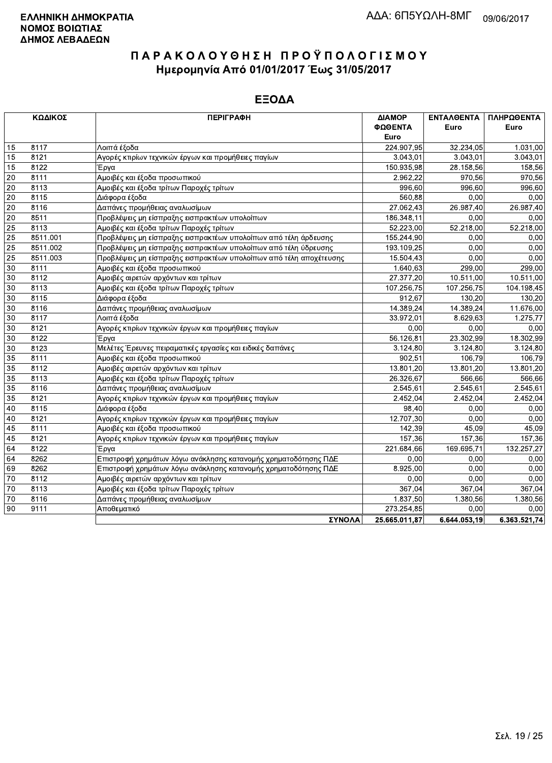**ΕΛΛΗΝΙΚΗ ΔΗΜΟΚΡΑΤΙΑ**
**ΝΟΜΟΣ ΒΟΙΩΤΙΑΣ**
**ΔΗΜΟΣ ΛΕΒΑΔΕΩΝ**

ΑΔΑ: 6Π5ΥΩΛΗ-8ΜΓ 09/06/2017

# ΠΑΡΑΚΟΛΟΥΘΗΣΗ ΠΡΟΫΠΟΛΟΓΙΣΜΟΥ
## Ημερομηνία Από 01/01/2017 Έως 31/05/2017

## ΕΞΟΔΑ

| ΚΩΔΙΚΟΣ | | ΠΕΡΙΓΡΑΦΗ | ΔΙΑΜΟΡ ΦΩΘΕΝΤΑ Euro | ΕΝΤΑΛΘΕΝΤΑ Euro | ΠΛΗΡΩΘΕΝΤΑ Euro |
|---|---|---|---|---|---|
| 15 | 8117 | Λοιπά έξοδα | 224.907,95 | 32.234,05 | 1.031,00 |
| 15 | 8121 | Αγορές κτιρίων τεχνικών έργων και προμήθειες παγίων | 3.043,01 | 3.043,01 | 3.043,01 |
| 15 | 8122 | Έργα | 150.935,98 | 28.158,56 | 158,56 |
| 20 | 8111 | Αμοιβές και έξοδα προσωπικού | 2.962,22 | 970,56 | 970,56 |
| 20 | 8113 | Αμοιβές και έξοδα τρίτων Παροχές τρίτων | 996,60 | 996,60 | 996,60 |
| 20 | 8115 | Διάφορα έξοδα | 560,88 | 0,00 | 0,00 |
| 20 | 8116 | Δαπάνες προμήθειας αναλωσίμων | 27.062,43 | 26.987,40 | 26.987,40 |
| 20 | 8511 | Προβλέψεις μη είσπραξης εισπρακτέων υπολοίπων | 186.348,11 | 0,00 | 0,00 |
| 25 | 8113 | Αμοιβές και έξοδα τρίτων Παροχές τρίτων | 52.223,00 | 52.218,00 | 52.218,00 |
| 25 | 8511.001 | Προβλέψεις μη είσπραξης εισπρακτέων υπολοίπων από τέλη άρδευσης | 155.244,90 | 0,00 | 0,00 |
| 25 | 8511.002 | Προβλέψεις μη είσπραξης εισπρακτέων υπολοίπων από τέλη ύδρευσης | 193.109,25 | 0,00 | 0,00 |
| 25 | 8511.003 | Προβλέψεις μη είσπραξης εισπρακτέων υπολοίπων από τέλη αποχέτευσης | 15.504,43 | 0,00 | 0,00 |
| 30 | 8111 | Αμοιβές και έξοδα προσωπικού | 1.640,63 | 299,00 | 299,00 |
| 30 | 8112 | Αμοιβές αιρετών αρχόντων και τρίτων | 27.377,20 | 10.511,00 | 10.511,00 |
| 30 | 8113 | Αμοιβές και έξοδα τρίτων Παροχές τρίτων | 107.256,75 | 107.256,75 | 104.198,45 |
| 30 | 8115 | Διάφορα έξοδα | 912,67 | 130,20 | 130,20 |
| 30 | 8116 | Δαπάνες προμήθειας αναλωσίμων | 14.389,24 | 14.389,24 | 11.676,00 |
| 30 | 8117 | Λοιπά έξοδα | 33.972,01 | 8.629,63 | 1.275,77 |
| 30 | 8121 | Αγορές κτιρίων τεχνικών έργων και προμήθειες παγίων | 0,00 | 0,00 | 0,00 |
| 30 | 8122 | Έργα | 56.126,81 | 23.302,99 | 18.302,99 |
| 30 | 8123 | Μελέτες Έρευνες πειραματικές εργασίες και ειδικές δαπάνες | 3.124,80 | 3.124,80 | 3.124,80 |
| 35 | 8111 | Αμοιβές και έξοδα προσωπικού | 902,51 | 106,79 | 106,79 |
| 35 | 8112 | Αμοιβές αιρετών αρχόντων και τρίτων | 13.801,20 | 13.801,20 | 13.801,20 |
| 35 | 8113 | Αμοιβές και έξοδα τρίτων Παροχές τρίτων | 26.326,67 | 566,66 | 566,66 |
| 35 | 8116 | Δαπάνες προμήθειας αναλωσίμων | 2.545,61 | 2.545,61 | 2.545,61 |
| 35 | 8121 | Αγορές κτιρίων τεχνικών έργων και προμήθειες παγίων | 2.452,04 | 2.452,04 | 2.452,04 |
| 40 | 8115 | Διάφορα έξοδα | 98,40 | 0,00 | 0,00 |
| 40 | 8121 | Αγορές κτιρίων τεχνικών έργων και προμήθειες παγίων | 12.707,30 | 0,00 | 0,00 |
| 45 | 8111 | Αμοιβές και έξοδα προσωπικού | 142,39 | 45,09 | 45,09 |
| 45 | 8121 | Αγορές κτιρίων τεχνικών έργων και προμήθειες παγίων | 157,36 | 157,36 | 157,36 |
| 64 | 8122 | Έργα | 221.684,66 | 169.695,71 | 132.257,27 |
| 64 | 8262 | Επιστροφή χρημάτων λόγω ανάκλησης κατανομής χρηματοδότησης ΠΔΕ | 0,00 | 0,00 | 0,00 |
| 69 | 8262 | Επιστροφή χρημάτων λόγω ανάκλησης κατανομής χρηματοδότησης ΠΔΕ | 8.925,00 | 0,00 | 0,00 |
| 70 | 8112 | Αμοιβές αιρετών αρχόντων και τρίτων | 0,00 | 0,00 | 0,00 |
| 70 | 8113 | Αμοιβές και έξοδα τρίτων Παροχές τρίτων | 367,04 | 367,04 | 367,04 |
| 70 | 8116 | Δαπάνες προμήθειας αναλωσίμων | 1.837,50 | 1.380,56 | 1.380,56 |
| 90 | 9111 | Αποθεματικό | 273.254,85 | 0,00 | 0,00 |
| | | **ΣΥΝΟΛΑ** | **25.665.011,87** | **6.644.053,19** | **6.363.521,74** |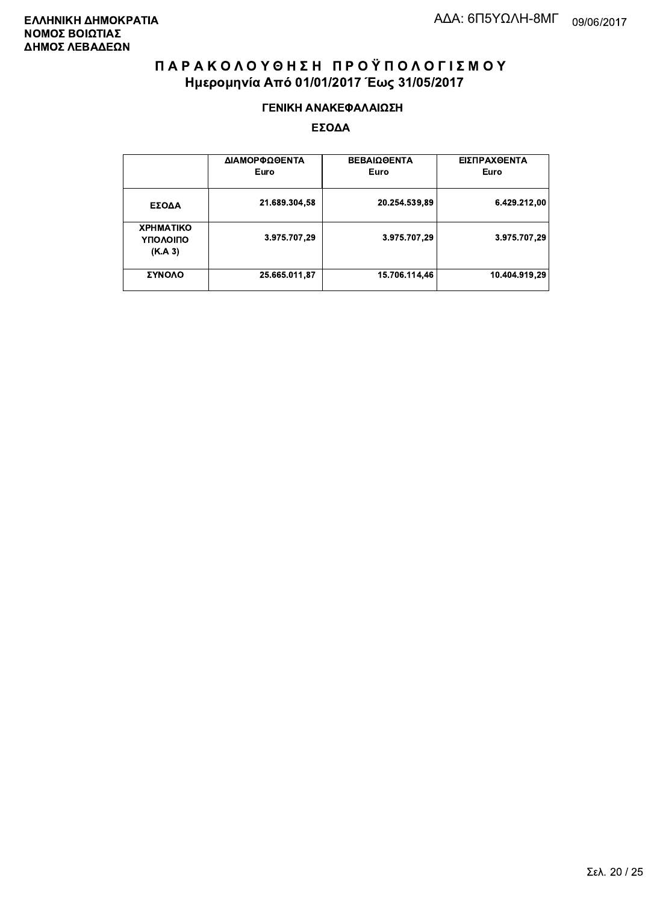**ΕΛΛΗΝΙΚΗ ΔΗΜΟΚΡΑΤΙΑ**
**ΝΟΜΟΣ ΒΟΙΩΤΙΑΣ**
**ΔΗΜΟΣ ΛΕΒΑΔΕΩΝ**

ΑΔΑ: 6Π5ΥΩΛΗ-8ΜΓ 09/06/2017

# ΠΑΡΑΚΟΛΟΥΘΗΣΗ ΠΡΟΫΠΟΛΟΓΙΣΜΟΥ
## Ημερομηνία Από 01/01/2017 Έως 31/05/2017

### ΓΕΝΙΚΗ ΑΝΑΚΕΦΑΛΑΙΩΣΗ

### ΕΣΟΔΑ

| | ΔΙΑΜΟΡΦΩΘΕΝΤΑ Euro | ΒΕΒΑΙΩΘΕΝΤΑ Euro | ΕΙΣΠΡΑΧΘΕΝΤΑ Euro |
|---|---|---|---|
| ΕΣΟΔΑ | 21.689.304,58 | 20.254.539,89 | 6.429.212,00 |
| ΧΡΗΜΑΤΙΚΟ ΥΠΟΛΟΙΠΟ (Κ.Α 3) | 3.975.707,29 | 3.975.707,29 | 3.975.707,29 |
| ΣΥΝΟΛΟ | 25.665.011,87 | 15.706.114,46 | 10.404.919,29 |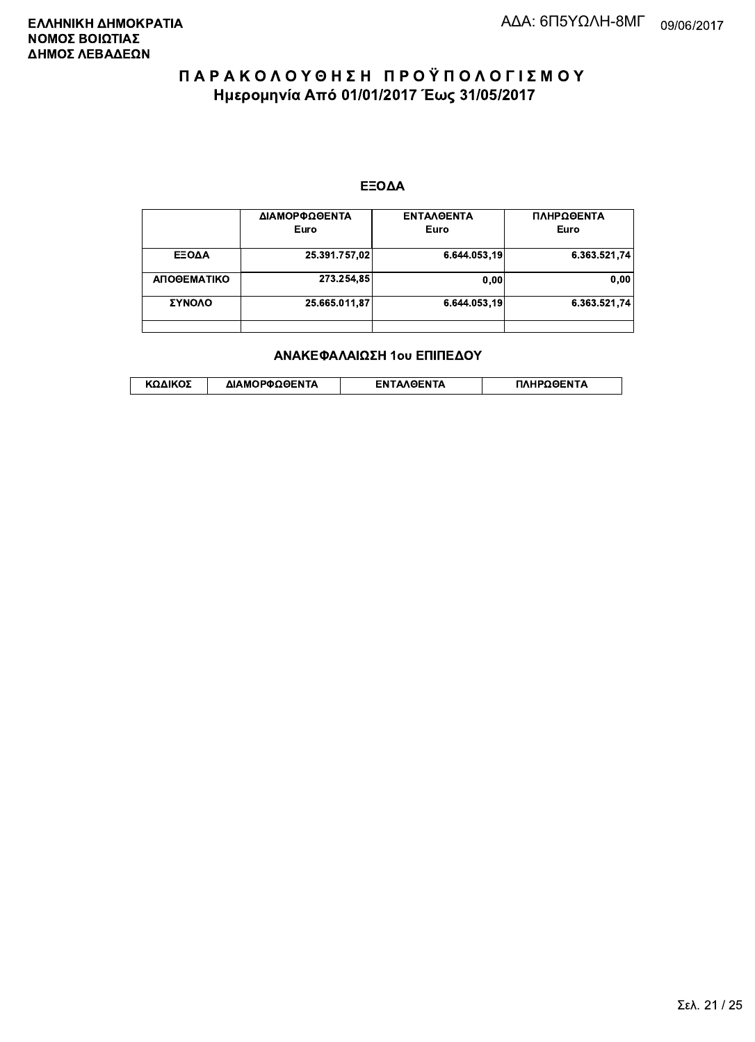**ΕΛΛΗΝΙΚΗ ΔΗΜΟΚΡΑΤΙΑ**
**ΝΟΜΟΣ ΒΟΙΩΤΙΑΣ**
**ΔΗΜΟΣ ΛΕΒΑΔΕΩΝ**

ΑΔΑ: 6Π5ΥΩΛΗ-8ΜΓ 09/06/2017

# Π Α Ρ Α Κ Ο Λ Ο Υ Θ Η Σ Η  Π Ρ Ο Ϋ Π Ο Λ Ο Γ Ι Σ Μ Ο Υ

## Ημερομηνία Από 01/01/2017 Έως 31/05/2017

### ΕΞΟΔΑ

| | ΔΙΑΜΟΡΦΩΘΕΝΤΑ Euro | ΕΝΤΑΛΘΕΝΤΑ Euro | ΠΛΗΡΩΘΕΝΤΑ Euro |
|---|---|---|---|
| ΕΞΟΔΑ | 25.391.757,02 | 6.644.053,19 | 6.363.521,74 |
| ΑΠΟΘΕΜΑΤΙΚΟ | 273.254,85 | 0,00 | 0,00 |
| ΣΥΝΟΛΟ | 25.665.011,87 | 6.644.053,19 | 6.363.521,74 |
| | | | |

### ΑΝΑΚΕΦΑΛΑΙΩΣΗ 1ου ΕΠΙΠΕΔΟΥ

| ΚΩΔΙΚΟΣ | ΔΙΑΜΟΡΦΩΘΕΝΤΑ | ΕΝΤΑΛΘΕΝΤΑ | ΠΛΗΡΩΘΕΝΤΑ |
|---|---|---|---|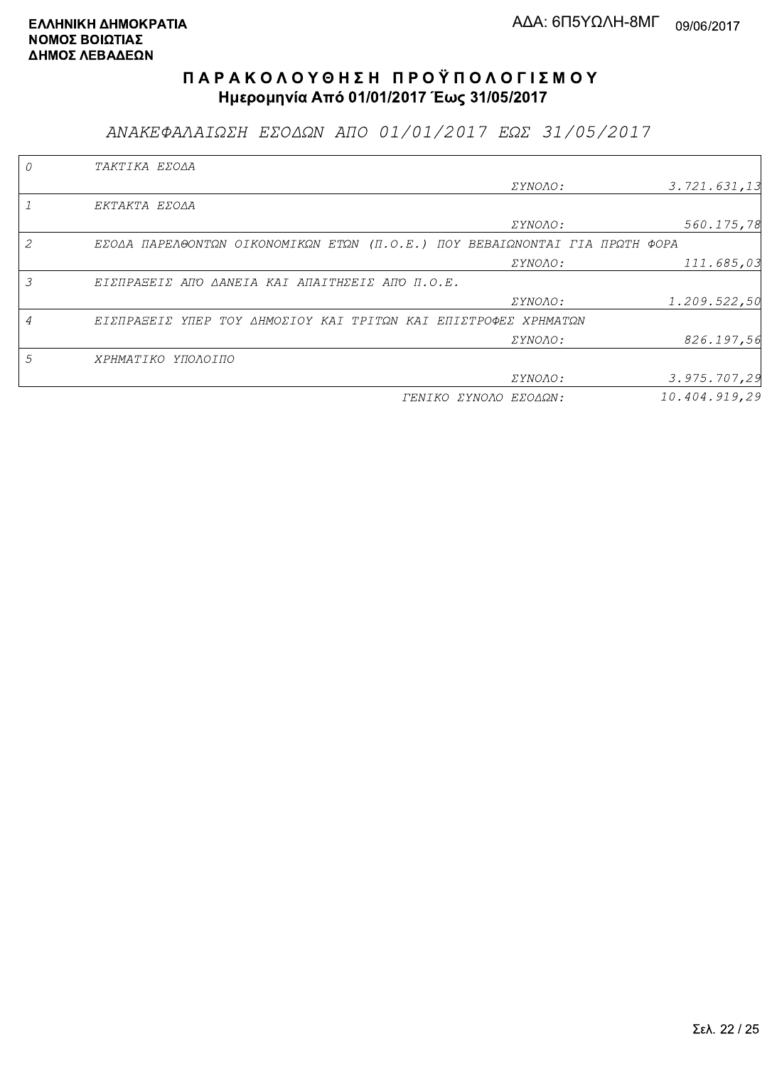**ΕΛΛΗΝΙΚΗ ΔΗΜΟΚΡΑΤΙΑ**
**ΝΟΜΟΣ ΒΟΙΩΤΙΑΣ**
**ΔΗΜΟΣ ΛΕΒΑΔΕΩΝ**

ΑΔΑ: 6Π5ΥΩΛΗ-8ΜΓ 09/06/2017

# ΠΑΡΑΚΟΛΟΥΘΗΣΗ ΠΡΟΫΠΟΛΟΓΙΣΜΟΥ

**Ημερομηνία Από 01/01/2017 Έως 31/05/2017**

## *ΑΝΑΚΕΦΑΛΑΙΩΣΗ ΕΣΟΔΩΝ ΑΠΟ 01/01/2017 ΕΩΣ 31/05/2017*

| Κωδ. | Περιγραφή | | Ποσό |
|---|---|---|---|
| *0* | *ΤΑΚΤΙΚΑ ΕΣΟΔΑ* | | |
| | | *ΣΥΝΟΛΟ:* | *3.721.631,13* |
| *1* | *ΕΚΤΑΚΤΑ ΕΣΟΔΑ* | | |
| | | *ΣΥΝΟΛΟ:* | *560.175,78* |
| *2* | *ΕΣΟΔΑ ΠΑΡΕΛΘΟΝΤΩΝ ΟΙΚΟΝΟΜΙΚΩΝ ΕΤΩΝ (Π.Ο.Ε.) ΠΟΥ ΒΕΒΑΙΩΝΟΝΤΑΙ ΓΙΑ ΠΡΩΤΗ ΦΟΡΑ* | | |
| | | *ΣΥΝΟΛΟ:* | *111.685,03* |
| *3* | *ΕΙΣΠΡΑΞΕΙΣ ΑΠΟ ΔΑΝΕΙΑ ΚΑΙ ΑΠΑΙΤΗΣΕΙΣ ΑΠΟ Π.Ο.Ε.* | | |
| | | *ΣΥΝΟΛΟ:* | *1.209.522,50* |
| *4* | *ΕΙΣΠΡΑΞΕΙΣ ΥΠΕΡ ΤΟΥ ΔΗΜΟΣΙΟΥ ΚΑΙ ΤΡΙΤΩΝ ΚΑΙ ΕΠΙΣΤΡΟΦΕΣ ΧΡΗΜΑΤΩΝ* | | |
| | | *ΣΥΝΟΛΟ:* | *826.197,56* |
| *5* | *ΧΡΗΜΑΤΙΚΟ ΥΠΟΛΟΙΠΟ* | | |
| | | *ΣΥΝΟΛΟ:* | *3.975.707,29* |
| | | *ΓΕΝΙΚΟ ΣΥΝΟΛΟ ΕΣΟΔΩΝ:* | *10.404.919,29* |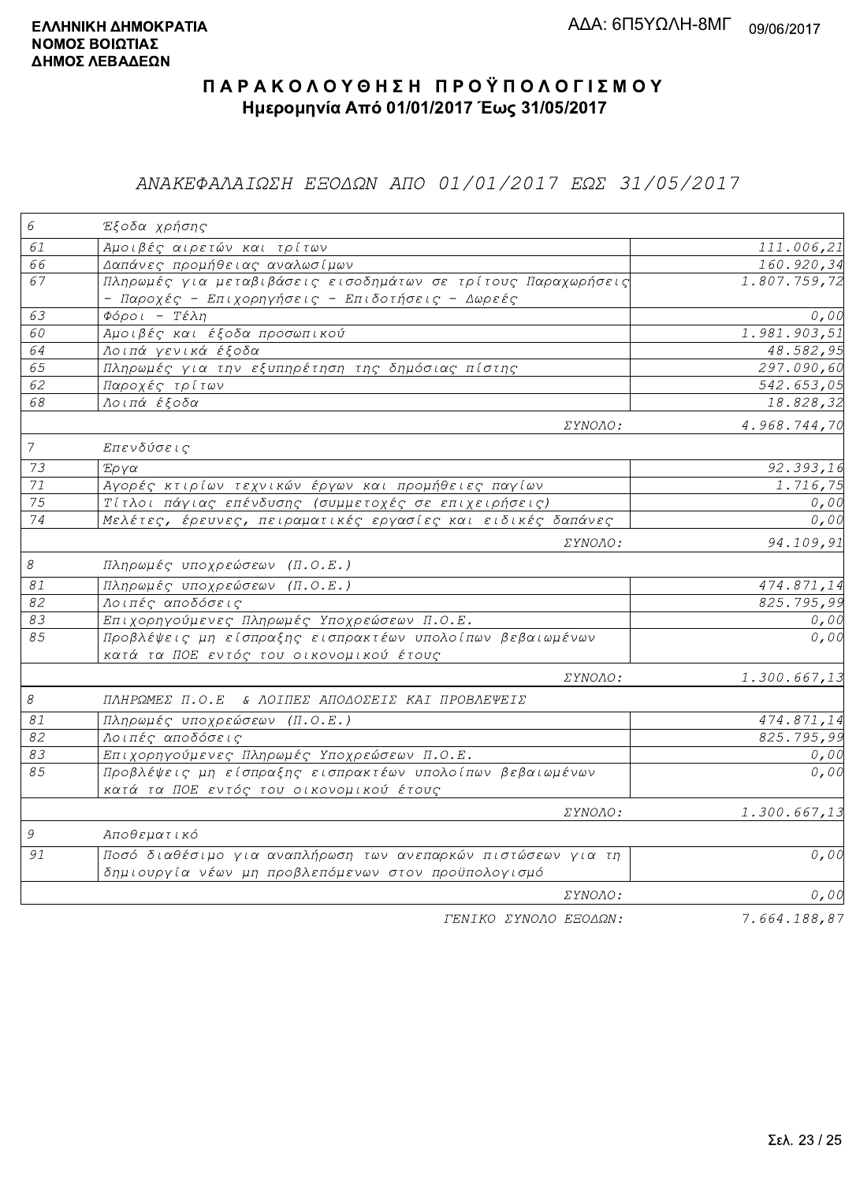**ΕΛΛΗΝΙΚΗ ΔΗΜΟΚΡΑΤΙΑ**
**ΝΟΜΟΣ ΒΟΙΩΤΙΑΣ**
**ΔΗΜΟΣ ΛΕΒΑΔΕΩΝ**

ΑΔΑ: 6Π5ΥΩΛΗ-8ΜΓ 09/06/2017

# ΠΑΡΑΚΟΛΟΥΘΗΣΗ ΠΡΟΫΠΟΛΟΓΙΣΜΟΥ

**Ημερομηνία Από 01/01/2017 Έως 31/05/2017**

## ΑΝΑΚΕΦΑΛΑΙΩΣΗ ΕΞΟΔΩΝ ΑΠΟ 01/01/2017 ΕΩΣ 31/05/2017

| | | |
|---|---|---|
| 6 | Έξοδα χρήσης | |
| 61 | Αμοιβές αιρετών και τρίτων | 111.006,21 |
| 66 | Δαπάνες προμήθειας αναλωσίμων | 160.920,34 |
| 67 | Πληρωμές για μεταβιβάσεις εισοδημάτων σε τρίτους Παραχωρήσεις - Παροχές - Επιχορηγήσεις - Επιδοτήσεις - Δωρεές | 1.807.759,72 |
| 63 | Φόροι - Τέλη | 0,00 |
| 60 | Αμοιβές και έξοδα προσωπικού | 1.981.903,51 |
| 64 | Λοιπά γενικά έξοδα | 48.582,95 |
| 65 | Πληρωμές για την εξυπηρέτηση της δημόσιας πίστης | 297.090,60 |
| 62 | Παροχές τρίτων | 542.653,05 |
| 68 | Λοιπά έξοδα | 18.828,32 |
| | ΣΥΝΟΛΟ: | 4.968.744,70 |
| 7 | Επενδύσεις | |
| 73 | Έργα | 92.393,16 |
| 71 | Αγορές κτιρίων τεχνικών έργων και προμήθειες παγίων | 1.716,75 |
| 75 | Τίτλοι πάγιας επένδυσης (συμμετοχές σε επιχειρήσεις) | 0,00 |
| 74 | Μελέτες, έρευνες, πειραματικές εργασίες και ειδικές δαπάνες | 0,00 |
| | ΣΥΝΟΛΟ: | 94.109,91 |
| 8 | Πληρωμές υποχρεώσεων (Π.Ο.Ε.) | |
| 81 | Πληρωμές υποχρεώσεων (Π.Ο.Ε.) | 474.871,14 |
| 82 | Λοιπές αποδόσεις | 825.795,99 |
| 83 | Επιχορηγούμενες Πληρωμές Υποχρεώσεων Π.Ο.Ε. | 0,00 |
| 85 | Προβλέψεις μη είσπραξης εισπρακτέων υπολοίπων βεβαιωμένων κατά τα ΠΟΕ εντός του οικονομικού έτους | 0,00 |
| | ΣΥΝΟΛΟ: | 1.300.667,13 |
| 8 | ΠΛΗΡΩΜΕΣ Π.Ο.Ε & ΛΟΙΠΕΣ ΑΠΟΔΟΣΕΙΣ ΚΑΙ ΠΡΟΒΛΕΨΕΙΣ | |
| 81 | Πληρωμές υποχρεώσεων (Π.Ο.Ε.) | 474.871,14 |
| 82 | Λοιπές αποδόσεις | 825.795,99 |
| 83 | Επιχορηγούμενες Πληρωμές Υποχρεώσεων Π.Ο.Ε. | 0,00 |
| 85 | Προβλέψεις μη είσπραξης εισπρακτέων υπολοίπων βεβαιωμένων κατά τα ΠΟΕ εντός του οικονομικού έτους | 0,00 |
| | ΣΥΝΟΛΟ: | 1.300.667,13 |
| 9 | Αποθεματικό | |
| 91 | Ποσό διαθέσιμο για αναπλήρωση των ανεπαρκών πιστώσεων για τη δημιουργία νέων μη προβλεπόμενων στον προϋπολογισμό | 0,00 |
| | ΣΥΝΟΛΟ: | 0,00 |
| | ΓΕΝΙΚΟ ΣΥΝΟΛΟ ΕΞΟΔΩΝ: | 7.664.188,87 |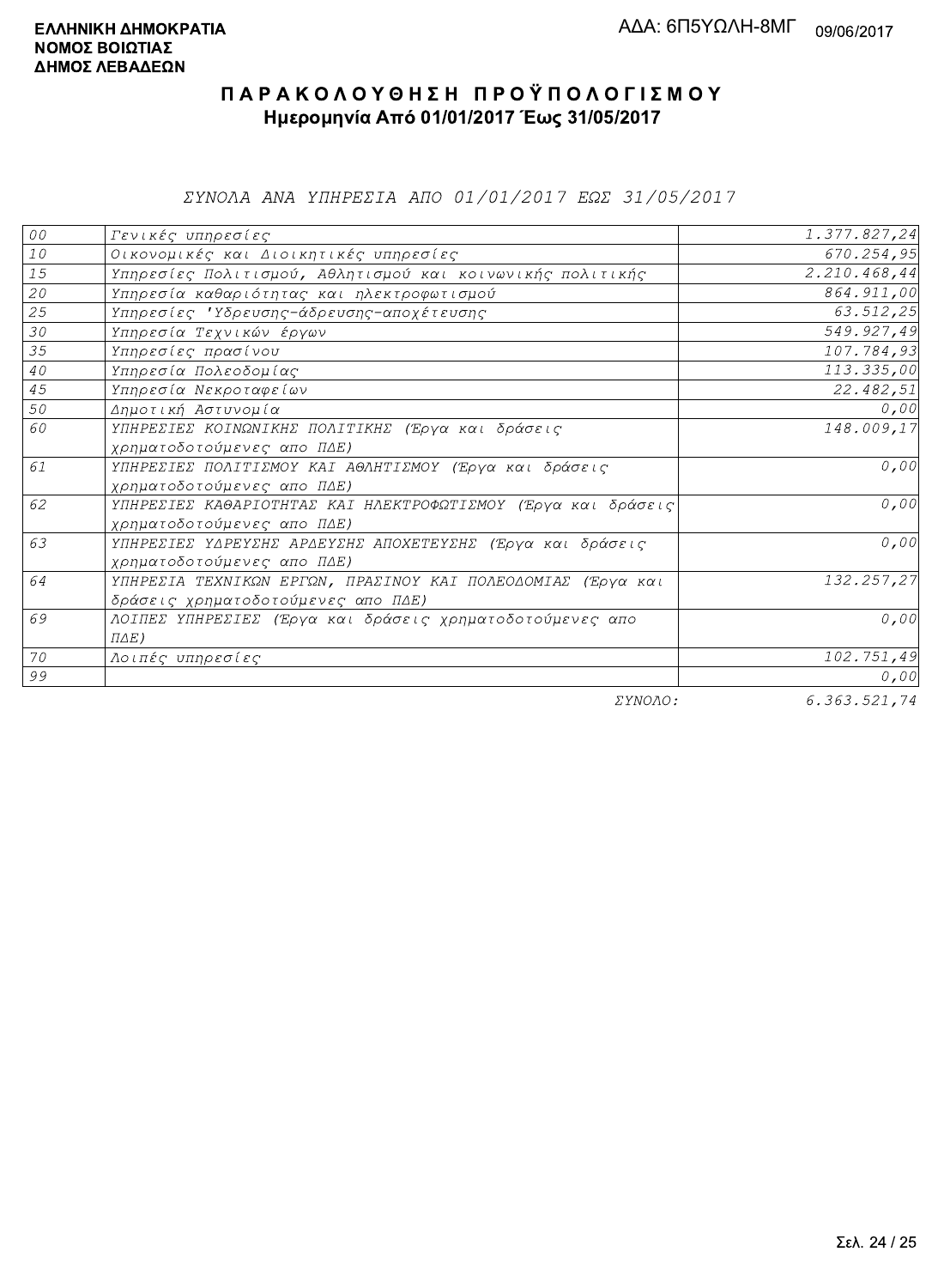ΕΛΛΗΝΙΚΗ ΔΗΜΟΚΡΑΤΙΑ
ΝΟΜΟΣ ΒΟΙΩΤΙΑΣ
ΔΗΜΟΣ ΛΕΒΑΔΕΩΝ

ΑΔΑ: 6Π5ΥΩΛΗ-8ΜΓ 09/06/2017

# ΠΑΡΑΚΟΛΟΥΘΗΣΗ ΠΡΟΫΠΟΛΟΓΙΣΜΟΥ

## Ημερομηνία Από 01/01/2017 Έως 31/05/2017

### *ΣΥΝΟΛΑ ΑΝΑ ΥΠΗΡΕΣΙΑ ΑΠΟ 01/01/2017 ΕΩΣ 31/05/2017*

| | | |
|---|---|---:|
| 00 | Γενικές υπηρεσίες | 1.377.827,24 |
| 10 | Οικονομικές και Διοικητικές υπηρεσίες | 670.254,95 |
| 15 | Υπηρεσίες Πολιτισμού, Αθλητισμού και κοινωνικής πολιτικής | 2.210.468,44 |
| 20 | Υπηρεσία καθαριότητας και ηλεκτροφωτισμού | 864.911,00 |
| 25 | Υπηρεσίες 'Υδρευσης-άδρευσης-αποχέτευσης | 63.512,25 |
| 30 | Υπηρεσία Τεχνικών έργων | 549.927,49 |
| 35 | Υπηρεσίες πρασίνου | 107.784,93 |
| 40 | Υπηρεσία Πολεοδομίας | 113.335,00 |
| 45 | Υπηρεσία Νεκροταφείων | 22.482,51 |
| 50 | Δημοτική Αστυνομία | 0,00 |
| 60 | ΥΠΗΡΕΣΙΕΣ ΚΟΙΝΩΝΙΚΗΣ ΠΟΛΙΤΙΚΗΣ (Έργα και δράσεις χρηματοδοτούμενες απο ΠΔΕ) | 148.009,17 |
| 61 | ΥΠΗΡΕΣΙΕΣ ΠΟΛΙΤΙΣΜΟΥ ΚΑΙ ΑΘΛΗΤΙΣΜΟΥ (Έργα και δράσεις χρηματοδοτούμενες απο ΠΔΕ) | 0,00 |
| 62 | ΥΠΗΡΕΣΙΕΣ ΚΑΘΑΡΙΟΤΗΤΑΣ ΚΑΙ ΗΛΕΚΤΡΟΦΩΤΙΣΜΟΥ (Έργα και δράσεις χρηματοδοτούμενες απο ΠΔΕ) | 0,00 |
| 63 | ΥΠΗΡΕΣΙΕΣ ΥΔΡΕΥΣΗΣ ΑΡΔΕΥΣΗΣ ΑΠΟΧΕΤΕΥΣΗΣ (Έργα και δράσεις χρηματοδοτούμενες απο ΠΔΕ) | 0,00 |
| 64 | ΥΠΗΡΕΣΙΑ ΤΕΧΝΙΚΩΝ ΕΡΓΩΝ, ΠΡΑΣΙΝΟΥ ΚΑΙ ΠΟΛΕΟΔΟΜΙΑΣ (Έργα και δράσεις χρηματοδοτούμενες απο ΠΔΕ) | 132.257,27 |
| 69 | ΛΟΙΠΕΣ ΥΠΗΡΕΣΙΕΣ (Έργα και δράσεις χρηματοδοτούμενες απο ΠΔΕ) | 0,00 |
| 70 | Λοιπές υπηρεσίες | 102.751,49 |
| 99 | | 0,00 |
| | ΣΥΝΟΛΟ: | 6.363.521,74 |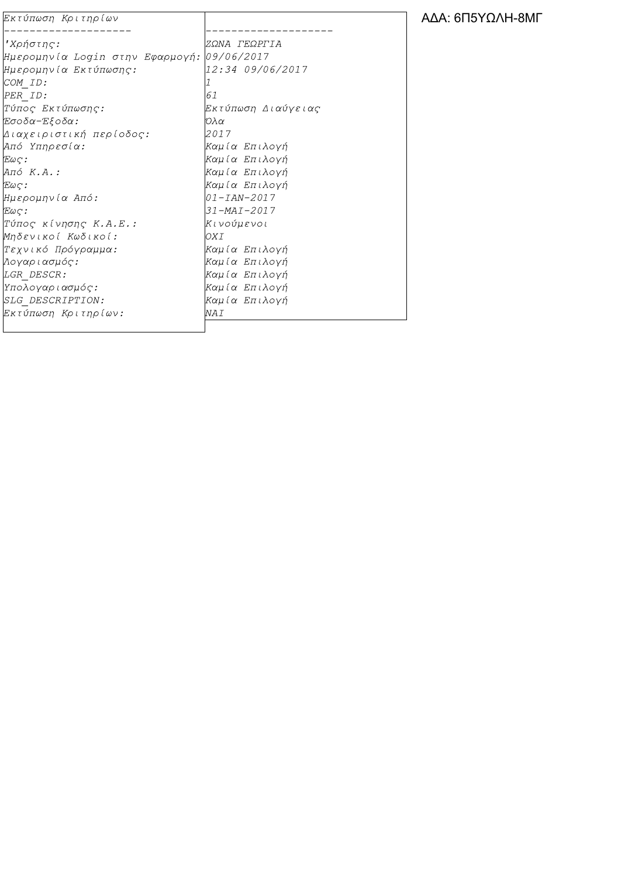ΑΔΑ: 6Π5ΥΩΛΗ-8ΜΓ

| Εκτύπωση Κριτηρίων | |
|---|---|
| -------------------- | -------------------- |
| 'Χρήστης: | ΖΩΝΑ ΓΕΩΡΓΙΑ |
| Ημερομηνία Login στην Εφαρμογή: | 09/06/2017 |
| Ημερομηνία Εκτύπωσης: | 12:34 09/06/2017 |
| COM_ID: | 1 |
| PER_ID: | 61 |
| Τύπος Εκτύπωσης: | Εκτύπωση Διαύγειας |
| Έσοδα-Έξοδα: | Όλα |
| Διαχειριστική περίοδος: | 2017 |
| Από Υπηρεσία: | Καμία Επιλογή |
| Έως: | Καμία Επιλογή |
| Από Κ.Α.: | Καμία Επιλογή |
| Έως: | Καμία Επιλογή |
| Ημερομηνία Από: | 01-ΙΑΝ-2017 |
| Έως: | 31-ΜΑΙ-2017 |
| Τύπος κίνησης Κ.Α.Ε.: | Κινούμενοι |
| Μηδενικοί Κωδικοί: | ΟΧΙ |
| Τεχνικό Πρόγραμμα: | Καμία Επιλογή |
| Λογαριασμός: | Καμία Επιλογή |
| LGR_DESCR: | Καμία Επιλογή |
| Υπολογαριασμός: | Καμία Επιλογή |
| SLG_DESCRIPTION: | Καμία Επιλογή |
| Εκτύπωση Κριτηρίων: | ΝΑΙ |